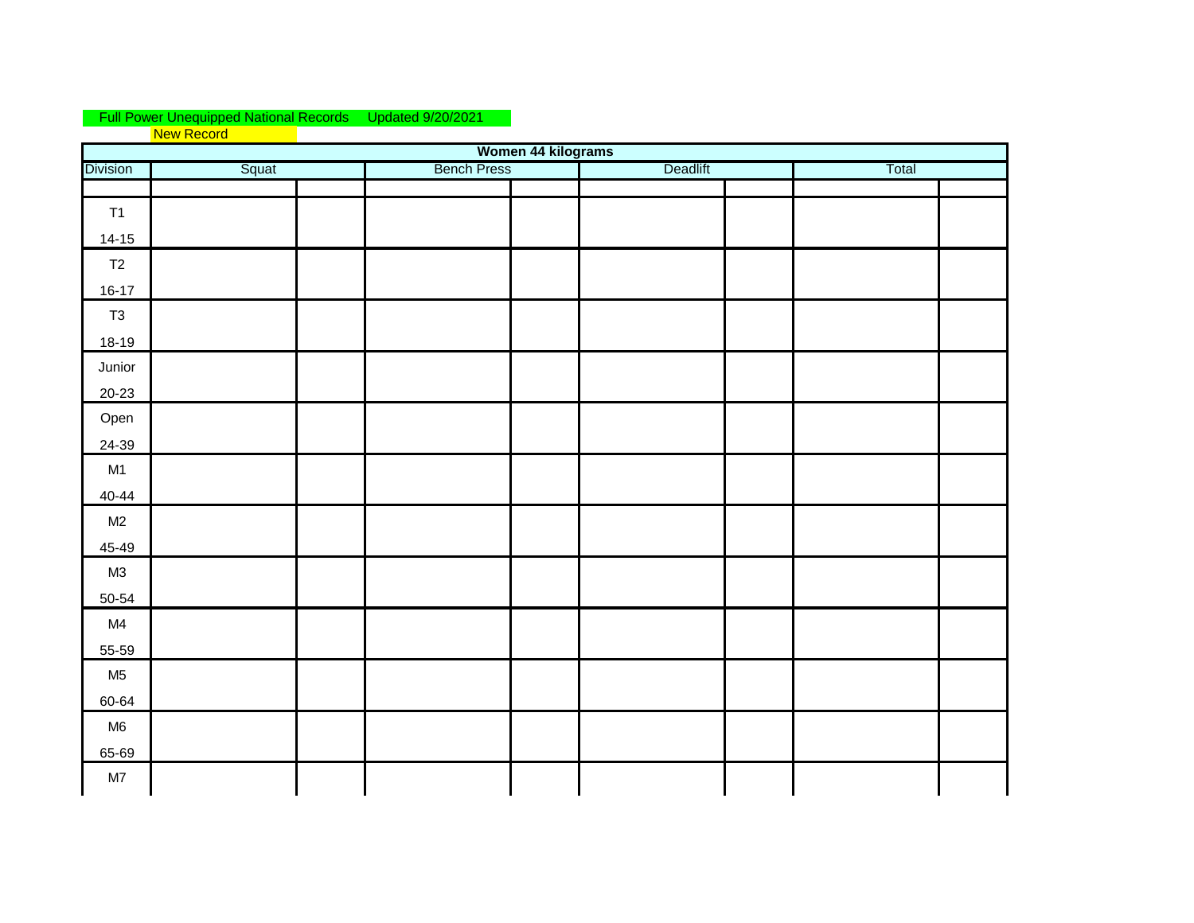Full Power Unequipped National Records Updated 9/20/2021

New Record

| Women 44 kilograms | | | | | | | | |
|---|---|---|---|---|---|---|---|---|
| Division | Squat | | Bench Press | | Deadlift | | Total | |
| | | | | | | | | |
| T1 14-15 | | | | | | | | |
| T2 16-17 | | | | | | | | |
| T3 18-19 | | | | | | | | |
| Junior 20-23 | | | | | | | | |
| Open 24-39 | | | | | | | | |
| M1 40-44 | | | | | | | | |
| M2 45-49 | | | | | | | | |
| M3 50-54 | | | | | | | | |
| M4 55-59 | | | | | | | | |
| M5 60-64 | | | | | | | | |
| M6 65-69 | | | | | | | | |
| M7 | | | | | | | | |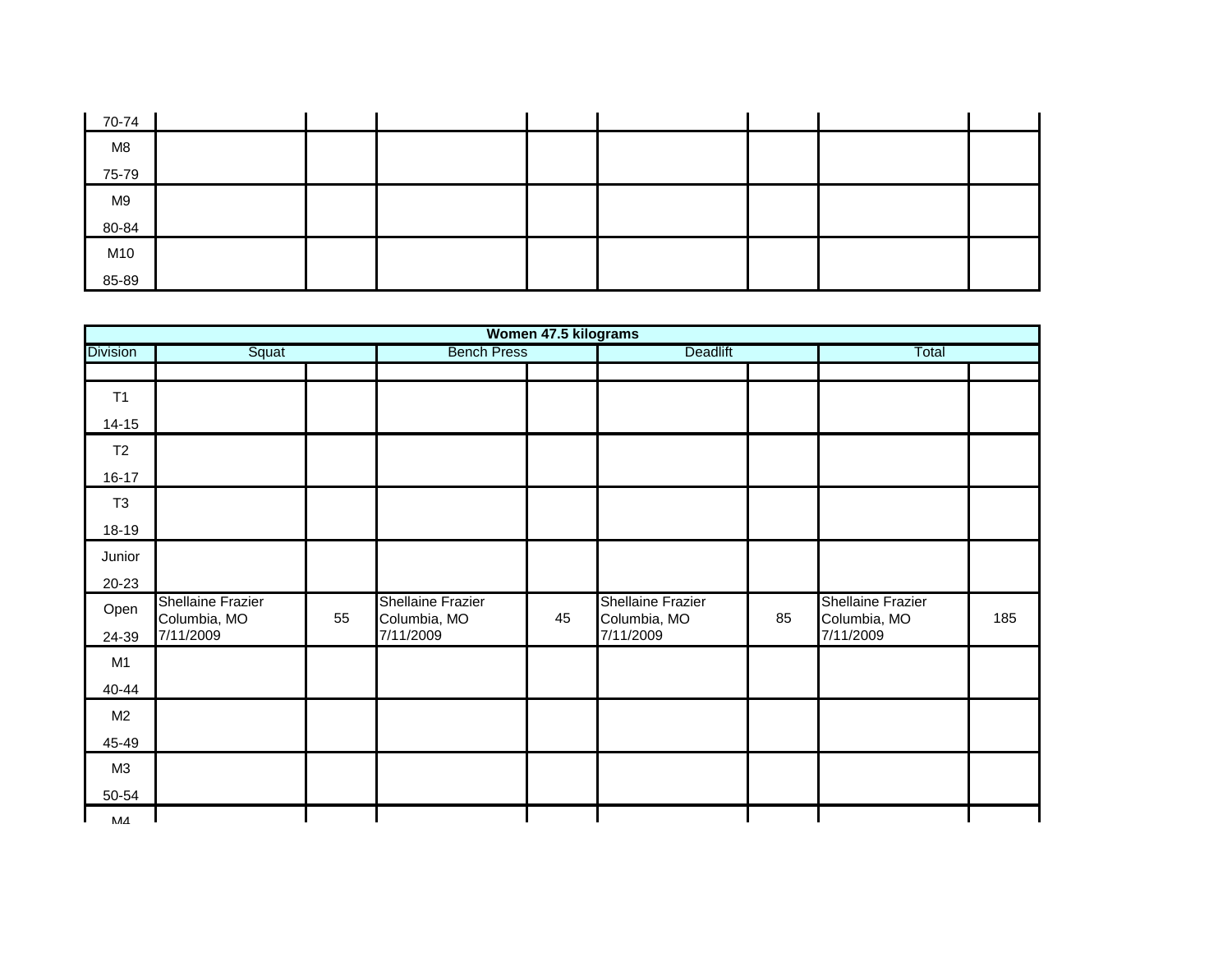| | | | | | | | | |
|---|---|---|---|---|---|---|---|---|
| 70-74 | | | | | | | | |
| M8<br>75-79 | | | | | | | | |
| M9<br>80-84 | | | | | | | | |
| M10<br>85-89 | | | | | | | | |

**Women 47.5 kilograms**

| Division | Squat | | Bench Press | | Deadlift | | Total | |
|---|---|---|---|---|---|---|---|---|
| | | | | | | | | |
| T1<br>14-15 | | | | | | | | |
| T2<br>16-17 | | | | | | | | |
| T3<br>18-19 | | | | | | | | |
| Junior<br>20-23 | | | | | | | | |
| Open<br>24-39 | Shellaine Frazier<br>Columbia, MO<br>7/11/2009 | 55 | Shellaine Frazier<br>Columbia, MO<br>7/11/2009 | 45 | Shellaine Frazier<br>Columbia, MO<br>7/11/2009 | 85 | Shellaine Frazier<br>Columbia, MO<br>7/11/2009 | 185 |
| M1<br>40-44 | | | | | | | | |
| M2<br>45-49 | | | | | | | | |
| M3<br>50-54 | | | | | | | | |
| M4 | | | | | | | | |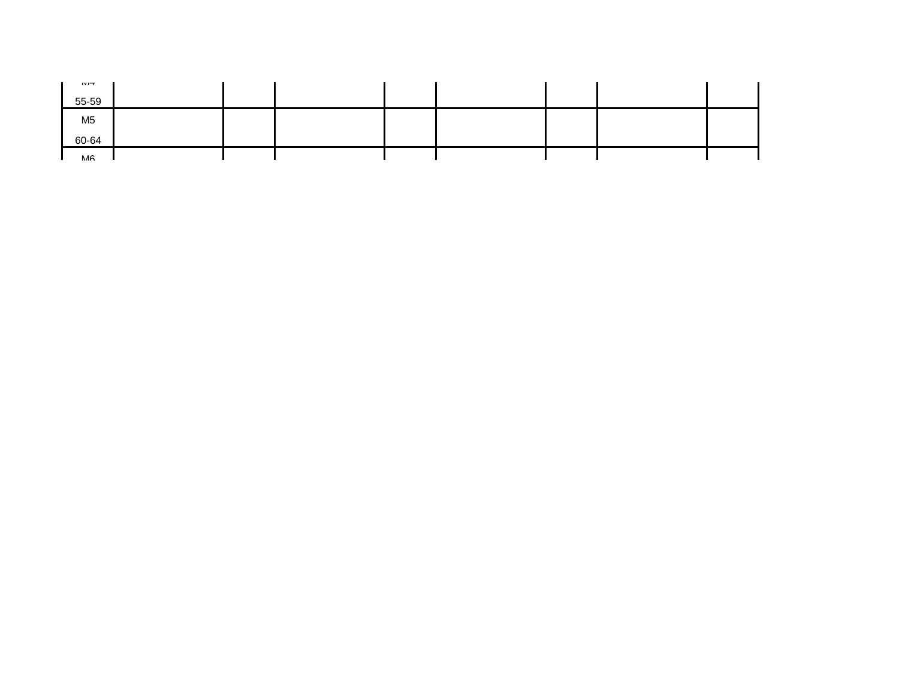| | | | | | | | | |
|---|---|---|---|---|---|---|---|---|
| M4 55-59 | | | | | | | | |
| M5 60-64 | | | | | | | | |
| M6 | | | | | | | | |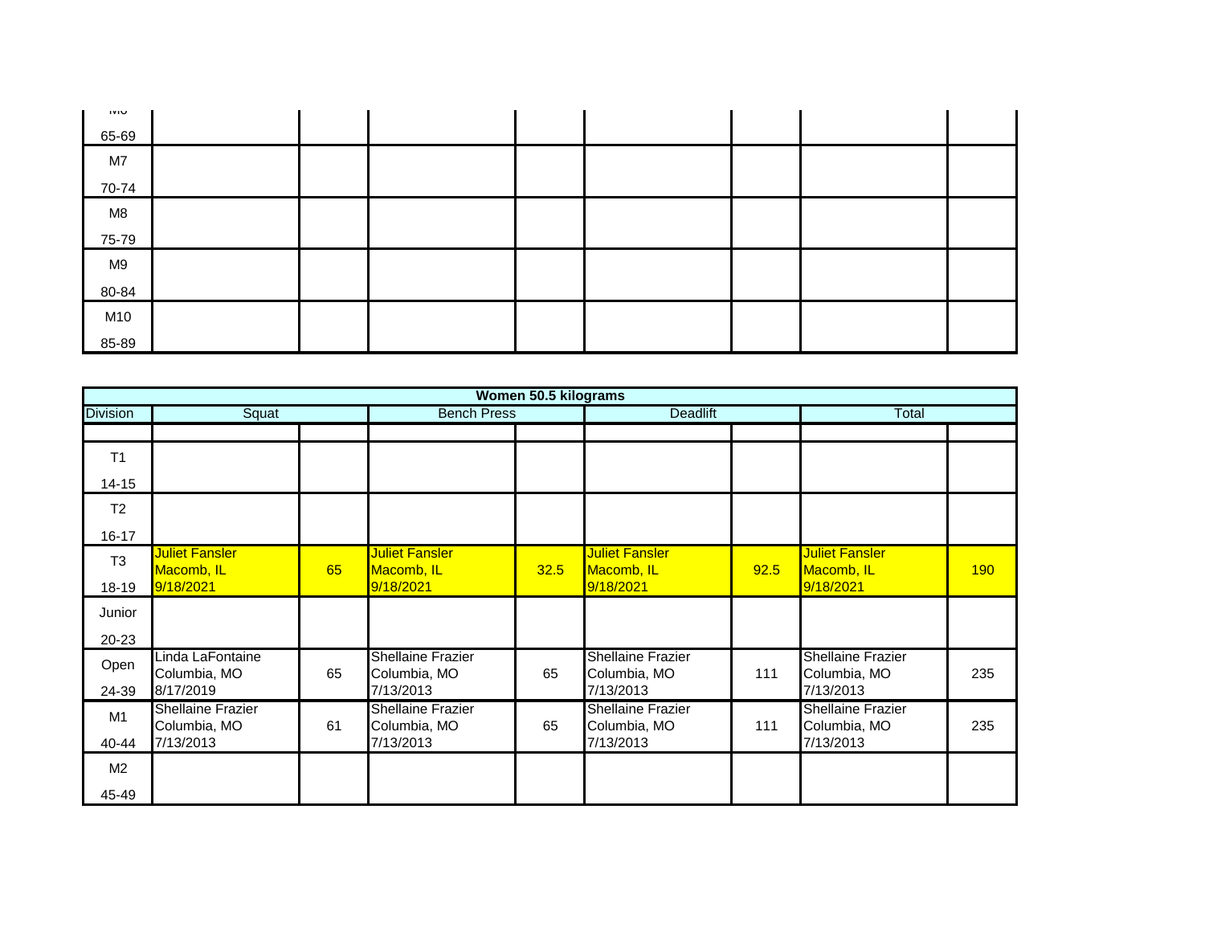| Division | Squat | | Bench Press | | Deadlift | | Total | |
|---|---|---|---|---|---|---|---|---|
| M6 65-69 | | | | | | | | |
| M7 70-74 | | | | | | | | |
| M8 75-79 | | | | | | | | |
| M9 80-84 | | | | | | | | |
| M10 85-89 | | | | | | | | |

**Women 50.5 kilograms**

| Division | Squat | | Bench Press | | Deadlift | | Total | |
|---|---|---|---|---|---|---|---|---|
| | | | | | | | | |
| T1 14-15 | | | | | | | | |
| T2 16-17 | | | | | | | | |
| T3 18-19 | Juliet Fansler Macomb, IL 9/18/2021 | 65 | Juliet Fansler Macomb, IL 9/18/2021 | 32.5 | Juliet Fansler Macomb, IL 9/18/2021 | 92.5 | Juliet Fansler Macomb, IL 9/18/2021 | 190 |
| Junior 20-23 | | | | | | | | |
| Open 24-39 | Linda LaFontaine Columbia, MO 8/17/2019 | 65 | Shellaine Frazier Columbia, MO 7/13/2013 | 65 | Shellaine Frazier Columbia, MO 7/13/2013 | 111 | Shellaine Frazier Columbia, MO 7/13/2013 | 235 |
| M1 40-44 | Shellaine Frazier Columbia, MO 7/13/2013 | 61 | Shellaine Frazier Columbia, MO 7/13/2013 | 65 | Shellaine Frazier Columbia, MO 7/13/2013 | 111 | Shellaine Frazier Columbia, MO 7/13/2013 | 235 |
| M2 45-49 | | | | | | | | |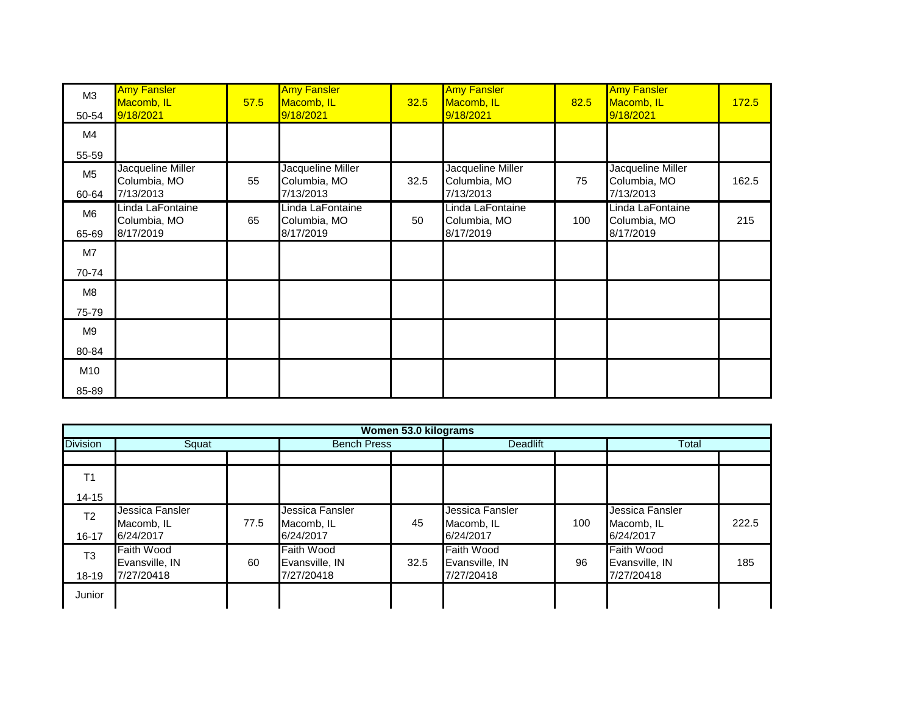| | | | | | | | | |
|---|---|---|---|---|---|---|---|---|
| M3 50-54 | Amy Fansler Macomb, IL 9/18/2021 | 57.5 | Amy Fansler Macomb, IL 9/18/2021 | 32.5 | Amy Fansler Macomb, IL 9/18/2021 | 82.5 | Amy Fansler Macomb, IL 9/18/2021 | 172.5 |
| M4 55-59 | | | | | | | | |
| M5 60-64 | Jacqueline Miller Columbia, MO 7/13/2013 | 55 | Jacqueline Miller Columbia, MO 7/13/2013 | 32.5 | Jacqueline Miller Columbia, MO 7/13/2013 | 75 | Jacqueline Miller Columbia, MO 7/13/2013 | 162.5 |
| M6 65-69 | Linda LaFontaine Columbia, MO 8/17/2019 | 65 | Linda LaFontaine Columbia, MO 8/17/2019 | 50 | Linda LaFontaine Columbia, MO 8/17/2019 | 100 | Linda LaFontaine Columbia, MO 8/17/2019 | 215 |
| M7 70-74 | | | | | | | | |
| M8 75-79 | | | | | | | | |
| M9 80-84 | | | | | | | | |
| M10 85-89 | | | | | | | | |

**Women 53.0 kilograms**

| Division | Squat | | Bench Press | | Deadlift | | Total | |
|---|---|---|---|---|---|---|---|---|
| | | | | | | | | |
| T1 14-15 | | | | | | | | |
| T2 16-17 | Jessica Fansler Macomb, IL 6/24/2017 | 77.5 | Jessica Fansler Macomb, IL 6/24/2017 | 45 | Jessica Fansler Macomb, IL 6/24/2017 | 100 | Jessica Fansler Macomb, IL 6/24/2017 | 222.5 |
| T3 18-19 | Faith Wood Evansville, IN 7/27/20418 | 60 | Faith Wood Evansville, IN 7/27/20418 | 32.5 | Faith Wood Evansville, IN 7/27/20418 | 96 | Faith Wood Evansville, IN 7/27/20418 | 185 |
| Junior | | | | | | | | |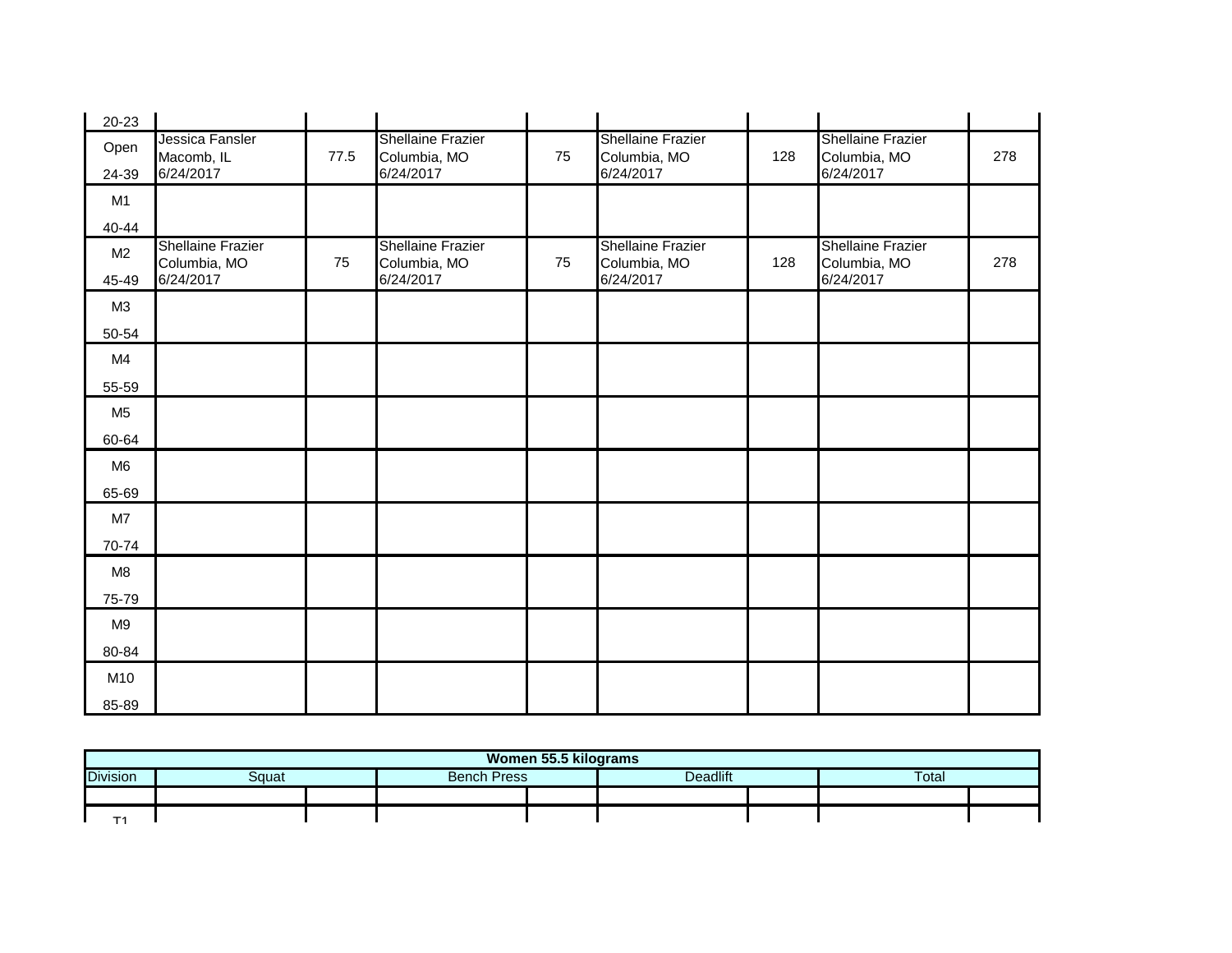| Division | Squat | | Bench Press | | Deadlift | | Total | |
|---|---|---|---|---|---|---|---|---|
| 20-23 | | | | | | | | |
| Open 24-39 | Jessica Fansler Macomb, IL 6/24/2017 | 77.5 | Shellaine Frazier Columbia, MO 6/24/2017 | 75 | Shellaine Frazier Columbia, MO 6/24/2017 | 128 | Shellaine Frazier Columbia, MO 6/24/2017 | 278 |
| M1 40-44 | | | | | | | | |
| M2 45-49 | Shellaine Frazier Columbia, MO 6/24/2017 | 75 | Shellaine Frazier Columbia, MO 6/24/2017 | 75 | Shellaine Frazier Columbia, MO 6/24/2017 | 128 | Shellaine Frazier Columbia, MO 6/24/2017 | 278 |
| M3 50-54 | | | | | | | | |
| M4 55-59 | | | | | | | | |
| M5 60-64 | | | | | | | | |
| M6 65-69 | | | | | | | | |
| M7 70-74 | | | | | | | | |
| M8 75-79 | | | | | | | | |
| M9 80-84 | | | | | | | | |
| M10 85-89 | | | | | | | | |

| Women 55.5 kilograms | | | | | | | | |
|---|---|---|---|---|---|---|---|---|
| Division | Squat | | Bench Press | | Deadlift | | Total | |
| | | | | | | | | |
| T1 | | | | | | | | |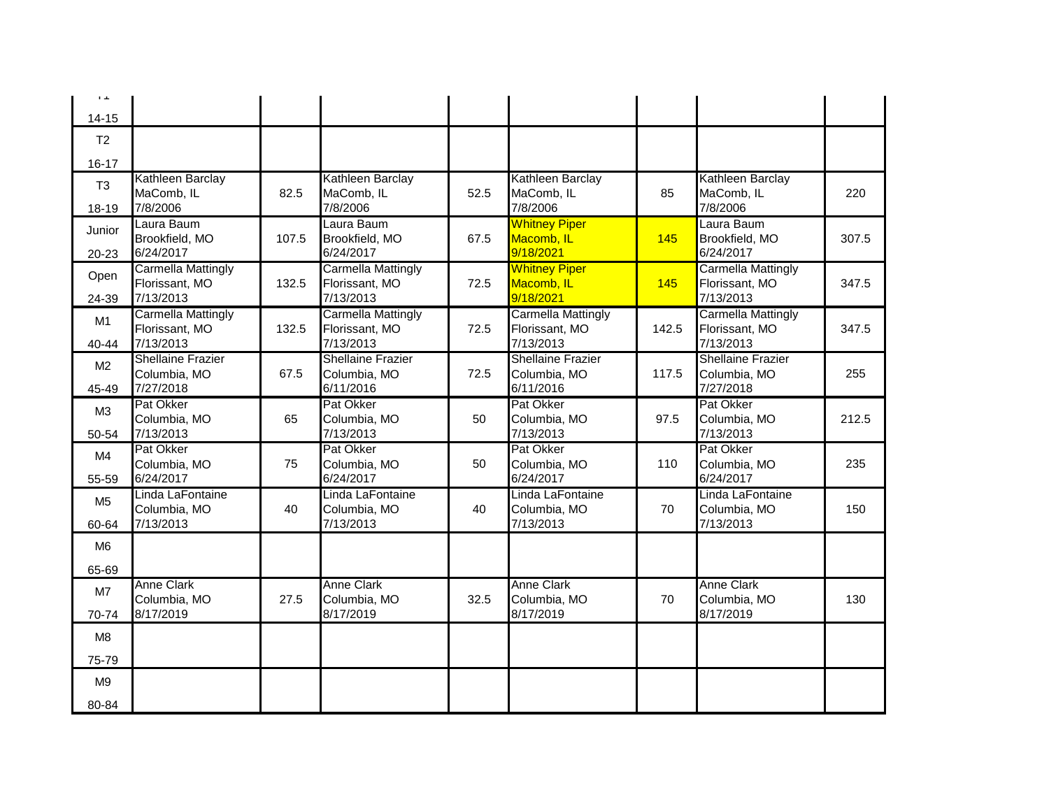| | | | | | | | | |
|---|---|---|---|---|---|---|---|---|
| T1 14-15 | | | | | | | | |
| T2 16-17 | | | | | | | | |
| T3 18-19 | Kathleen Barclay MaComb, IL 7/8/2006 | 82.5 | Kathleen Barclay MaComb, IL 7/8/2006 | 52.5 | Kathleen Barclay MaComb, IL 7/8/2006 | 85 | Kathleen Barclay MaComb, IL 7/8/2006 | 220 |
| Junior 20-23 | Laura Baum Brookfield, MO 6/24/2017 | 107.5 | Laura Baum Brookfield, MO 6/24/2017 | 67.5 | Whitney Piper Macomb, IL 9/18/2021 | 145 | Laura Baum Brookfield, MO 6/24/2017 | 307.5 |
| Open 24-39 | Carmella Mattingly Florissant, MO 7/13/2013 | 132.5 | Carmella Mattingly Florissant, MO 7/13/2013 | 72.5 | Whitney Piper Macomb, IL 9/18/2021 | 145 | Carmella Mattingly Florissant, MO 7/13/2013 | 347.5 |
| M1 40-44 | Carmella Mattingly Florissant, MO 7/13/2013 | 132.5 | Carmella Mattingly Florissant, MO 7/13/2013 | 72.5 | Carmella Mattingly Florissant, MO 7/13/2013 | 142.5 | Carmella Mattingly Florissant, MO 7/13/2013 | 347.5 |
| M2 45-49 | Shellaine Frazier Columbia, MO 7/27/2018 | 67.5 | Shellaine Frazier Columbia, MO 6/11/2016 | 72.5 | Shellaine Frazier Columbia, MO 6/11/2016 | 117.5 | Shellaine Frazier Columbia, MO 7/27/2018 | 255 |
| M3 50-54 | Pat Okker Columbia, MO 7/13/2013 | 65 | Pat Okker Columbia, MO 7/13/2013 | 50 | Pat Okker Columbia, MO 7/13/2013 | 97.5 | Pat Okker Columbia, MO 7/13/2013 | 212.5 |
| M4 55-59 | Pat Okker Columbia, MO 6/24/2017 | 75 | Pat Okker Columbia, MO 6/24/2017 | 50 | Pat Okker Columbia, MO 6/24/2017 | 110 | Pat Okker Columbia, MO 6/24/2017 | 235 |
| M5 60-64 | Linda LaFontaine Columbia, MO 7/13/2013 | 40 | Linda LaFontaine Columbia, MO 7/13/2013 | 40 | Linda LaFontaine Columbia, MO 7/13/2013 | 70 | Linda LaFontaine Columbia, MO 7/13/2013 | 150 |
| M6 65-69 | | | | | | | | |
| M7 70-74 | Anne Clark Columbia, MO 8/17/2019 | 27.5 | Anne Clark Columbia, MO 8/17/2019 | 32.5 | Anne Clark Columbia, MO 8/17/2019 | 70 | Anne Clark Columbia, MO 8/17/2019 | 130 |
| M8 75-79 | | | | | | | | |
| M9 80-84 | | | | | | | | |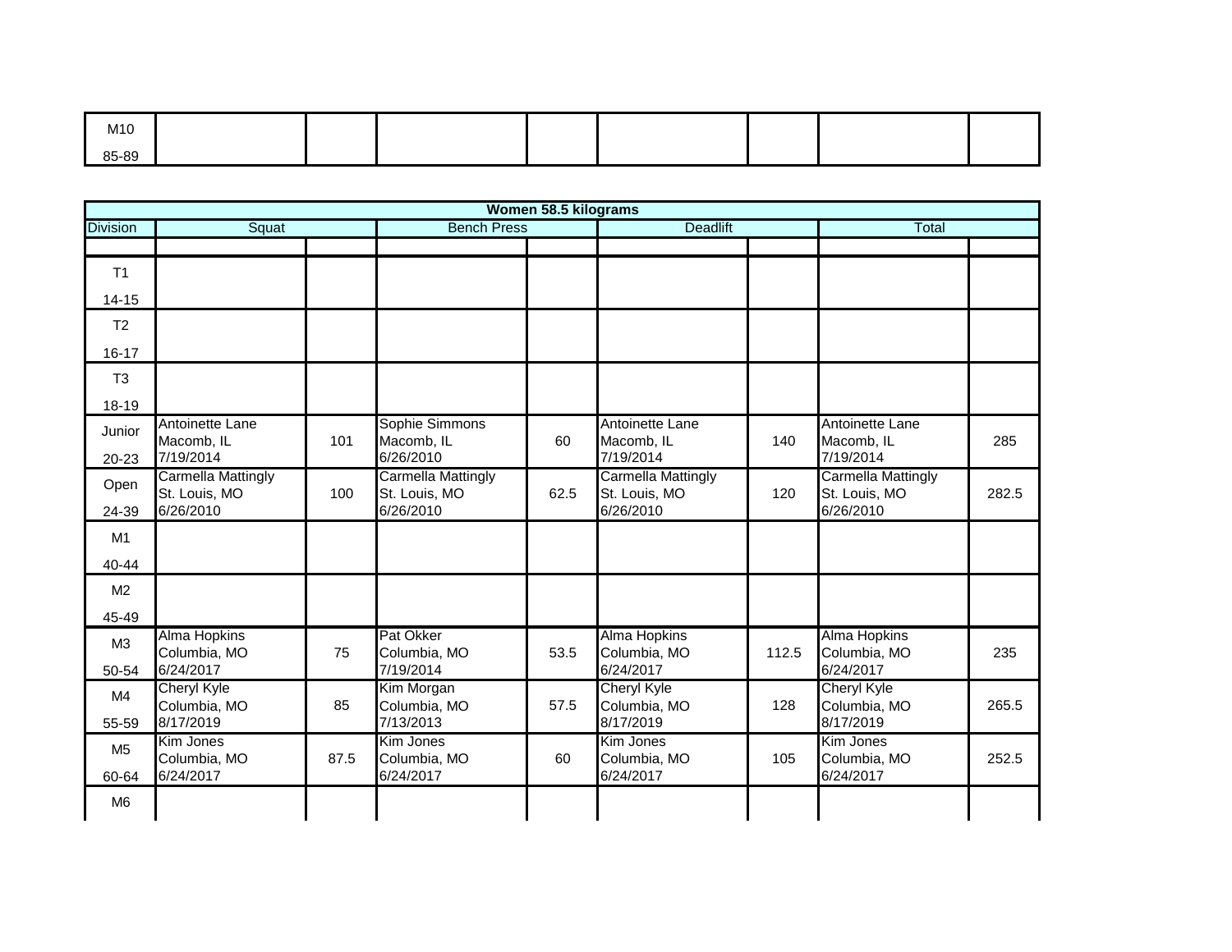| M10 85-89 | | | | | | | | |
|---|---|---|---|---|---|---|---|---|

| **Women 58.5 kilograms** | | | | | | | | |
|---|---|---|---|---|---|---|---|---|
| Division | Squat | | Bench Press | | Deadlift | | Total | |
| | | | | | | | | |
| T1 14-15 | | | | | | | | |
| T2 16-17 | | | | | | | | |
| T3 18-19 | | | | | | | | |
| Junior 20-23 | Antoinette Lane Macomb, IL 7/19/2014 | 101 | Sophie Simmons Macomb, IL 6/26/2010 | 60 | Antoinette Lane Macomb, IL 7/19/2014 | 140 | Antoinette Lane Macomb, IL 7/19/2014 | 285 |
| Open 24-39 | Carmella Mattingly St. Louis, MO 6/26/2010 | 100 | Carmella Mattingly St. Louis, MO 6/26/2010 | 62.5 | Carmella Mattingly St. Louis, MO 6/26/2010 | 120 | Carmella Mattingly St. Louis, MO 6/26/2010 | 282.5 |
| M1 40-44 | | | | | | | | |
| M2 45-49 | | | | | | | | |
| M3 50-54 | Alma Hopkins Columbia, MO 6/24/2017 | 75 | Pat Okker Columbia, MO 7/19/2014 | 53.5 | Alma Hopkins Columbia, MO 6/24/2017 | 112.5 | Alma Hopkins Columbia, MO 6/24/2017 | 235 |
| M4 55-59 | Cheryl Kyle Columbia, MO 8/17/2019 | 85 | Kim Morgan Columbia, MO 7/13/2013 | 57.5 | Cheryl Kyle Columbia, MO 8/17/2019 | 128 | Cheryl Kyle Columbia, MO 8/17/2019 | 265.5 |
| M5 60-64 | Kim Jones Columbia, MO 6/24/2017 | 87.5 | Kim Jones Columbia, MO 6/24/2017 | 60 | Kim Jones Columbia, MO 6/24/2017 | 105 | Kim Jones Columbia, MO 6/24/2017 | 252.5 |
| M6 | | | | | | | | |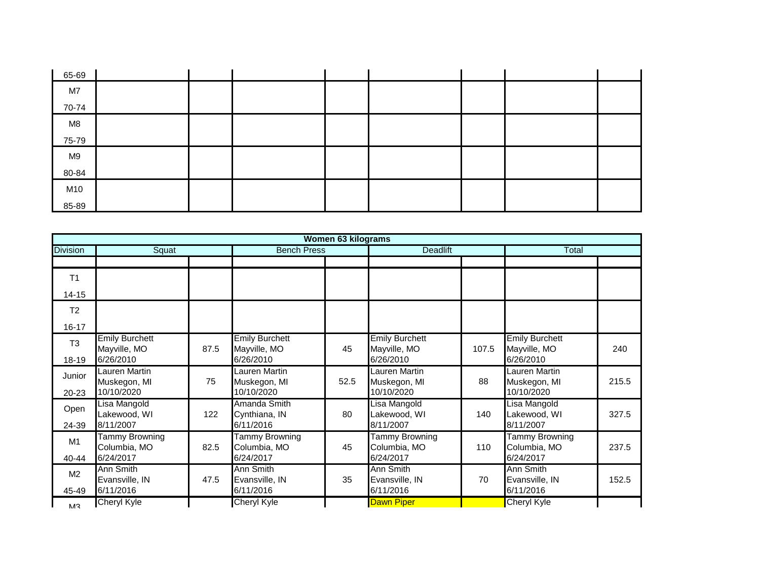| | | | | | | | | |
|---|---|---|---|---|---|---|---|---|
| 65-69 | | | | | | | | |
| M7<br>70-74 | | | | | | | | |
| M8<br>75-79 | | | | | | | | |
| M9<br>80-84 | | | | | | | | |
| M10<br>85-89 | | | | | | | | |

| Women 63 kilograms | | | | | | | | |
|---|---|---|---|---|---|---|---|---|
| Division | Squat | | Bench Press | | Deadlift | | Total | |
| | | | | | | | | |
| T1<br>14-15 | | | | | | | | |
| T2<br>16-17 | | | | | | | | |
| T3<br>18-19 | Emily Burchett<br>Mayville, MO<br>6/26/2010 | 87.5 | Emily Burchett<br>Mayville, MO<br>6/26/2010 | 45 | Emily Burchett<br>Mayville, MO<br>6/26/2010 | 107.5 | Emily Burchett<br>Mayville, MO<br>6/26/2010 | 240 |
| Junior<br>20-23 | Lauren Martin<br>Muskegon, MI<br>10/10/2020 | 75 | Lauren Martin<br>Muskegon, MI<br>10/10/2020 | 52.5 | Lauren Martin<br>Muskegon, MI<br>10/10/2020 | 88 | Lauren Martin<br>Muskegon, MI<br>10/10/2020 | 215.5 |
| Open<br>24-39 | Lisa Mangold<br>Lakewood, WI<br>8/11/2007 | 122 | Amanda Smith<br>Cynthiana, IN<br>6/11/2016 | 80 | Lisa Mangold<br>Lakewood, WI<br>8/11/2007 | 140 | Lisa Mangold<br>Lakewood, WI<br>8/11/2007 | 327.5 |
| M1<br>40-44 | Tammy Browning<br>Columbia, MO<br>6/24/2017 | 82.5 | Tammy Browning<br>Columbia, MO<br>6/24/2017 | 45 | Tammy Browning<br>Columbia, MO<br>6/24/2017 | 110 | Tammy Browning<br>Columbia, MO<br>6/24/2017 | 237.5 |
| M2<br>45-49 | Ann Smith<br>Evansville, IN<br>6/11/2016 | 47.5 | Ann Smith<br>Evansville, IN<br>6/11/2016 | 35 | Ann Smith<br>Evansville, IN<br>6/11/2016 | 70 | Ann Smith<br>Evansville, IN<br>6/11/2016 | 152.5 |
| M3 | Cheryl Kyle | | Cheryl Kyle | | Dawn Piper | | Cheryl Kyle | |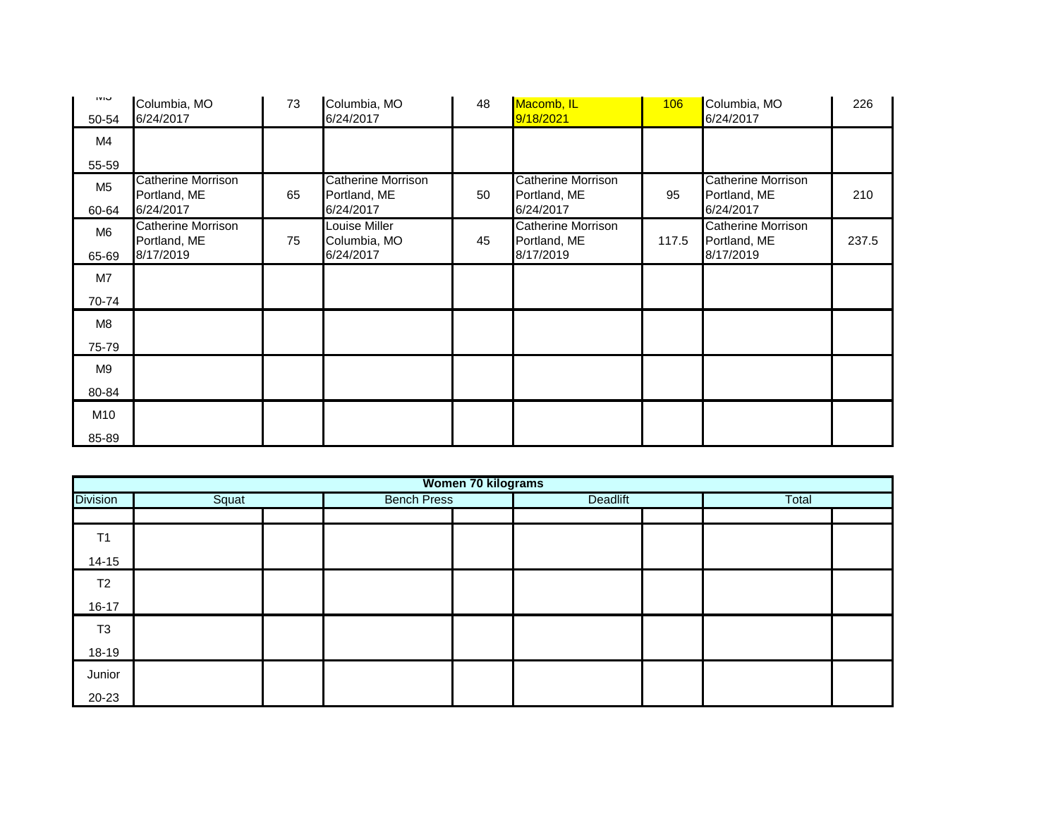| | | | | | | | | |
|---|---|---|---|---|---|---|---|---|
| M3 50-54 | Columbia, MO 6/24/2017 | 73 | Columbia, MO 6/24/2017 | 48 | Macomb, IL 9/18/2021 | 106 | Columbia, MO 6/24/2017 | 226 |
| M4 55-59 | | | | | | | | |
| M5 60-64 | Catherine Morrison Portland, ME 6/24/2017 | 65 | Catherine Morrison Portland, ME 6/24/2017 | 50 | Catherine Morrison Portland, ME 6/24/2017 | 95 | Catherine Morrison Portland, ME 6/24/2017 | 210 |
| M6 65-69 | Catherine Morrison Portland, ME 8/17/2019 | 75 | Louise Miller Columbia, MO 6/24/2017 | 45 | Catherine Morrison Portland, ME 8/17/2019 | 117.5 | Catherine Morrison Portland, ME 8/17/2019 | 237.5 |
| M7 70-74 | | | | | | | | |
| M8 75-79 | | | | | | | | |
| M9 80-84 | | | | | | | | |
| M10 85-89 | | | | | | | | |

| Women 70 kilograms | | | | | | | | |
|---|---|---|---|---|---|---|---|---|
| Division | Squat | | Bench Press | | Deadlift | | Total | |
| | | | | | | | | |
| T1 14-15 | | | | | | | | |
| T2 16-17 | | | | | | | | |
| T3 18-19 | | | | | | | | |
| Junior 20-23 | | | | | | | | |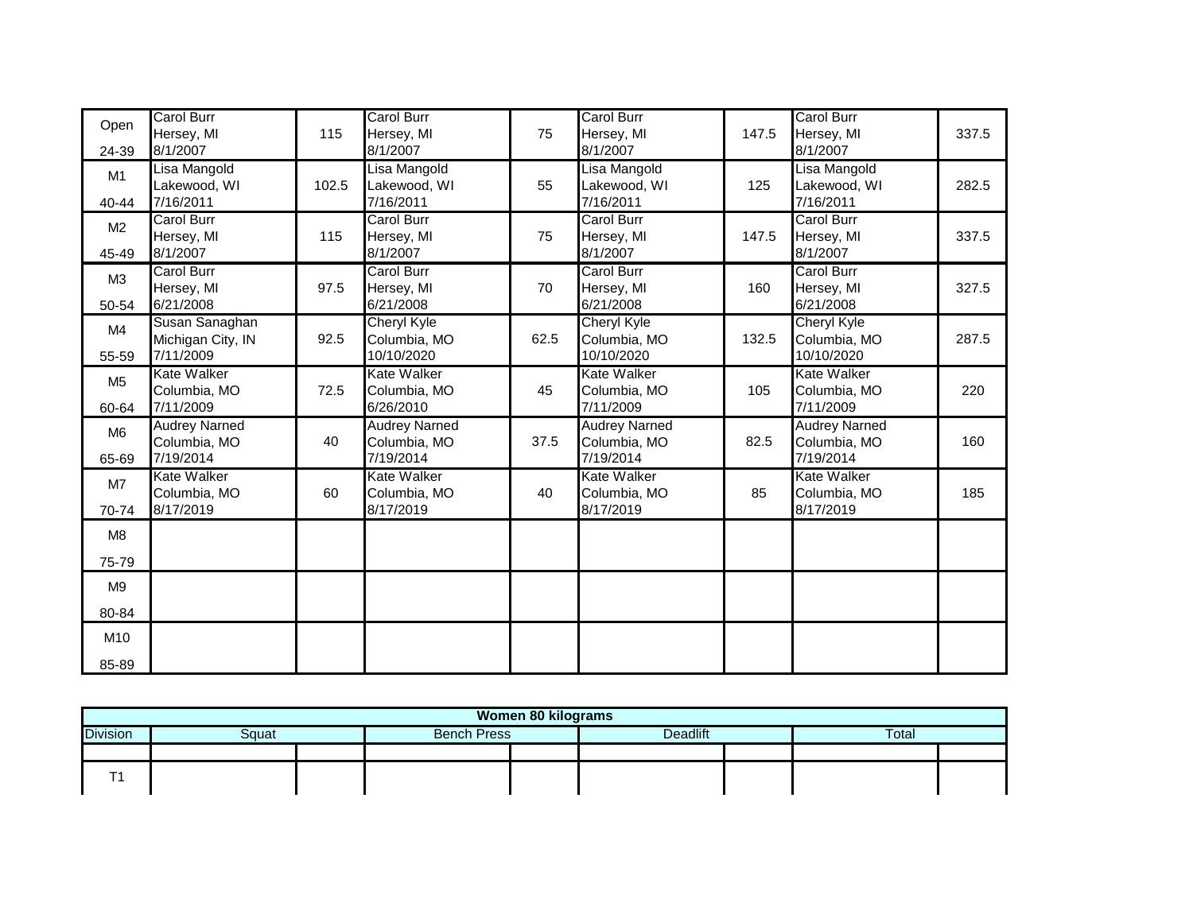| Division | Squat | | Bench Press | | Deadlift | | Total | |
|---|---|---|---|---|---|---|---|---|
| Open 24-39 | Carol Burr Hersey, MI 8/1/2007 | 115 | Carol Burr Hersey, MI 8/1/2007 | 75 | Carol Burr Hersey, MI 8/1/2007 | 147.5 | Carol Burr Hersey, MI 8/1/2007 | 337.5 |
| M1 40-44 | Lisa Mangold Lakewood, WI 7/16/2011 | 102.5 | Lisa Mangold Lakewood, WI 7/16/2011 | 55 | Lisa Mangold Lakewood, WI 7/16/2011 | 125 | Lisa Mangold Lakewood, WI 7/16/2011 | 282.5 |
| M2 45-49 | Carol Burr Hersey, MI 8/1/2007 | 115 | Carol Burr Hersey, MI 8/1/2007 | 75 | Carol Burr Hersey, MI 8/1/2007 | 147.5 | Carol Burr Hersey, MI 8/1/2007 | 337.5 |
| M3 50-54 | Carol Burr Hersey, MI 6/21/2008 | 97.5 | Carol Burr Hersey, MI 6/21/2008 | 70 | Carol Burr Hersey, MI 6/21/2008 | 160 | Carol Burr Hersey, MI 6/21/2008 | 327.5 |
| M4 55-59 | Susan Sanaghan Michigan City, IN 7/11/2009 | 92.5 | Cheryl Kyle Columbia, MO 10/10/2020 | 62.5 | Cheryl Kyle Columbia, MO 10/10/2020 | 132.5 | Cheryl Kyle Columbia, MO 10/10/2020 | 287.5 |
| M5 60-64 | Kate Walker Columbia, MO 7/11/2009 | 72.5 | Kate Walker Columbia, MO 6/26/2010 | 45 | Kate Walker Columbia, MO 7/11/2009 | 105 | Kate Walker Columbia, MO 7/11/2009 | 220 |
| M6 65-69 | Audrey Narned Columbia, MO 7/19/2014 | 40 | Audrey Narned Columbia, MO 7/19/2014 | 37.5 | Audrey Narned Columbia, MO 7/19/2014 | 82.5 | Audrey Narned Columbia, MO 7/19/2014 | 160 |
| M7 70-74 | Kate Walker Columbia, MO 8/17/2019 | 60 | Kate Walker Columbia, MO 8/17/2019 | 40 | Kate Walker Columbia, MO 8/17/2019 | 85 | Kate Walker Columbia, MO 8/17/2019 | 185 |
| M8 75-79 | | | | | | | | |
| M9 80-84 | | | | | | | | |
| M10 85-89 | | | | | | | | |

| Women 80 kilograms | | | | | | | | |
|---|---|---|---|---|---|---|---|---|
| Division | Squat | | Bench Press | | Deadlift | | Total | |
| | | | | | | | | |
| T1 | | | | | | | | |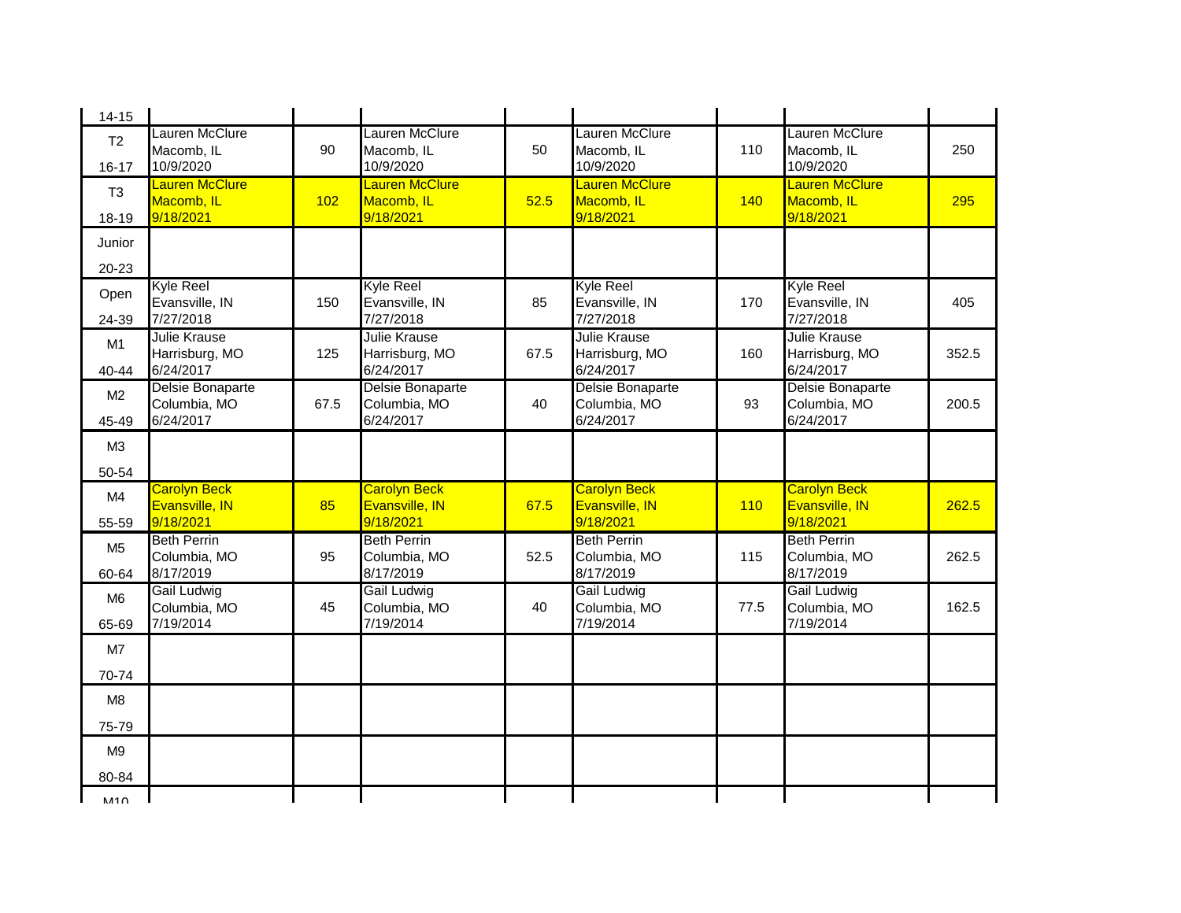| | | | | | | | | |
|---|---|---|---|---|---|---|---|---|
| 14-15 | | | | | | | | |
| T2 16-17 | Lauren McClure Macomb, IL 10/9/2020 | 90 | Lauren McClure Macomb, IL 10/9/2020 | 50 | Lauren McClure Macomb, IL 10/9/2020 | 110 | Lauren McClure Macomb, IL 10/9/2020 | 250 |
| T3 18-19 | Lauren McClure Macomb, IL 9/18/2021 | 102 | Lauren McClure Macomb, IL 9/18/2021 | 52.5 | Lauren McClure Macomb, IL 9/18/2021 | 140 | Lauren McClure Macomb, IL 9/18/2021 | 295 |
| Junior 20-23 | | | | | | | | |
| Open 24-39 | Kyle Reel Evansville, IN 7/27/2018 | 150 | Kyle Reel Evansville, IN 7/27/2018 | 85 | Kyle Reel Evansville, IN 7/27/2018 | 170 | Kyle Reel Evansville, IN 7/27/2018 | 405 |
| M1 40-44 | Julie Krause Harrisburg, MO 6/24/2017 | 125 | Julie Krause Harrisburg, MO 6/24/2017 | 67.5 | Julie Krause Harrisburg, MO 6/24/2017 | 160 | Julie Krause Harrisburg, MO 6/24/2017 | 352.5 |
| M2 45-49 | Delsie Bonaparte Columbia, MO 6/24/2017 | 67.5 | Delsie Bonaparte Columbia, MO 6/24/2017 | 40 | Delsie Bonaparte Columbia, MO 6/24/2017 | 93 | Delsie Bonaparte Columbia, MO 6/24/2017 | 200.5 |
| M3 50-54 | | | | | | | | |
| M4 55-59 | Carolyn Beck Evansville, IN 9/18/2021 | 85 | Carolyn Beck Evansville, IN 9/18/2021 | 67.5 | Carolyn Beck Evansville, IN 9/18/2021 | 110 | Carolyn Beck Evansville, IN 9/18/2021 | 262.5 |
| M5 60-64 | Beth Perrin Columbia, MO 8/17/2019 | 95 | Beth Perrin Columbia, MO 8/17/2019 | 52.5 | Beth Perrin Columbia, MO 8/17/2019 | 115 | Beth Perrin Columbia, MO 8/17/2019 | 262.5 |
| M6 65-69 | Gail Ludwig Columbia, MO 7/19/2014 | 45 | Gail Ludwig Columbia, MO 7/19/2014 | 40 | Gail Ludwig Columbia, MO 7/19/2014 | 77.5 | Gail Ludwig Columbia, MO 7/19/2014 | 162.5 |
| M7 70-74 | | | | | | | | |
| M8 75-79 | | | | | | | | |
| M9 80-84 | | | | | | | | |
| M10 | | | | | | | | |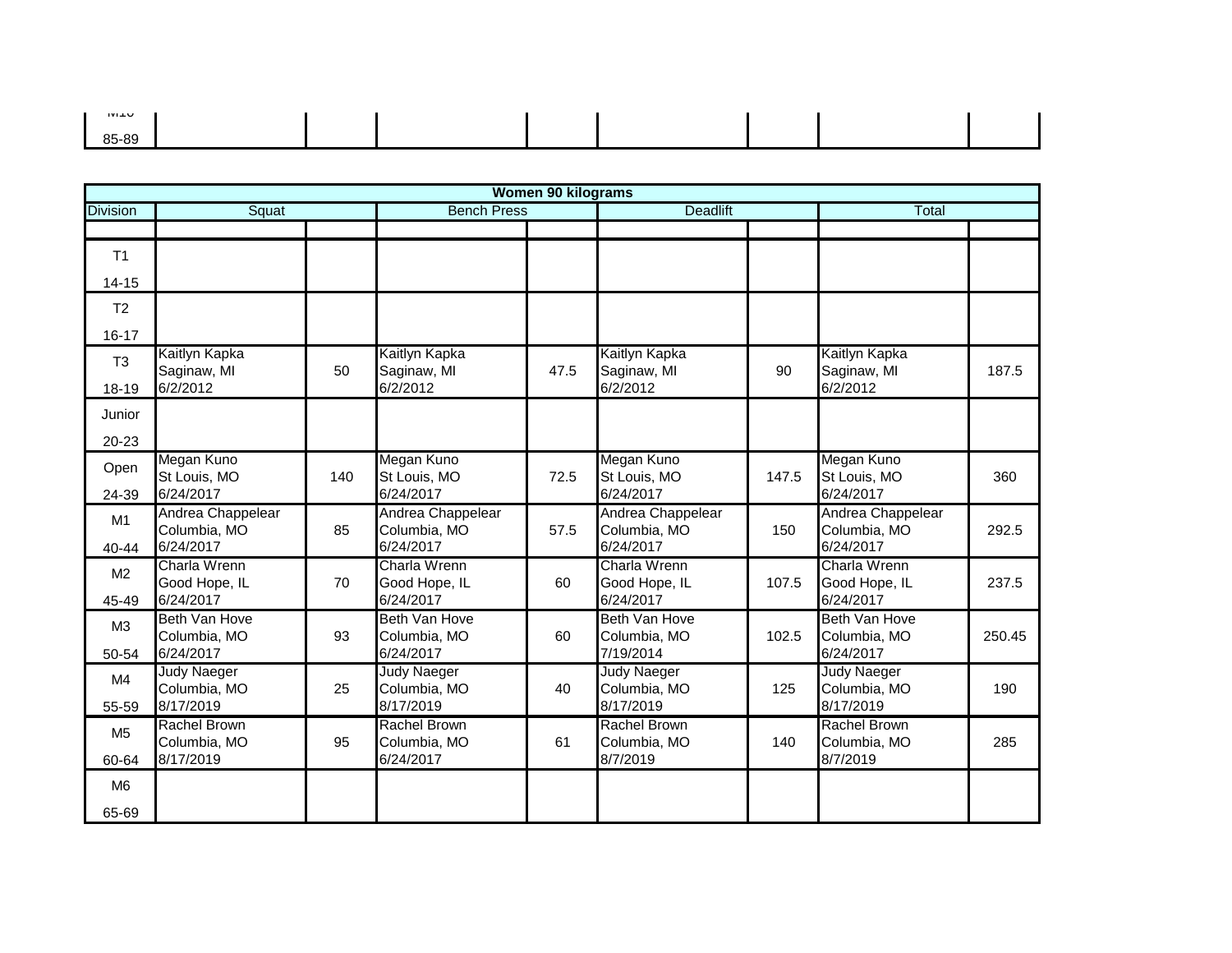| M10 85-89 | | | | | | | | |
|---|---|---|---|---|---|---|---|---|

| **Women 90 kilograms** | | | | | | | | |
|---|---|---|---|---|---|---|---|---|
| Division | Squat | | Bench Press | | Deadlift | | Total | |
| | | | | | | | | |
| T1 14-15 | | | | | | | | |
| T2 16-17 | | | | | | | | |
| T3 18-19 | Kaitlyn Kapka Saginaw, MI 6/2/2012 | 50 | Kaitlyn Kapka Saginaw, MI 6/2/2012 | 47.5 | Kaitlyn Kapka Saginaw, MI 6/2/2012 | 90 | Kaitlyn Kapka Saginaw, MI 6/2/2012 | 187.5 |
| Junior 20-23 | | | | | | | | |
| Open 24-39 | Megan Kuno St Louis, MO 6/24/2017 | 140 | Megan Kuno St Louis, MO 6/24/2017 | 72.5 | Megan Kuno St Louis, MO 6/24/2017 | 147.5 | Megan Kuno St Louis, MO 6/24/2017 | 360 |
| M1 40-44 | Andrea Chappelear Columbia, MO 6/24/2017 | 85 | Andrea Chappelear Columbia, MO 6/24/2017 | 57.5 | Andrea Chappelear Columbia, MO 6/24/2017 | 150 | Andrea Chappelear Columbia, MO 6/24/2017 | 292.5 |
| M2 45-49 | Charla Wrenn Good Hope, IL 6/24/2017 | 70 | Charla Wrenn Good Hope, IL 6/24/2017 | 60 | Charla Wrenn Good Hope, IL 6/24/2017 | 107.5 | Charla Wrenn Good Hope, IL 6/24/2017 | 237.5 |
| M3 50-54 | Beth Van Hove Columbia, MO 6/24/2017 | 93 | Beth Van Hove Columbia, MO 6/24/2017 | 60 | Beth Van Hove Columbia, MO 7/19/2014 | 102.5 | Beth Van Hove Columbia, MO 6/24/2017 | 250.45 |
| M4 55-59 | Judy Naeger Columbia, MO 8/17/2019 | 25 | Judy Naeger Columbia, MO 8/17/2019 | 40 | Judy Naeger Columbia, MO 8/17/2019 | 125 | Judy Naeger Columbia, MO 8/17/2019 | 190 |
| M5 60-64 | Rachel Brown Columbia, MO 8/17/2019 | 95 | Rachel Brown Columbia, MO 6/24/2017 | 61 | Rachel Brown Columbia, MO 8/7/2019 | 140 | Rachel Brown Columbia, MO 8/7/2019 | 285 |
| M6 65-69 | | | | | | | | |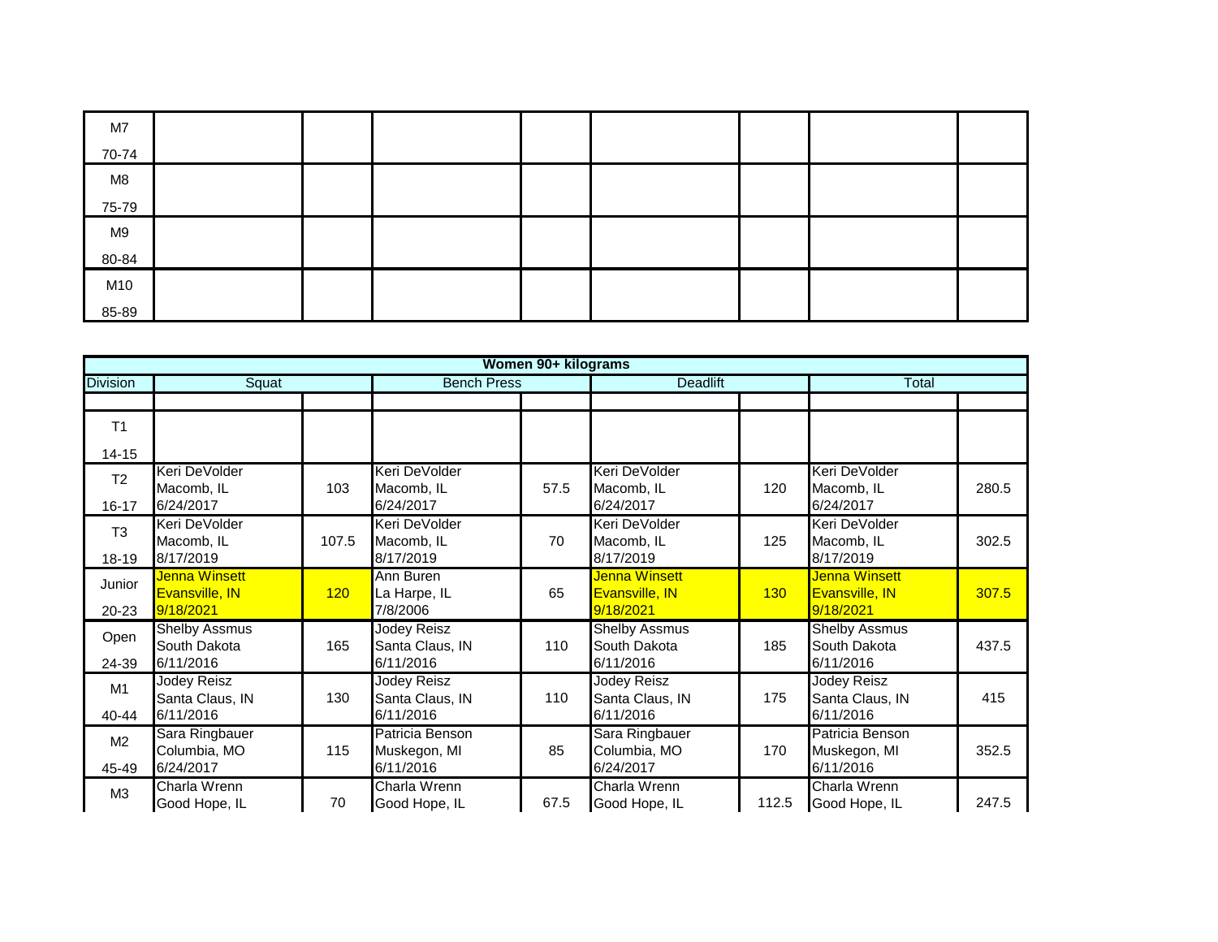| Division | Squat | | Bench Press | | Deadlift | | Total | |
|---|---|---|---|---|---|---|---|---|
| M7 70-74 | | | | | | | | |
| M8 75-79 | | | | | | | | |
| M9 80-84 | | | | | | | | |
| M10 85-89 | | | | | | | | |

| Women 90+ kilograms | | | | | | | | |
|---|---|---|---|---|---|---|---|---|
| Division | Squat | | Bench Press | | Deadlift | | Total | |
| | | | | | | | | |
| T1 14-15 | | | | | | | | |
| T2 16-17 | Keri DeVolder Macomb, IL 6/24/2017 | 103 | Keri DeVolder Macomb, IL 6/24/2017 | 57.5 | Keri DeVolder Macomb, IL 6/24/2017 | 120 | Keri DeVolder Macomb, IL 6/24/2017 | 280.5 |
| T3 18-19 | Keri DeVolder Macomb, IL 8/17/2019 | 107.5 | Keri DeVolder Macomb, IL 8/17/2019 | 70 | Keri DeVolder Macomb, IL 8/17/2019 | 125 | Keri DeVolder Macomb, IL 8/17/2019 | 302.5 |
| Junior 20-23 | Jenna Winsett Evansville, IN 9/18/2021 | 120 | Ann Buren La Harpe, IL 7/8/2006 | 65 | Jenna Winsett Evansville, IN 9/18/2021 | 130 | Jenna Winsett Evansville, IN 9/18/2021 | 307.5 |
| Open 24-39 | Shelby Assmus South Dakota 6/11/2016 | 165 | Jodey Reisz Santa Claus, IN 6/11/2016 | 110 | Shelby Assmus South Dakota 6/11/2016 | 185 | Shelby Assmus South Dakota 6/11/2016 | 437.5 |
| M1 40-44 | Jodey Reisz Santa Claus, IN 6/11/2016 | 130 | Jodey Reisz Santa Claus, IN 6/11/2016 | 110 | Jodey Reisz Santa Claus, IN 6/11/2016 | 175 | Jodey Reisz Santa Claus, IN 6/11/2016 | 415 |
| M2 45-49 | Sara Ringbauer Columbia, MO 6/24/2017 | 115 | Patricia Benson Muskegon, MI 6/11/2016 | 85 | Sara Ringbauer Columbia, MO 6/24/2017 | 170 | Patricia Benson Muskegon, MI 6/11/2016 | 352.5 |
| M3 | Charla Wrenn Good Hope, IL | 70 | Charla Wrenn Good Hope, IL | 67.5 | Charla Wrenn Good Hope, IL | 112.5 | Charla Wrenn Good Hope, IL | 247.5 |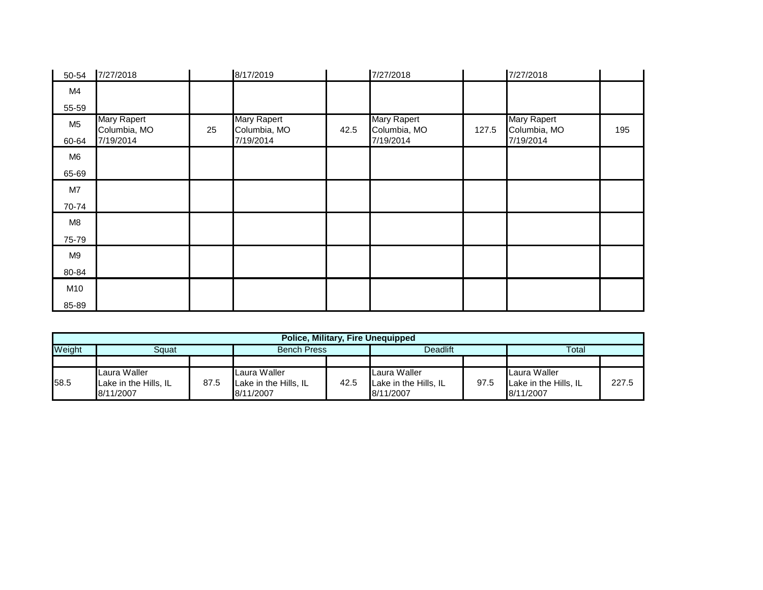| | | | | | | | | |
|---|---|---|---|---|---|---|---|---|
| 50-54 | 7/27/2018 | | 8/17/2019 | | 7/27/2018 | | 7/27/2018 | |
| M4<br>55-59 | | | | | | | | |
| M5<br>60-64 | Mary Rapert<br>Columbia, MO<br>7/19/2014 | 25 | Mary Rapert<br>Columbia, MO<br>7/19/2014 | 42.5 | Mary Rapert<br>Columbia, MO<br>7/19/2014 | 127.5 | Mary Rapert<br>Columbia, MO<br>7/19/2014 | 195 |
| M6<br>65-69 | | | | | | | | |
| M7<br>70-74 | | | | | | | | |
| M8<br>75-79 | | | | | | | | |
| M9<br>80-84 | | | | | | | | |
| M10<br>85-89 | | | | | | | | |

**Police, Military, Fire Unequipped**

| Weight | Squat | | Bench Press | | Deadlift | | Total | |
|---|---|---|---|---|---|---|---|---|
| | | | | | | | | |
| 58.5 | Laura Waller<br>Lake in the Hills, IL<br>8/11/2007 | 87.5 | Laura Waller<br>Lake in the Hills, IL<br>8/11/2007 | 42.5 | Laura Waller<br>Lake in the Hills, IL<br>8/11/2007 | 97.5 | Laura Waller<br>Lake in the Hills, IL<br>8/11/2007 | 227.5 |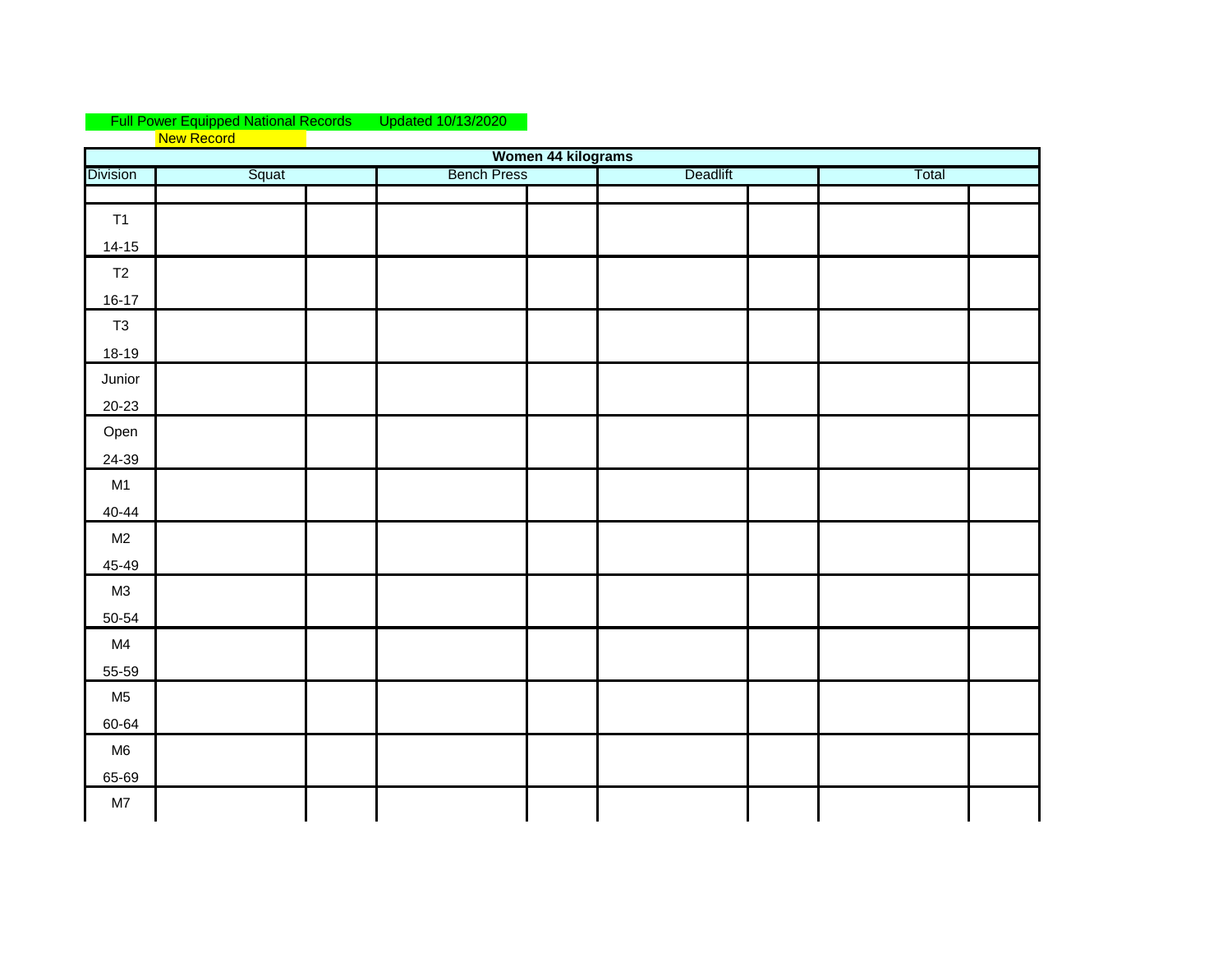Full Power Equipped National Records Updated 10/13/2020

New Record

| Women 44 kilograms | | | | | | | | |
|---|---|---|---|---|---|---|---|---|
| Division | Squat | | Bench Press | | Deadlift | | Total | |
| | | | | | | | | |
| T1 14-15 | | | | | | | | |
| T2 16-17 | | | | | | | | |
| T3 18-19 | | | | | | | | |
| Junior 20-23 | | | | | | | | |
| Open 24-39 | | | | | | | | |
| M1 40-44 | | | | | | | | |
| M2 45-49 | | | | | | | | |
| M3 50-54 | | | | | | | | |
| M4 55-59 | | | | | | | | |
| M5 60-64 | | | | | | | | |
| M6 65-69 | | | | | | | | |
| M7 | | | | | | | | |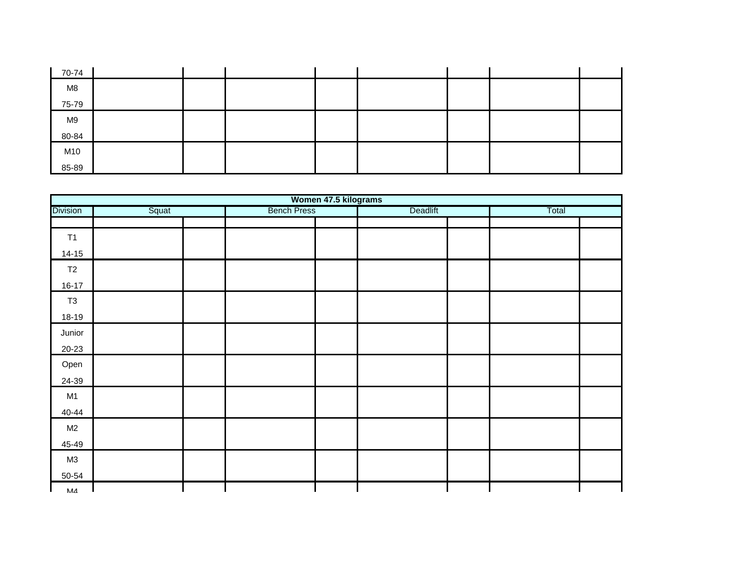| | | | | | | | | |
|---|---|---|---|---|---|---|---|---|
| 70-74 | | | | | | | | |
| M8<br>75-79 | | | | | | | | |
| M9<br>80-84 | | | | | | | | |
| M10<br>85-89 | | | | | | | | |

| Women 47.5 kilograms | | | | | | | | |
|---|---|---|---|---|---|---|---|---|
| Division | Squat | | Bench Press | | Deadlift | | Total | |
| | | | | | | | | |
| T1<br>14-15 | | | | | | | | |
| T2<br>16-17 | | | | | | | | |
| T3<br>18-19 | | | | | | | | |
| Junior<br>20-23 | | | | | | | | |
| Open<br>24-39 | | | | | | | | |
| M1<br>40-44 | | | | | | | | |
| M2<br>45-49 | | | | | | | | |
| M3<br>50-54 | | | | | | | | |
| M4 | | | | | | | | |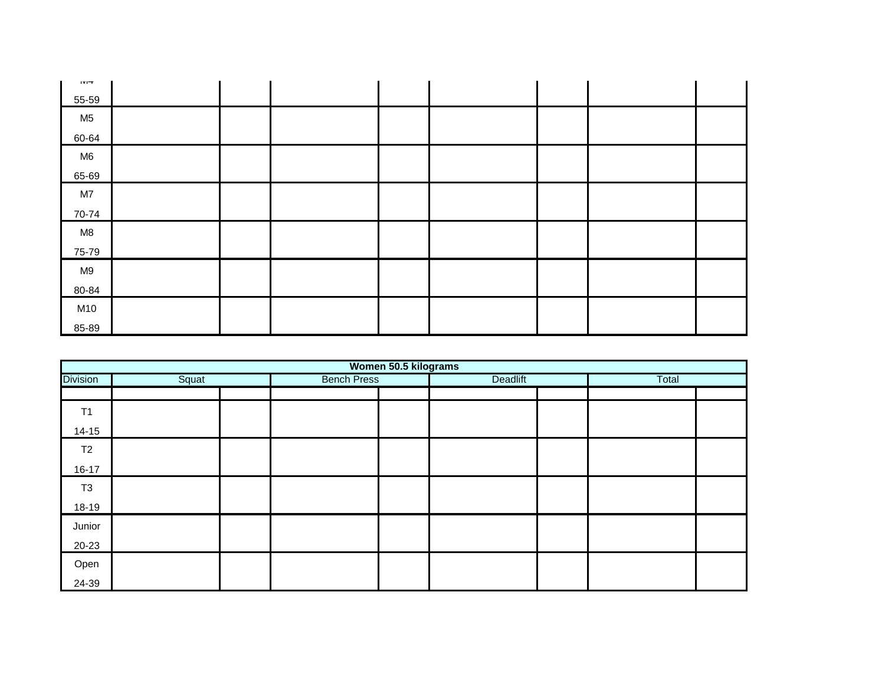| | | | | | | | | |
|---|---|---|---|---|---|---|---|---|
| M4 55-59 | | | | | | | | |
| M5 60-64 | | | | | | | | |
| M6 65-69 | | | | | | | | |
| M7 70-74 | | | | | | | | |
| M8 75-79 | | | | | | | | |
| M9 80-84 | | | | | | | | |
| M10 85-89 | | | | | | | | |

| **Women 50.5 kilograms** | | | | | | | | |
|---|---|---|---|---|---|---|---|---|
| Division | Squat | | Bench Press | | Deadlift | | Total | |
| | | | | | | | | |
| T1 14-15 | | | | | | | | |
| T2 16-17 | | | | | | | | |
| T3 18-19 | | | | | | | | |
| Junior 20-23 | | | | | | | | |
| Open 24-39 | | | | | | | | |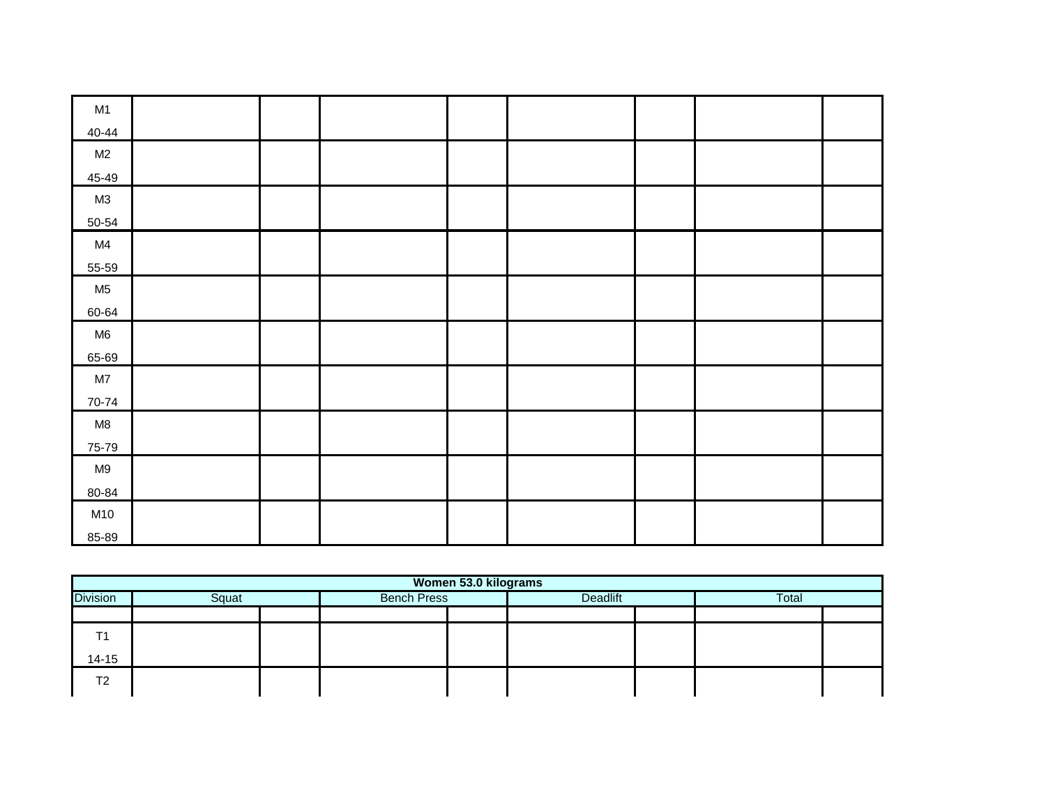| | | | | | | | | |
|---|---|---|---|---|---|---|---|---|
| M1<br>40-44 | | | | | | | | |
| M2<br>45-49 | | | | | | | | |
| M3<br>50-54 | | | | | | | | |
| M4<br>55-59 | | | | | | | | |
| M5<br>60-64 | | | | | | | | |
| M6<br>65-69 | | | | | | | | |
| M7<br>70-74 | | | | | | | | |
| M8<br>75-79 | | | | | | | | |
| M9<br>80-84 | | | | | | | | |
| M10<br>85-89 | | | | | | | | |

| **Women 53.0 kilograms** | | | | | | | | |
|---|---|---|---|---|---|---|---|---|
| Division | Squat | | Bench Press | | Deadlift | | Total | |
| | | | | | | | | |
| T1<br>14-15 | | | | | | | | |
| T2 | | | | | | | | |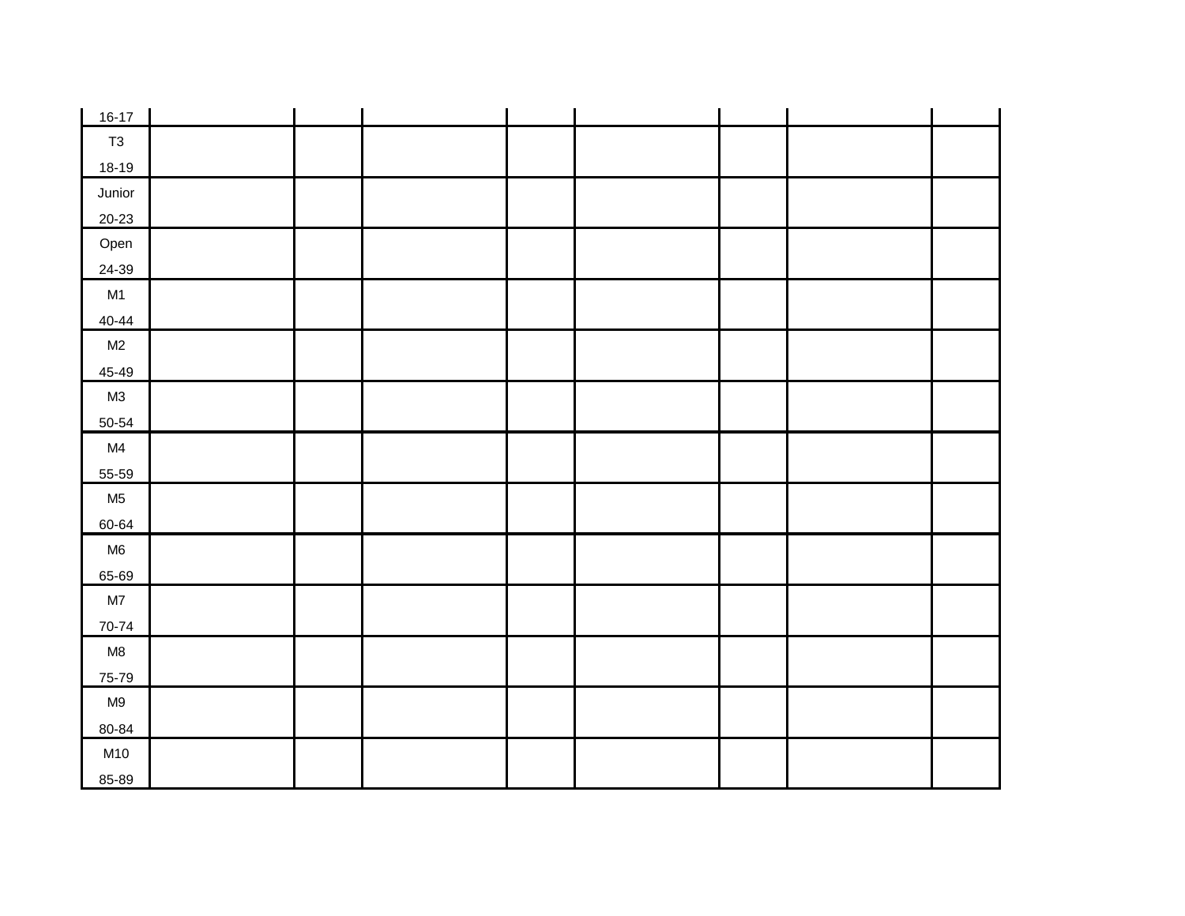| | | | | | | | | |
|---|---|---|---|---|---|---|---|---|
| 16-17 | | | | | | | | |
| T3<br>18-19 | | | | | | | | |
| Junior<br>20-23 | | | | | | | | |
| Open<br>24-39 | | | | | | | | |
| M1<br>40-44 | | | | | | | | |
| M2<br>45-49 | | | | | | | | |
| M3<br>50-54 | | | | | | | | |
| M4<br>55-59 | | | | | | | | |
| M5<br>60-64 | | | | | | | | |
| M6<br>65-69 | | | | | | | | |
| M7<br>70-74 | | | | | | | | |
| M8<br>75-79 | | | | | | | | |
| M9<br>80-84 | | | | | | | | |
| M10<br>85-89 | | | | | | | | |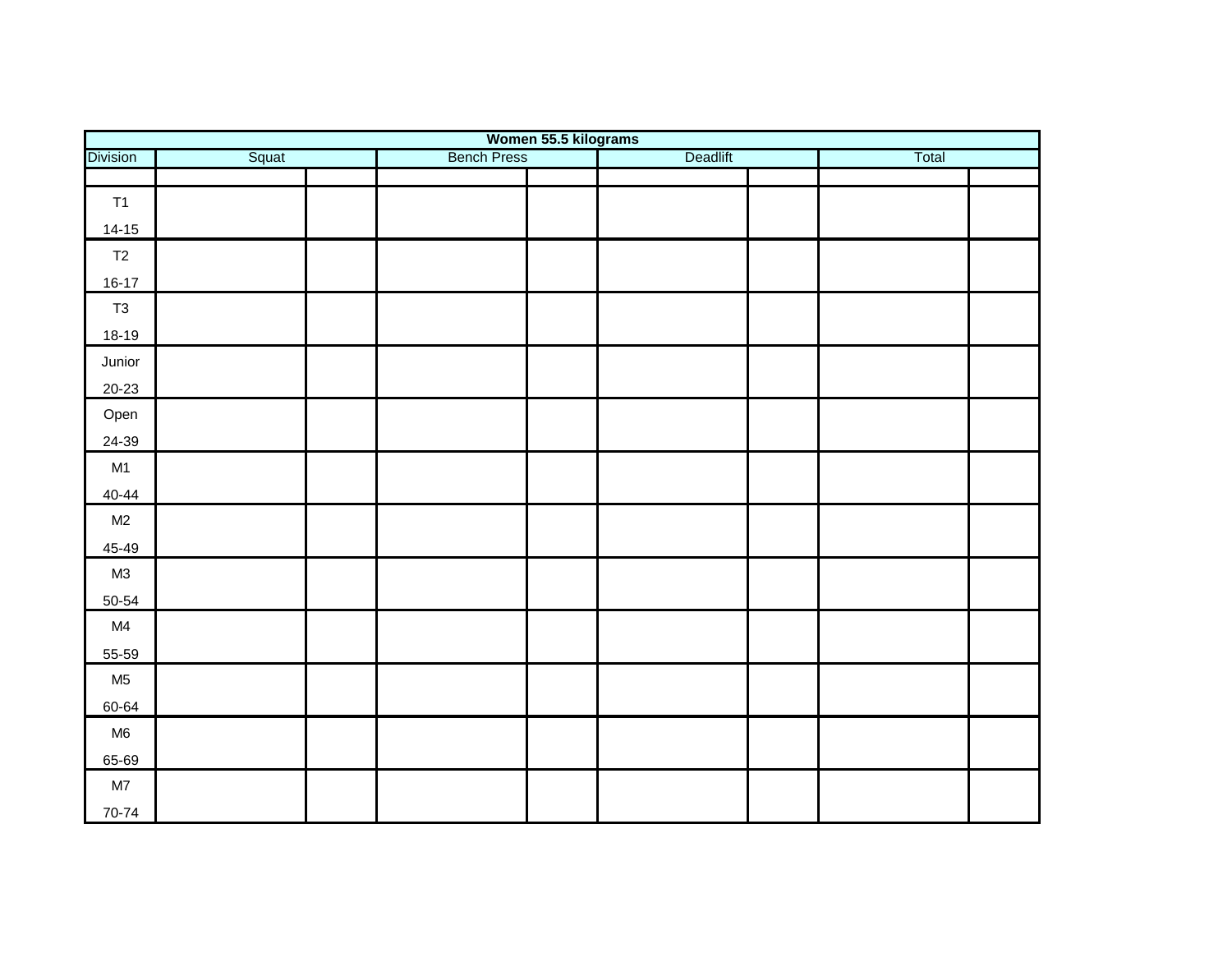| Women 55.5 kilograms | | | | | | | | |
|---|---|---|---|---|---|---|---|---|
| Division | Squat | | Bench Press | | Deadlift | | Total | |
| | | | | | | | | |
| T1 14-15 | | | | | | | | |
| T2 16-17 | | | | | | | | |
| T3 18-19 | | | | | | | | |
| Junior 20-23 | | | | | | | | |
| Open 24-39 | | | | | | | | |
| M1 40-44 | | | | | | | | |
| M2 45-49 | | | | | | | | |
| M3 50-54 | | | | | | | | |
| M4 55-59 | | | | | | | | |
| M5 60-64 | | | | | | | | |
| M6 65-69 | | | | | | | | |
| M7 70-74 | | | | | | | | |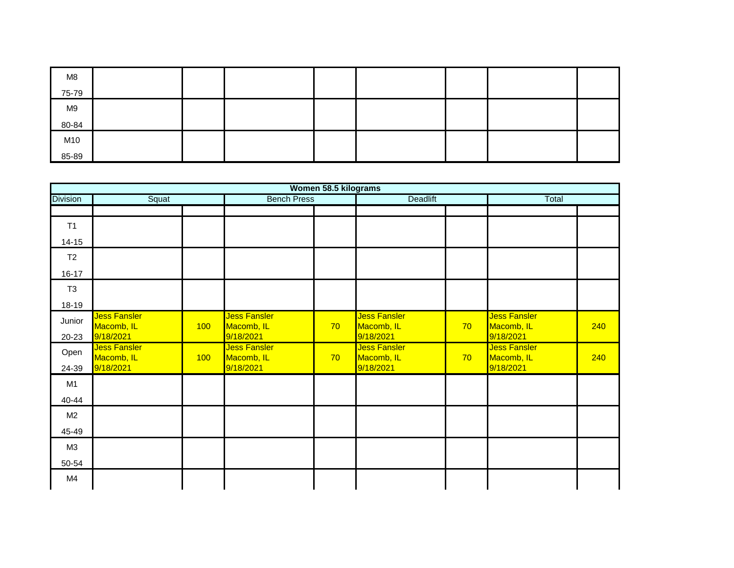| Division | | | | | | | | |
|---|---|---|---|---|---|---|---|---|
| M8<br>75-79 | | | | | | | | |
| M9<br>80-84 | | | | | | | | |
| M10<br>85-89 | | | | | | | | |

| Women 58.5 kilograms | | | | | | | | |
|---|---|---|---|---|---|---|---|---|
| Division | Squat | | Bench Press | | Deadlift | | Total | |
| | | | | | | | | |
| T1<br>14-15 | | | | | | | | |
| T2<br>16-17 | | | | | | | | |
| T3<br>18-19 | | | | | | | | |
| Junior<br>20-23 | Jess Fansler<br>Macomb, IL<br>9/18/2021 | 100 | Jess Fansler<br>Macomb, IL<br>9/18/2021 | 70 | Jess Fansler<br>Macomb, IL<br>9/18/2021 | 70 | Jess Fansler<br>Macomb, IL<br>9/18/2021 | 240 |
| Open<br>24-39 | Jess Fansler<br>Macomb, IL<br>9/18/2021 | 100 | Jess Fansler<br>Macomb, IL<br>9/18/2021 | 70 | Jess Fansler<br>Macomb, IL<br>9/18/2021 | 70 | Jess Fansler<br>Macomb, IL<br>9/18/2021 | 240 |
| M1<br>40-44 | | | | | | | | |
| M2<br>45-49 | | | | | | | | |
| M3<br>50-54 | | | | | | | | |
| M4 | | | | | | | | |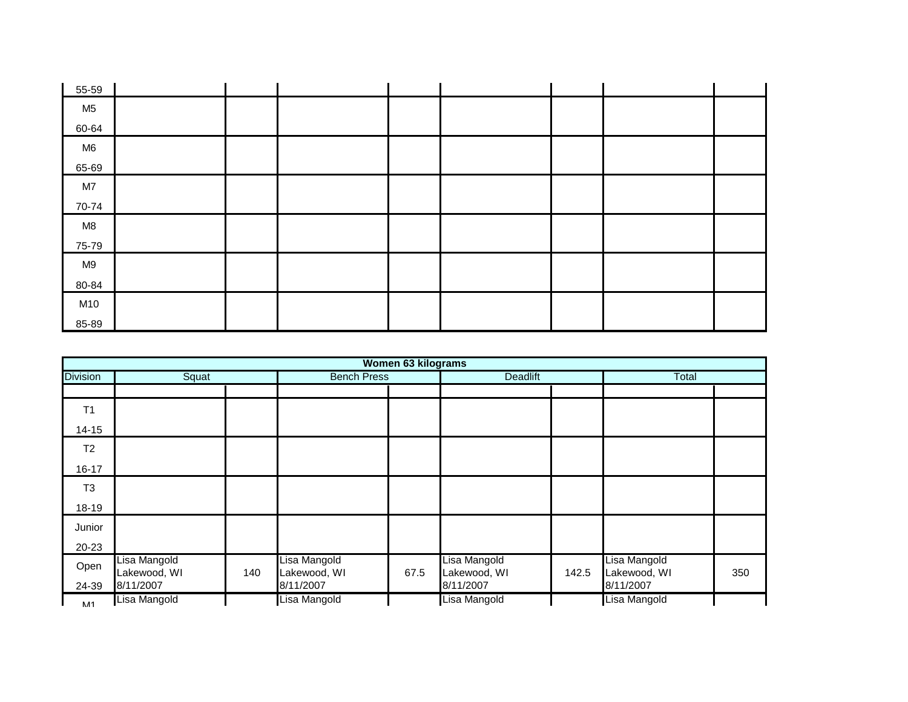| Division | Squat | | Bench Press | | Deadlift | | Total | |
|---|---|---|---|---|---|---|---|---|
| 55-59 | | | | | | | | |
| M5 60-64 | | | | | | | | |
| M6 65-69 | | | | | | | | |
| M7 70-74 | | | | | | | | |
| M8 75-79 | | | | | | | | |
| M9 80-84 | | | | | | | | |
| M10 85-89 | | | | | | | | |

| Women 63 kilograms | | | | | | | | |
|---|---|---|---|---|---|---|---|---|
| Division | Squat | | Bench Press | | Deadlift | | Total | |
| | | | | | | | | |
| T1 14-15 | | | | | | | | |
| T2 16-17 | | | | | | | | |
| T3 18-19 | | | | | | | | |
| Junior 20-23 | | | | | | | | |
| Open 24-39 | Lisa Mangold Lakewood, WI 8/11/2007 | 140 | Lisa Mangold Lakewood, WI 8/11/2007 | 67.5 | Lisa Mangold Lakewood, WI 8/11/2007 | 142.5 | Lisa Mangold Lakewood, WI 8/11/2007 | 350 |
| M1 | Lisa Mangold | | Lisa Mangold | | Lisa Mangold | | Lisa Mangold | |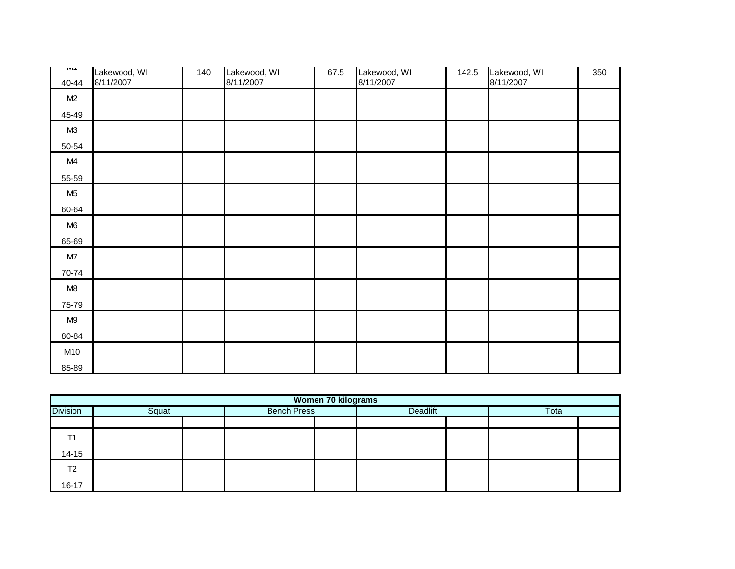| | | | | | | | | |
|---|---|---|---|---|---|---|---|---|
| M1 40-44 | Lakewood, WI 8/11/2007 | 140 | Lakewood, WI 8/11/2007 | 67.5 | Lakewood, WI 8/11/2007 | 142.5 | Lakewood, WI 8/11/2007 | 350 |
| M2 45-49 | | | | | | | | |
| M3 50-54 | | | | | | | | |
| M4 55-59 | | | | | | | | |
| M5 60-64 | | | | | | | | |
| M6 65-69 | | | | | | | | |
| M7 70-74 | | | | | | | | |
| M8 75-79 | | | | | | | | |
| M9 80-84 | | | | | | | | |
| M10 85-89 | | | | | | | | |

| **Women 70 kilograms** | | | | | | | | |
|---|---|---|---|---|---|---|---|---|
| Division | Squat | | Bench Press | | Deadlift | | Total | |
| | | | | | | | | |
| T1 14-15 | | | | | | | | |
| T2 16-17 | | | | | | | | |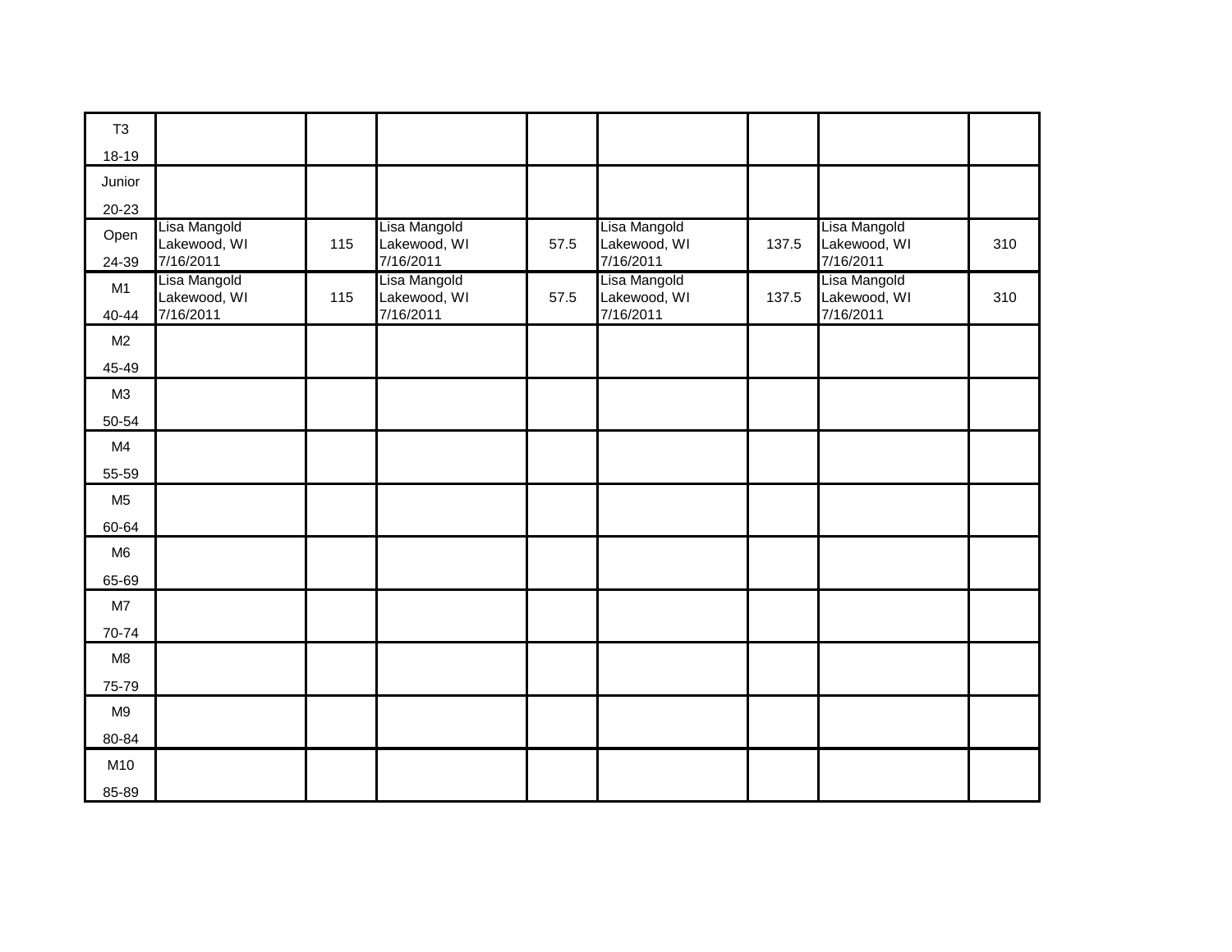| | | | | | | | | |
|---|---|---|---|---|---|---|---|---|
| T3<br>18-19 | | | | | | | | |
| Junior<br>20-23 | | | | | | | | |
| Open<br>24-39 | Lisa Mangold<br>Lakewood, WI<br>7/16/2011 | 115 | Lisa Mangold<br>Lakewood, WI<br>7/16/2011 | 57.5 | Lisa Mangold<br>Lakewood, WI<br>7/16/2011 | 137.5 | Lisa Mangold<br>Lakewood, WI<br>7/16/2011 | 310 |
| M1<br>40-44 | Lisa Mangold<br>Lakewood, WI<br>7/16/2011 | 115 | Lisa Mangold<br>Lakewood, WI<br>7/16/2011 | 57.5 | Lisa Mangold<br>Lakewood, WI<br>7/16/2011 | 137.5 | Lisa Mangold<br>Lakewood, WI<br>7/16/2011 | 310 |
| M2<br>45-49 | | | | | | | | |
| M3<br>50-54 | | | | | | | | |
| M4<br>55-59 | | | | | | | | |
| M5<br>60-64 | | | | | | | | |
| M6<br>65-69 | | | | | | | | |
| M7<br>70-74 | | | | | | | | |
| M8<br>75-79 | | | | | | | | |
| M9<br>80-84 | | | | | | | | |
| M10<br>85-89 | | | | | | | | |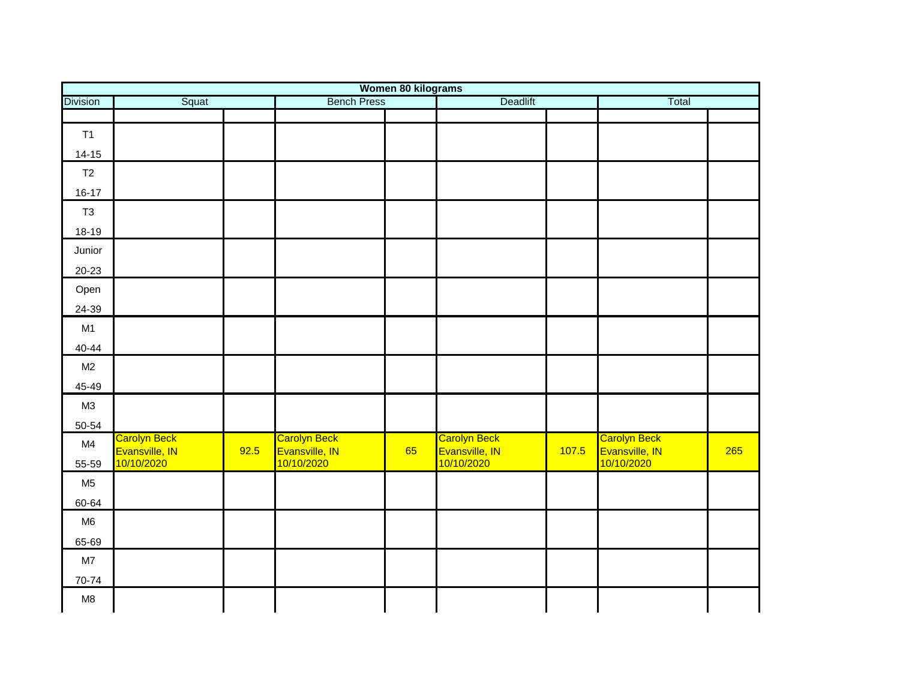| Women 80 kilograms | | | | | | | | |
|---|---|---|---|---|---|---|---|---|
| Division | Squat | | Bench Press | | Deadlift | | Total | |
| | | | | | | | | |
| T1 14-15 | | | | | | | | |
| T2 16-17 | | | | | | | | |
| T3 18-19 | | | | | | | | |
| Junior 20-23 | | | | | | | | |
| Open 24-39 | | | | | | | | |
| M1 40-44 | | | | | | | | |
| M2 45-49 | | | | | | | | |
| M3 50-54 | | | | | | | | |
| M4 55-59 | Carolyn Beck Evansville, IN 10/10/2020 | 92.5 | Carolyn Beck Evansville, IN 10/10/2020 | 65 | Carolyn Beck Evansville, IN 10/10/2020 | 107.5 | Carolyn Beck Evansville, IN 10/10/2020 | 265 |
| M5 60-64 | | | | | | | | |
| M6 65-69 | | | | | | | | |
| M7 70-74 | | | | | | | | |
| M8 | | | | | | | | |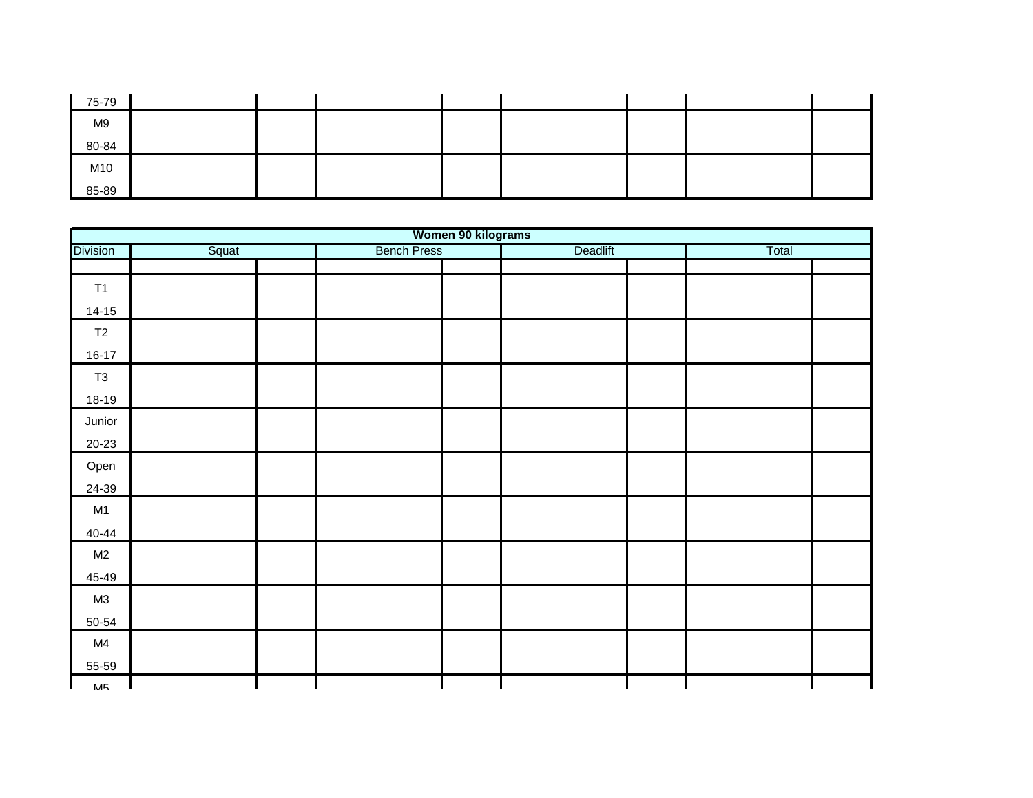| | | | | | | | | |
|---|---|---|---|---|---|---|---|---|
| 75-79 | | | | | | | | |
| M9 80-84 | | | | | | | | |
| M10 85-89 | | | | | | | | |

| Women 90 kilograms | | | | | | | | |
|---|---|---|---|---|---|---|---|---|
| Division | Squat | | Bench Press | | Deadlift | | Total | |
| | | | | | | | | |
| T1 14-15 | | | | | | | | |
| T2 16-17 | | | | | | | | |
| T3 18-19 | | | | | | | | |
| Junior 20-23 | | | | | | | | |
| Open 24-39 | | | | | | | | |
| M1 40-44 | | | | | | | | |
| M2 45-49 | | | | | | | | |
| M3 50-54 | | | | | | | | |
| M4 55-59 | | | | | | | | |
| M5 | | | | | | | | |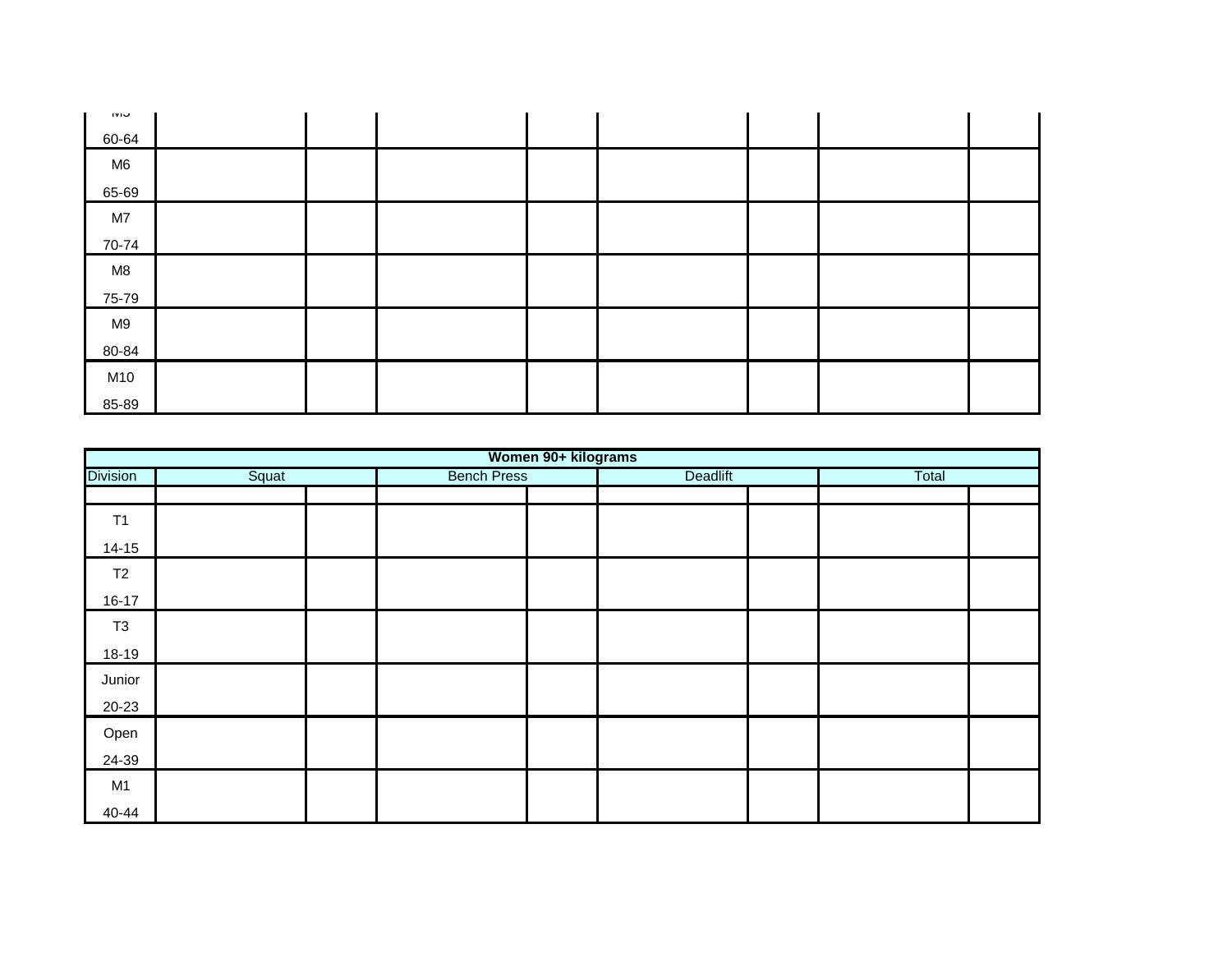| | | | | | | | | |
|---|---|---|---|---|---|---|---|---|
| M5 60-64 | | | | | | | | |
| M6 65-69 | | | | | | | | |
| M7 70-74 | | | | | | | | |
| M8 75-79 | | | | | | | | |
| M9 80-84 | | | | | | | | |
| M10 85-89 | | | | | | | | |

| Women 90+ kilograms | | | | | | | | |
|---|---|---|---|---|---|---|---|---|
| Division | Squat | | Bench Press | | Deadlift | | Total | |
| | | | | | | | | |
| T1 14-15 | | | | | | | | |
| T2 16-17 | | | | | | | | |
| T3 18-19 | | | | | | | | |
| Junior 20-23 | | | | | | | | |
| Open 24-39 | | | | | | | | |
| M1 40-44 | | | | | | | | |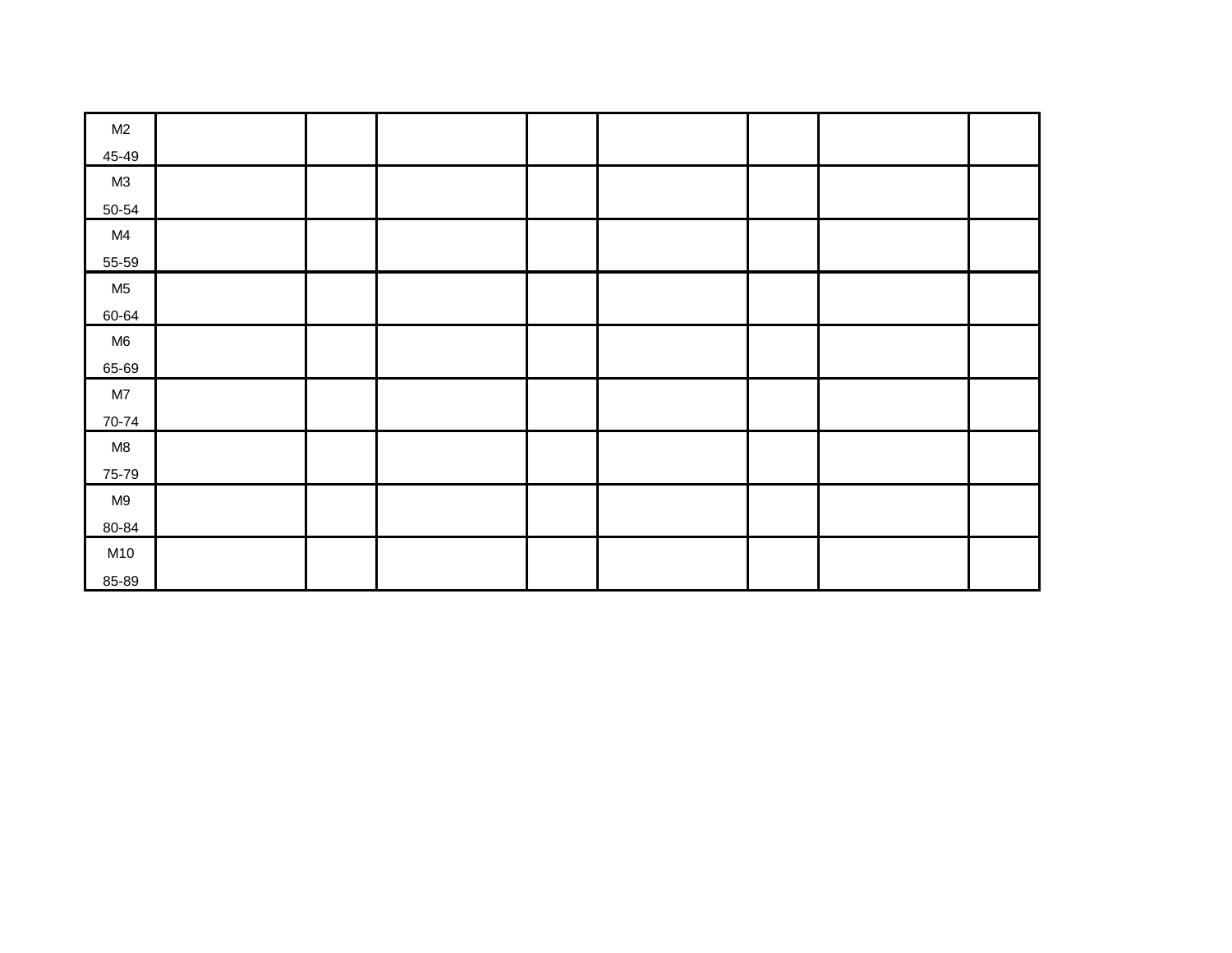| | | | | | | | | |
|---|---|---|---|---|---|---|---|---|
| M2<br>45-49 | | | | | | | | |
| M3<br>50-54 | | | | | | | | |
| M4<br>55-59 | | | | | | | | |
| M5<br>60-64 | | | | | | | | |
| M6<br>65-69 | | | | | | | | |
| M7<br>70-74 | | | | | | | | |
| M8<br>75-79 | | | | | | | | |
| M9<br>80-84 | | | | | | | | |
| M10<br>85-89 | | | | | | | | |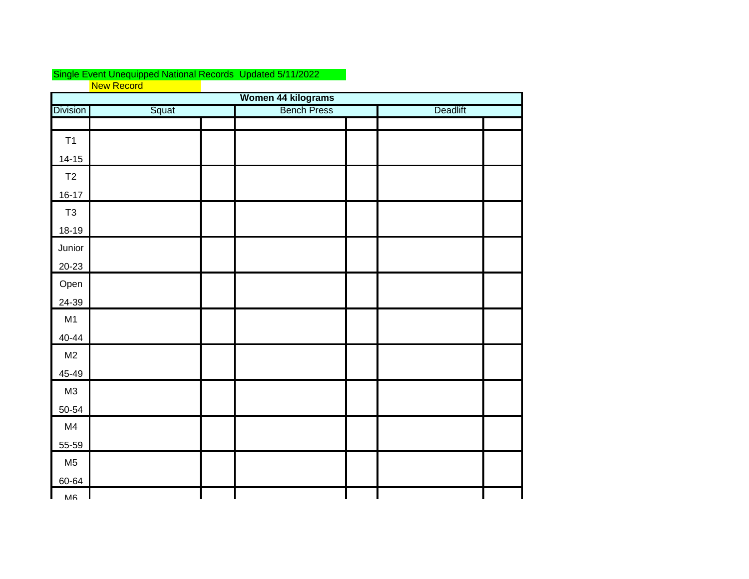Single Event Unequipped National Records Updated 5/11/2022

New Record

| Women 44 kilograms | | | | | | |
|---|---|---|---|---|---|---|
| Division | Squat | | Bench Press | | Deadlift | |
| | | | | | | |
| T1 14-15 | | | | | | |
| T2 16-17 | | | | | | |
| T3 18-19 | | | | | | |
| Junior 20-23 | | | | | | |
| Open 24-39 | | | | | | |
| M1 40-44 | | | | | | |
| M2 45-49 | | | | | | |
| M3 50-54 | | | | | | |
| M4 55-59 | | | | | | |
| M5 60-64 | | | | | | |
| M6 | | | | | | |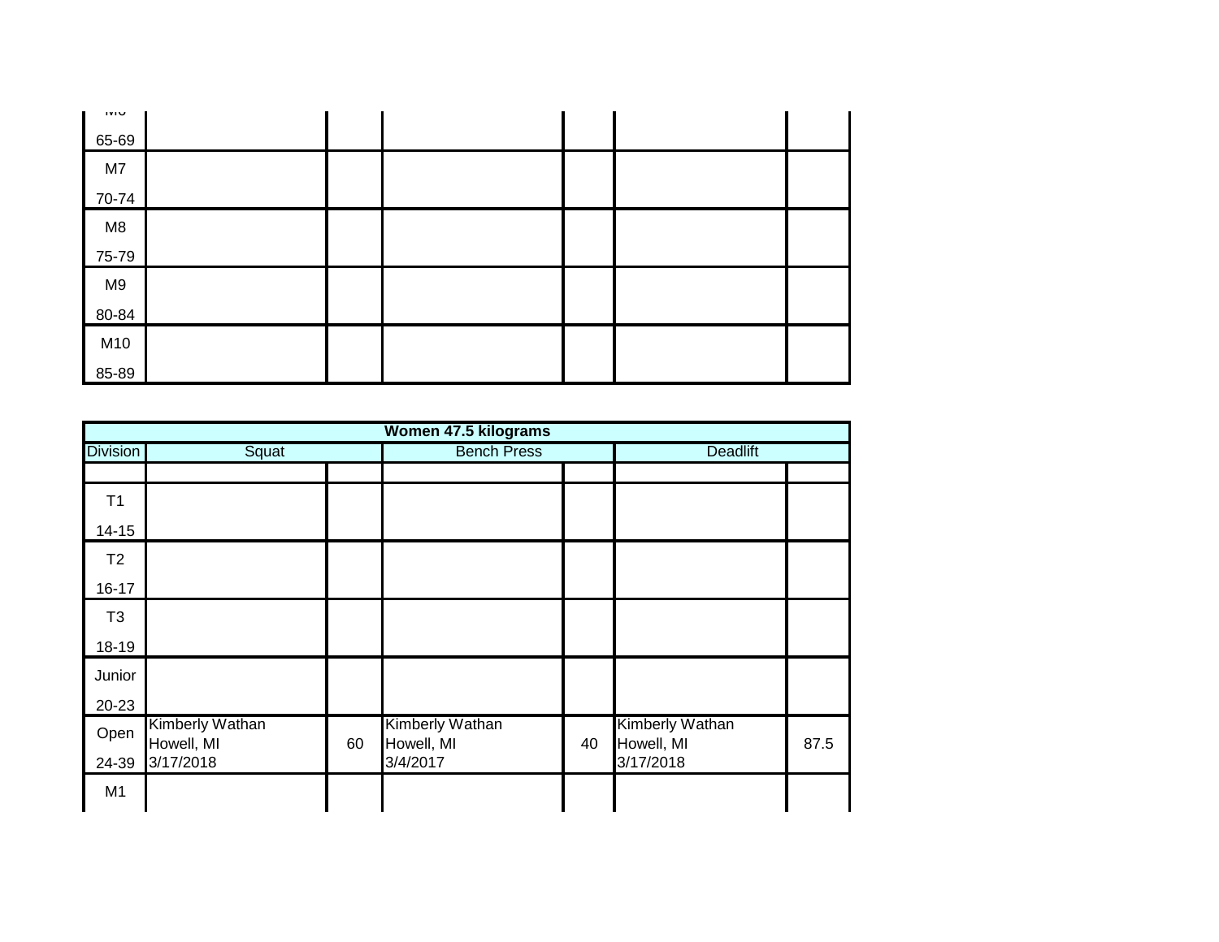| Division | | | | | | |
|---|---|---|---|---|---|---|
| M6 65-69 | | | | | | |
| M7 70-74 | | | | | | |
| M8 75-79 | | | | | | |
| M9 80-84 | | | | | | |
| M10 85-89 | | | | | | |

**Women 47.5 kilograms**

| Division | Squat | | Bench Press | | Deadlift | |
|---|---|---|---|---|---|---|
| | | | | | | |
| T1 14-15 | | | | | | |
| T2 16-17 | | | | | | |
| T3 18-19 | | | | | | |
| Junior 20-23 | | | | | | |
| Open 24-39 | Kimberly Wathan Howell, MI 3/17/2018 | 60 | Kimberly Wathan Howell, MI 3/4/2017 | 40 | Kimberly Wathan Howell, MI 3/17/2018 | 87.5 |
| M1 | | | | | | |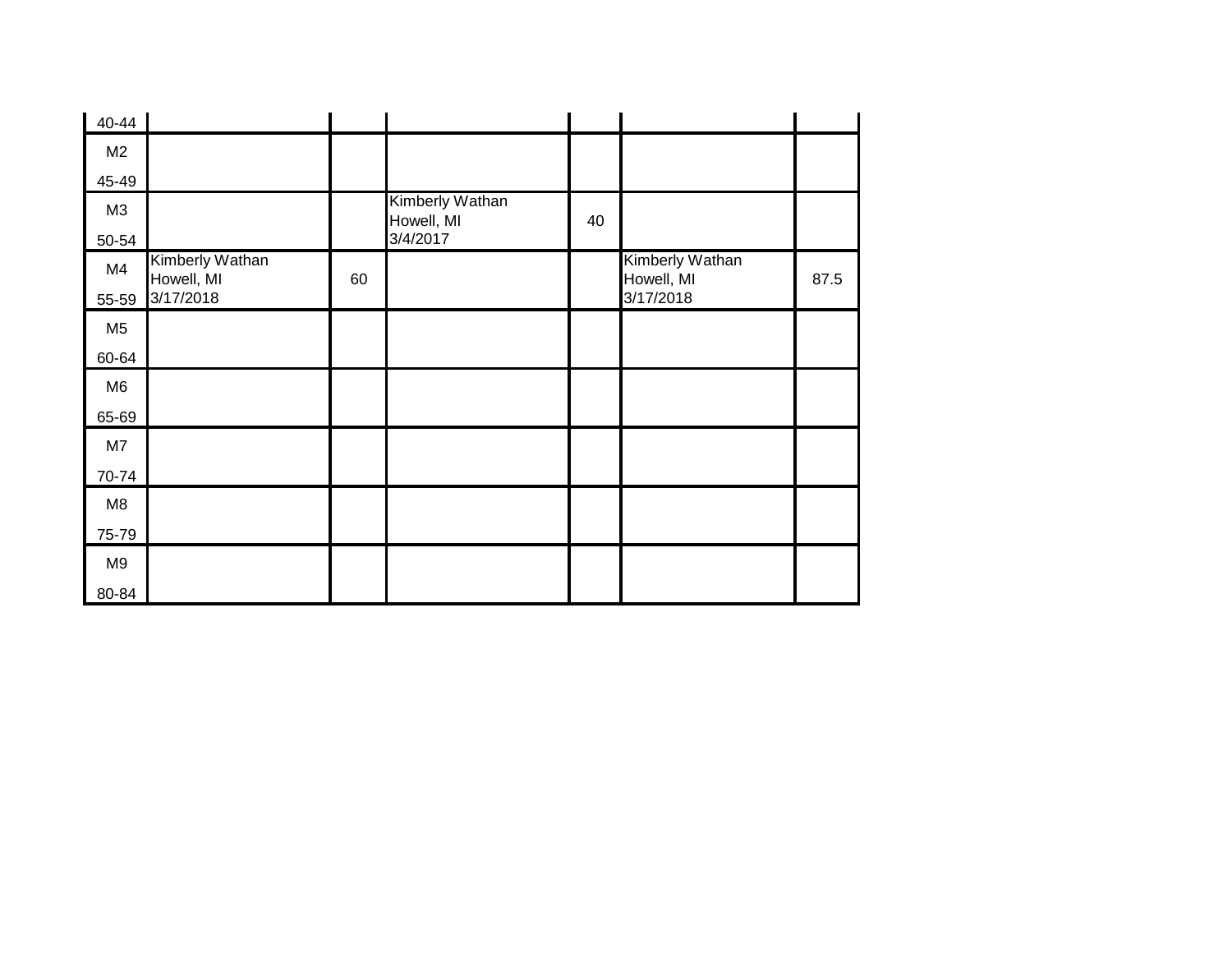| | | | | | | |
|---|---|---|---|---|---|---|
| 40-44 | | | | | | |
| M2 45-49 | | | | | | |
| M3 50-54 | | | Kimberly Wathan Howell, MI 3/4/2017 | 40 | | |
| M4 55-59 | Kimberly Wathan Howell, MI 3/17/2018 | 60 | | | Kimberly Wathan Howell, MI 3/17/2018 | 87.5 |
| M5 60-64 | | | | | | |
| M6 65-69 | | | | | | |
| M7 70-74 | | | | | | |
| M8 75-79 | | | | | | |
| M9 80-84 | | | | | | |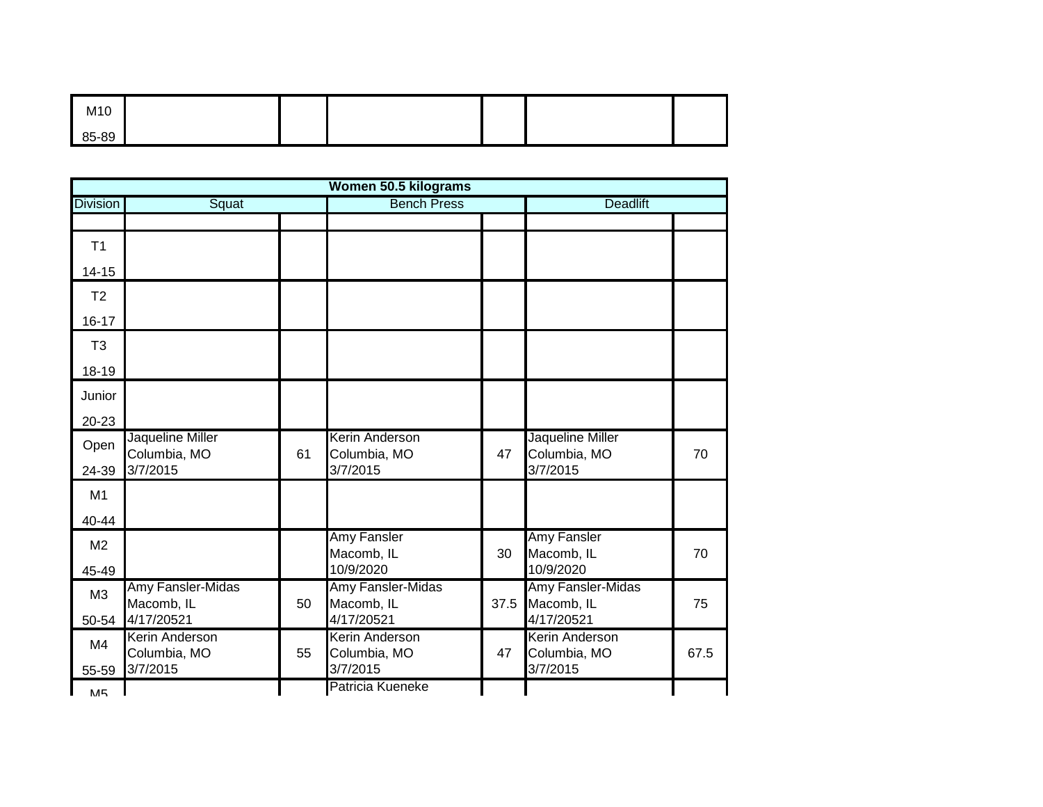| M10 85-89 | | | | | | |
|---|---|---|---|---|---|---|

| **Women 50.5 kilograms** | | | | | | |
|---|---|---|---|---|---|---|
| Division | Squat | | Bench Press | | Deadlift | |
| | | | | | | |
| T1 14-15 | | | | | | |
| T2 16-17 | | | | | | |
| T3 18-19 | | | | | | |
| Junior 20-23 | | | | | | |
| Open 24-39 | Jaqueline Miller Columbia, MO 3/7/2015 | 61 | Kerin Anderson Columbia, MO 3/7/2015 | 47 | Jaqueline Miller Columbia, MO 3/7/2015 | 70 |
| M1 40-44 | | | | | | |
| M2 45-49 | | | Amy Fansler Macomb, IL 10/9/2020 | 30 | Amy Fansler Macomb, IL 10/9/2020 | 70 |
| M3 50-54 | Amy Fansler-Midas Macomb, IL 4/17/20521 | 50 | Amy Fansler-Midas Macomb, IL 4/17/20521 | 37.5 | Amy Fansler-Midas Macomb, IL 4/17/20521 | 75 |
| M4 55-59 | Kerin Anderson Columbia, MO 3/7/2015 | 55 | Kerin Anderson Columbia, MO 3/7/2015 | 47 | Kerin Anderson Columbia, MO 3/7/2015 | 67.5 |
| M5 | | | Patricia Kueneke | | | |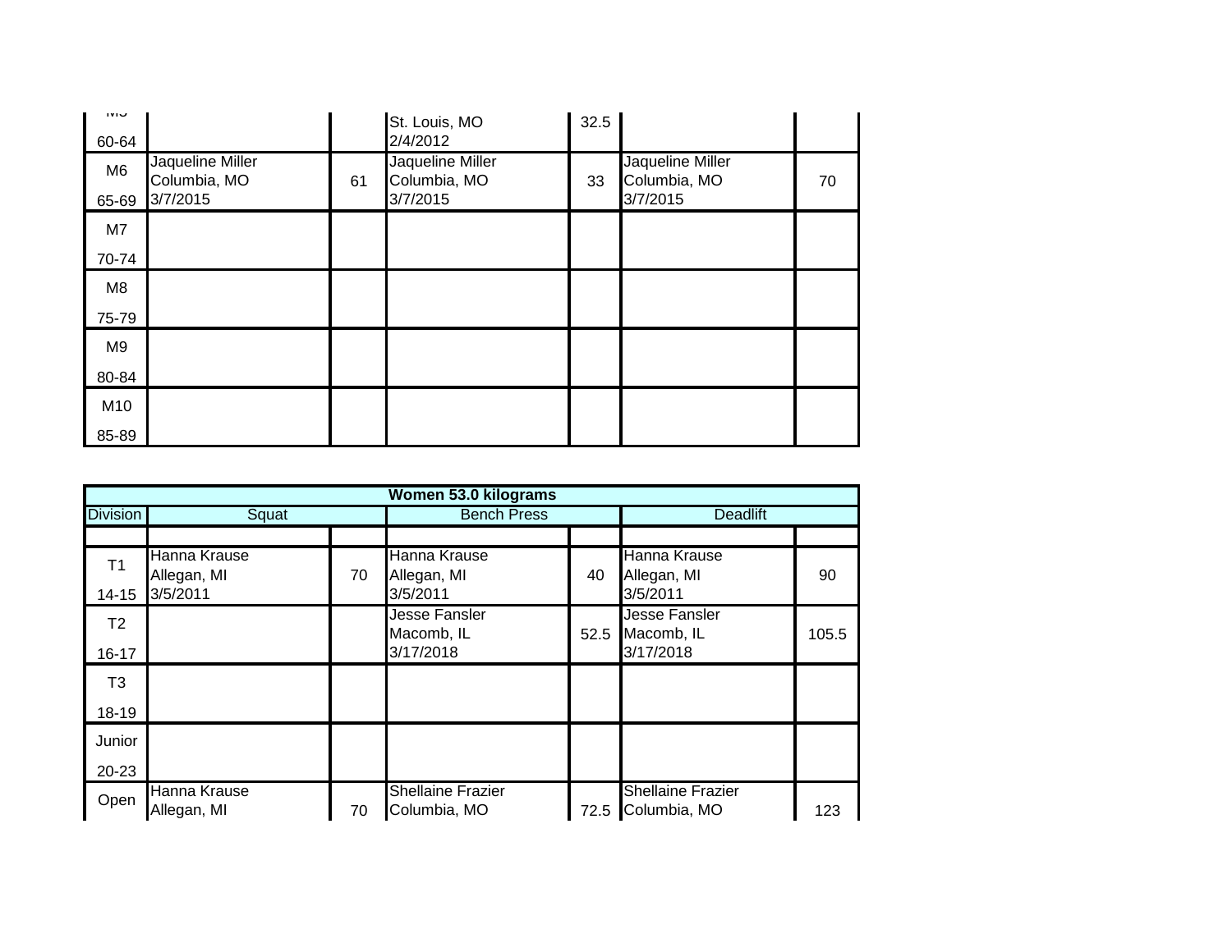| Division | Squat | | Bench Press | | Deadlift | |
|---|---|---|---|---|---|---|
| M5 60-64 | | | St. Louis, MO 2/4/2012 | 32.5 | | |
| M6 65-69 | Jaqueline Miller Columbia, MO 3/7/2015 | 61 | Jaqueline Miller Columbia, MO 3/7/2015 | 33 | Jaqueline Miller Columbia, MO 3/7/2015 | 70 |
| M7 70-74 | | | | | | |
| M8 75-79 | | | | | | |
| M9 80-84 | | | | | | |
| M10 85-89 | | | | | | |

| Women 53.0 kilograms | | | | | | |
|---|---|---|---|---|---|---|
| Division | Squat | | Bench Press | | Deadlift | |
| | | | | | | |
| T1 14-15 | Hanna Krause Allegan, MI 3/5/2011 | 70 | Hanna Krause Allegan, MI 3/5/2011 | 40 | Hanna Krause Allegan, MI 3/5/2011 | 90 |
| T2 16-17 | | | Jesse Fansler Macomb, IL 3/17/2018 | 52.5 | Jesse Fansler Macomb, IL 3/17/2018 | 105.5 |
| T3 18-19 | | | | | | |
| Junior 20-23 | | | | | | |
| Open | Hanna Krause Allegan, MI | 70 | Shellaine Frazier Columbia, MO | 72.5 | Shellaine Frazier Columbia, MO | 123 |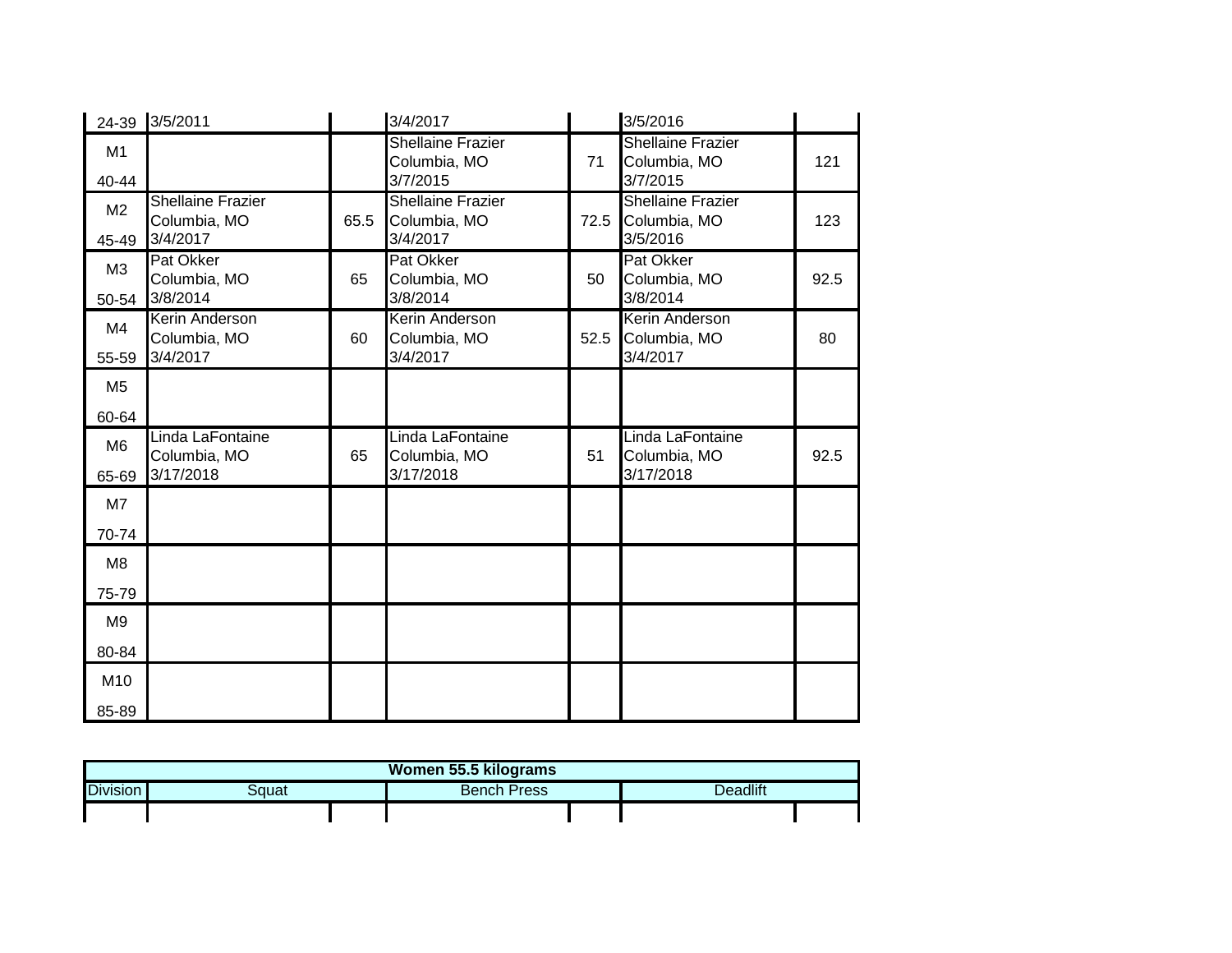| | | | | | | |
|---|---|---|---|---|---|---|
| 24-39 | 3/5/2011 | | 3/4/2017 | | 3/5/2016 | |
| M1<br>40-44 | | | Shellaine Frazier<br>Columbia, MO<br>3/7/2015 | 71 | Shellaine Frazier<br>Columbia, MO<br>3/7/2015 | 121 |
| M2<br>45-49 | Shellaine Frazier<br>Columbia, MO<br>3/4/2017 | 65.5 | Shellaine Frazier<br>Columbia, MO<br>3/4/2017 | 72.5 | Shellaine Frazier<br>Columbia, MO<br>3/5/2016 | 123 |
| M3<br>50-54 | Pat Okker<br>Columbia, MO<br>3/8/2014 | 65 | Pat Okker<br>Columbia, MO<br>3/8/2014 | 50 | Pat Okker<br>Columbia, MO<br>3/8/2014 | 92.5 |
| M4<br>55-59 | Kerin Anderson<br>Columbia, MO<br>3/4/2017 | 60 | Kerin Anderson<br>Columbia, MO<br>3/4/2017 | 52.5 | Kerin Anderson<br>Columbia, MO<br>3/4/2017 | 80 |
| M5<br>60-64 | | | | | | |
| M6<br>65-69 | Linda LaFontaine<br>Columbia, MO<br>3/17/2018 | 65 | Linda LaFontaine<br>Columbia, MO<br>3/17/2018 | 51 | Linda LaFontaine<br>Columbia, MO<br>3/17/2018 | 92.5 |
| M7<br>70-74 | | | | | | |
| M8<br>75-79 | | | | | | |
| M9<br>80-84 | | | | | | |
| M10<br>85-89 | | | | | | |

| Women 55.5 kilograms | | | | | | |
|---|---|---|---|---|---|---|
| Division | Squat | | Bench Press | | Deadlift | |
| | | | | | | |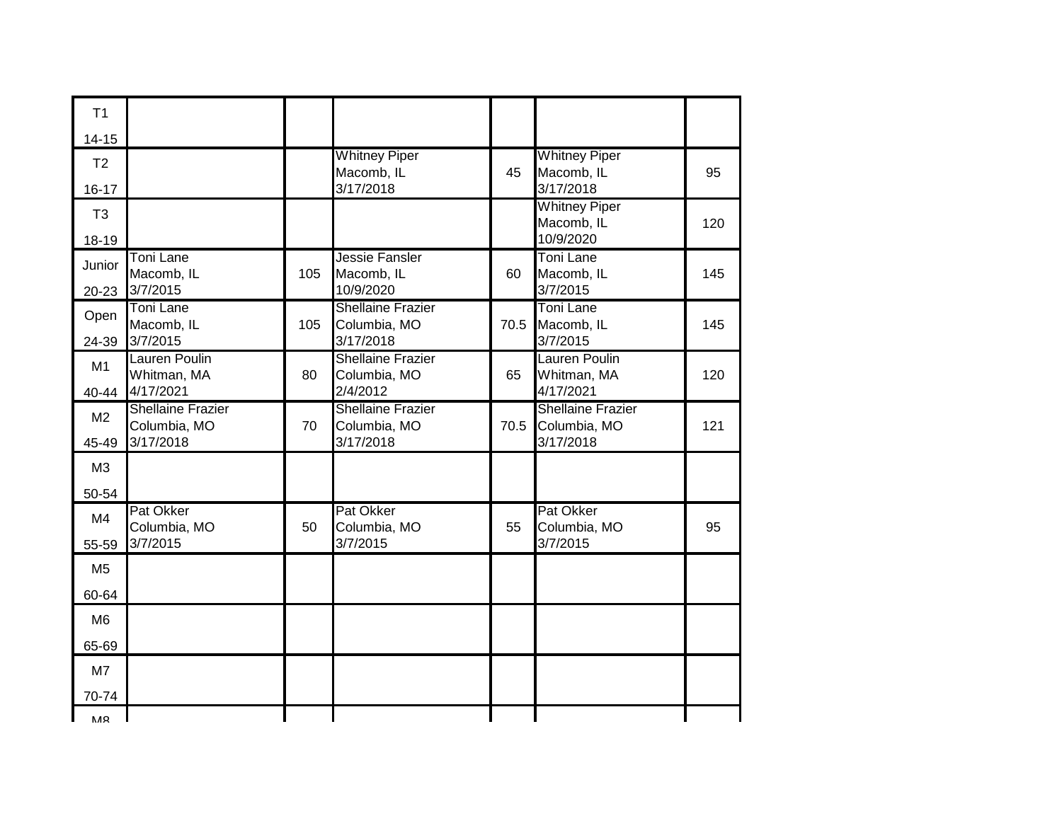| | | | | | | |
|---|---|---|---|---|---|---|
| T1 14-15 | | | | | | |
| T2 16-17 | | | Whitney Piper Macomb, IL 3/17/2018 | 45 | Whitney Piper Macomb, IL 3/17/2018 | 95 |
| T3 18-19 | | | | | Whitney Piper Macomb, IL 10/9/2020 | 120 |
| Junior 20-23 | Toni Lane Macomb, IL 3/7/2015 | 105 | Jessie Fansler Macomb, IL 10/9/2020 | 60 | Toni Lane Macomb, IL 3/7/2015 | 145 |
| Open 24-39 | Toni Lane Macomb, IL 3/7/2015 | 105 | Shellaine Frazier Columbia, MO 3/17/2018 | 70.5 | Toni Lane Macomb, IL 3/7/2015 | 145 |
| M1 40-44 | Lauren Poulin Whitman, MA 4/17/2021 | 80 | Shellaine Frazier Columbia, MO 2/4/2012 | 65 | Lauren Poulin Whitman, MA 4/17/2021 | 120 |
| M2 45-49 | Shellaine Frazier Columbia, MO 3/17/2018 | 70 | Shellaine Frazier Columbia, MO 3/17/2018 | 70.5 | Shellaine Frazier Columbia, MO 3/17/2018 | 121 |
| M3 50-54 | | | | | | |
| M4 55-59 | Pat Okker Columbia, MO 3/7/2015 | 50 | Pat Okker Columbia, MO 3/7/2015 | 55 | Pat Okker Columbia, MO 3/7/2015 | 95 |
| M5 60-64 | | | | | | |
| M6 65-69 | | | | | | |
| M7 70-74 | | | | | | |
| M8 | | | | | | |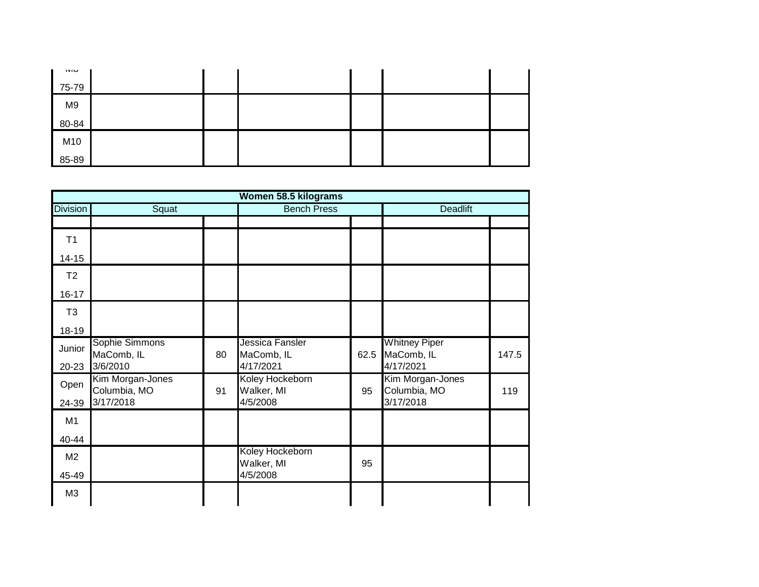| Division | Squat | | Bench Press | | Deadlift | |
|---|---|---|---|---|---|---|
| M8 75-79 | | | | | | |
| M9 80-84 | | | | | | |
| M10 85-89 | | | | | | |

| Women 58.5 kilograms | | | | | | |
|---|---|---|---|---|---|---|
| Division | Squat | | Bench Press | | Deadlift | |
| | | | | | | |
| T1 14-15 | | | | | | |
| T2 16-17 | | | | | | |
| T3 18-19 | | | | | | |
| Junior 20-23 | Sophie Simmons MaComb, IL 3/6/2010 | 80 | Jessica Fansler MaComb, IL 4/17/2021 | 62.5 | Whitney Piper MaComb, IL 4/17/2021 | 147.5 |
| Open 24-39 | Kim Morgan-Jones Columbia, MO 3/17/2018 | 91 | Koley Hockeborn Walker, MI 4/5/2008 | 95 | Kim Morgan-Jones Columbia, MO 3/17/2018 | 119 |
| M1 40-44 | | | | | | |
| M2 45-49 | | | Koley Hockeborn Walker, MI 4/5/2008 | 95 | | |
| M3 | | | | | | |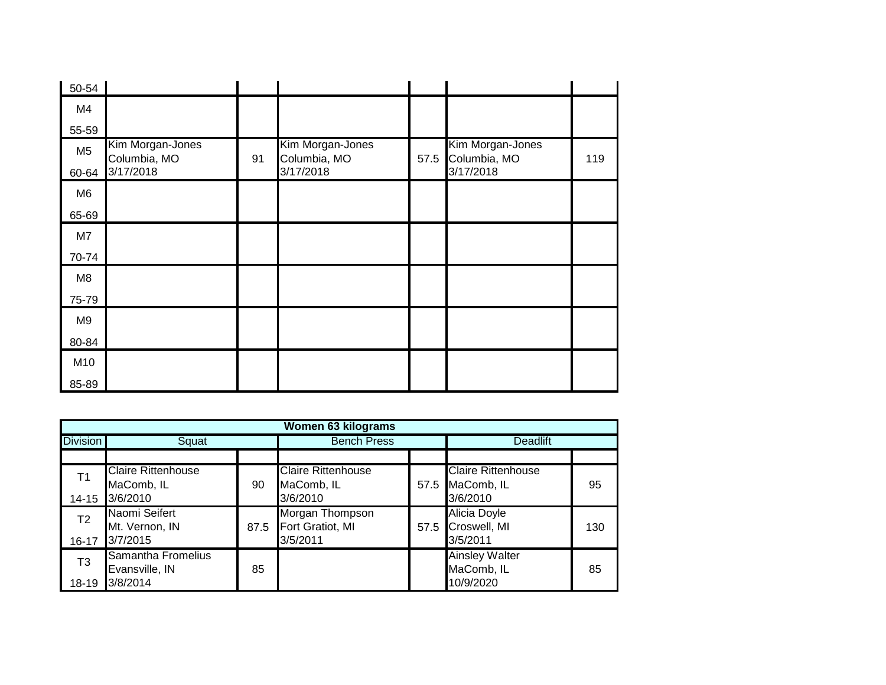| | | | | | | |
|---|---|---|---|---|---|---|
| 50-54 | | | | | | |
| M4<br>55-59 | | | | | | |
| M5<br>60-64 | Kim Morgan-Jones<br>Columbia, MO<br>3/17/2018 | 91 | Kim Morgan-Jones<br>Columbia, MO<br>3/17/2018 | 57.5 | Kim Morgan-Jones<br>Columbia, MO<br>3/17/2018 | 119 |
| M6<br>65-69 | | | | | | |
| M7<br>70-74 | | | | | | |
| M8<br>75-79 | | | | | | |
| M9<br>80-84 | | | | | | |
| M10<br>85-89 | | | | | | |

| Women 63 kilograms | | | | | | |
|---|---|---|---|---|---|---|
| Division | Squat | | Bench Press | | Deadlift | |
| | | | | | | |
| T1<br>14-15 | Claire Rittenhouse<br>MaComb, IL<br>3/6/2010 | 90 | Claire Rittenhouse<br>MaComb, IL<br>3/6/2010 | 57.5 | Claire Rittenhouse<br>MaComb, IL<br>3/6/2010 | 95 |
| T2<br>16-17 | Naomi Seifert<br>Mt. Vernon, IN<br>3/7/2015 | 87.5 | Morgan Thompson<br>Fort Gratiot, MI<br>3/5/2011 | 57.5 | Alicia Doyle<br>Croswell, MI<br>3/5/2011 | 130 |
| T3<br>18-19 | Samantha Fromelius<br>Evansville, IN<br>3/8/2014 | 85 | | | Ainsley Walter<br>MaComb, IL<br>10/9/2020 | 85 |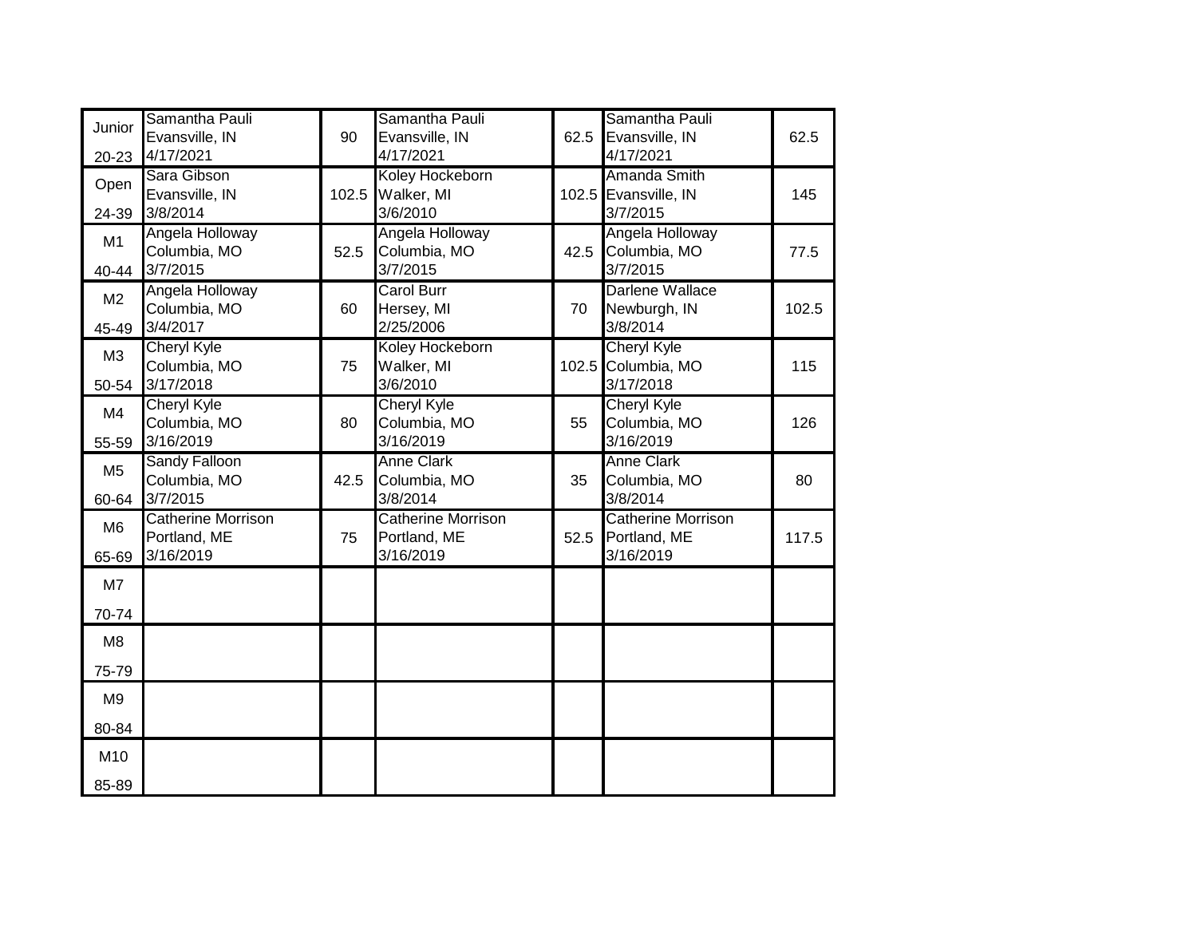| Division | Record Holder | Weight | Record Holder | Weight | Record Holder | Weight |
|---|---|---|---|---|---|---|
| Junior 20-23 | Samantha Pauli Evansville, IN 4/17/2021 | 90 | Samantha Pauli Evansville, IN 4/17/2021 | 62.5 | Samantha Pauli Evansville, IN 4/17/2021 | 62.5 |
| Open 24-39 | Sara Gibson Evansville, IN 3/8/2014 | 102.5 | Koley Hockeborn Walker, MI 3/6/2010 | 102.5 | Amanda Smith Evansville, IN 3/7/2015 | 145 |
| M1 40-44 | Angela Holloway Columbia, MO 3/7/2015 | 52.5 | Angela Holloway Columbia, MO 3/7/2015 | 42.5 | Angela Holloway Columbia, MO 3/7/2015 | 77.5 |
| M2 45-49 | Angela Holloway Columbia, MO 3/4/2017 | 60 | Carol Burr Hersey, MI 2/25/2006 | 70 | Darlene Wallace Newburgh, IN 3/8/2014 | 102.5 |
| M3 50-54 | Cheryl Kyle Columbia, MO 3/17/2018 | 75 | Koley Hockeborn Walker, MI 3/6/2010 | 102.5 | Cheryl Kyle Columbia, MO 3/17/2018 | 115 |
| M4 55-59 | Cheryl Kyle Columbia, MO 3/16/2019 | 80 | Cheryl Kyle Columbia, MO 3/16/2019 | 55 | Cheryl Kyle Columbia, MO 3/16/2019 | 126 |
| M5 60-64 | Sandy Falloon Columbia, MO 3/7/2015 | 42.5 | Anne Clark Columbia, MO 3/8/2014 | 35 | Anne Clark Columbia, MO 3/8/2014 | 80 |
| M6 65-69 | Catherine Morrison Portland, ME 3/16/2019 | 75 | Catherine Morrison Portland, ME 3/16/2019 | 52.5 | Catherine Morrison Portland, ME 3/16/2019 | 117.5 |
| M7 70-74 | | | | | | |
| M8 75-79 | | | | | | |
| M9 80-84 | | | | | | |
| M10 85-89 | | | | | | |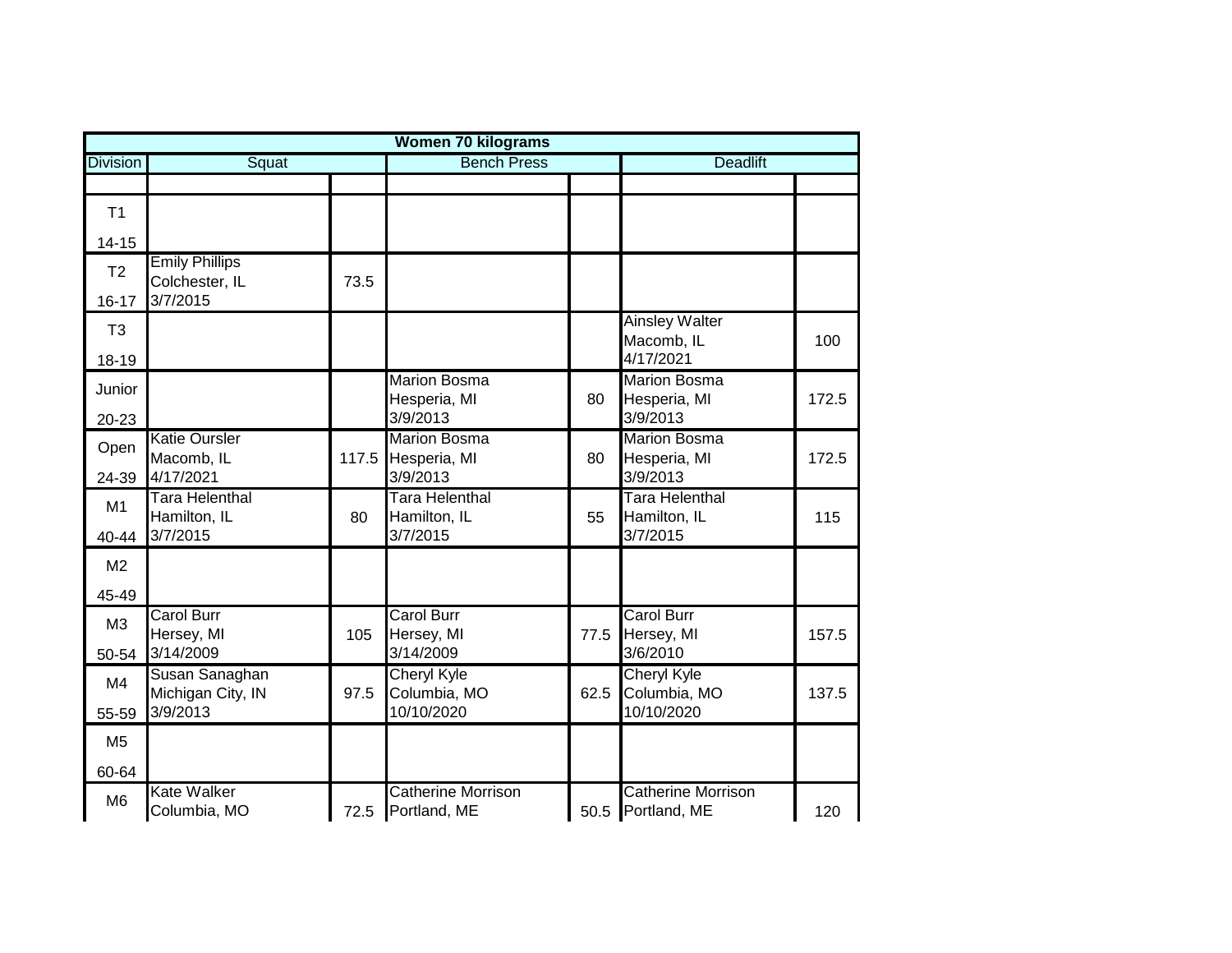| Women 70 kilograms | | | | | | |
|---|---|---|---|---|---|---|
| Division | Squat | | Bench Press | | Deadlift | |
| | | | | | | |
| T1 14-15 | | | | | | |
| T2 16-17 | Emily Phillips Colchester, IL 3/7/2015 | 73.5 | | | | |
| T3 18-19 | | | | | Ainsley Walter Macomb, IL 4/17/2021 | 100 |
| Junior 20-23 | | | Marion Bosma Hesperia, MI 3/9/2013 | 80 | Marion Bosma Hesperia, MI 3/9/2013 | 172.5 |
| Open 24-39 | Katie Oursler Macomb, IL 4/17/2021 | 117.5 | Marion Bosma Hesperia, MI 3/9/2013 | 80 | Marion Bosma Hesperia, MI 3/9/2013 | 172.5 |
| M1 40-44 | Tara Helenthal Hamilton, IL 3/7/2015 | 80 | Tara Helenthal Hamilton, IL 3/7/2015 | 55 | Tara Helenthal Hamilton, IL 3/7/2015 | 115 |
| M2 45-49 | | | | | | |
| M3 50-54 | Carol Burr Hersey, MI 3/14/2009 | 105 | Carol Burr Hersey, MI 3/14/2009 | 77.5 | Carol Burr Hersey, MI 3/6/2010 | 157.5 |
| M4 55-59 | Susan Sanaghan Michigan City, IN 3/9/2013 | 97.5 | Cheryl Kyle Columbia, MO 10/10/2020 | 62.5 | Cheryl Kyle Columbia, MO 10/10/2020 | 137.5 |
| M5 60-64 | | | | | | |
| M6 | Kate Walker Columbia, MO | 72.5 | Catherine Morrison Portland, ME | 50.5 | Catherine Morrison Portland, ME | 120 |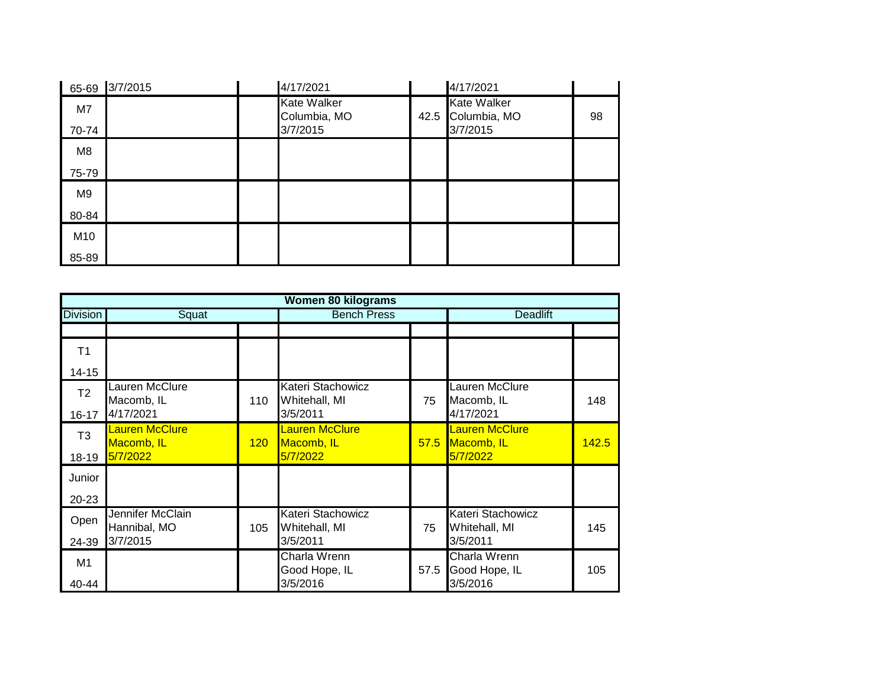| Division | Squat | | Bench Press | | Deadlift | |
|---|---|---|---|---|---|---|
| 65-69 | 3/7/2015 | | 4/17/2021 | | 4/17/2021 | |
| M7 70-74 | | | Kate Walker Columbia, MO 3/7/2015 | 42.5 | Kate Walker Columbia, MO 3/7/2015 | 98 |
| M8 75-79 | | | | | | |
| M9 80-84 | | | | | | |
| M10 85-89 | | | | | | |

| Women 80 kilograms | | | | | | |
|---|---|---|---|---|---|---|
| Division | Squat | | Bench Press | | Deadlift | |
| | | | | | | |
| T1 14-15 | | | | | | |
| T2 16-17 | Lauren McClure Macomb, IL 4/17/2021 | 110 | Kateri Stachowicz Whitehall, MI 3/5/2011 | 75 | Lauren McClure Macomb, IL 4/17/2021 | 148 |
| T3 18-19 | Lauren McClure Macomb, IL 5/7/2022 | 120 | Lauren McClure Macomb, IL 5/7/2022 | 57.5 | Lauren McClure Macomb, IL 5/7/2022 | 142.5 |
| Junior 20-23 | | | | | | |
| Open 24-39 | Jennifer McClain Hannibal, MO 3/7/2015 | 105 | Kateri Stachowicz Whitehall, MI 3/5/2011 | 75 | Kateri Stachowicz Whitehall, MI 3/5/2011 | 145 |
| M1 40-44 | | | Charla Wrenn Good Hope, IL 3/5/2016 | 57.5 | Charla Wrenn Good Hope, IL 3/5/2016 | 105 |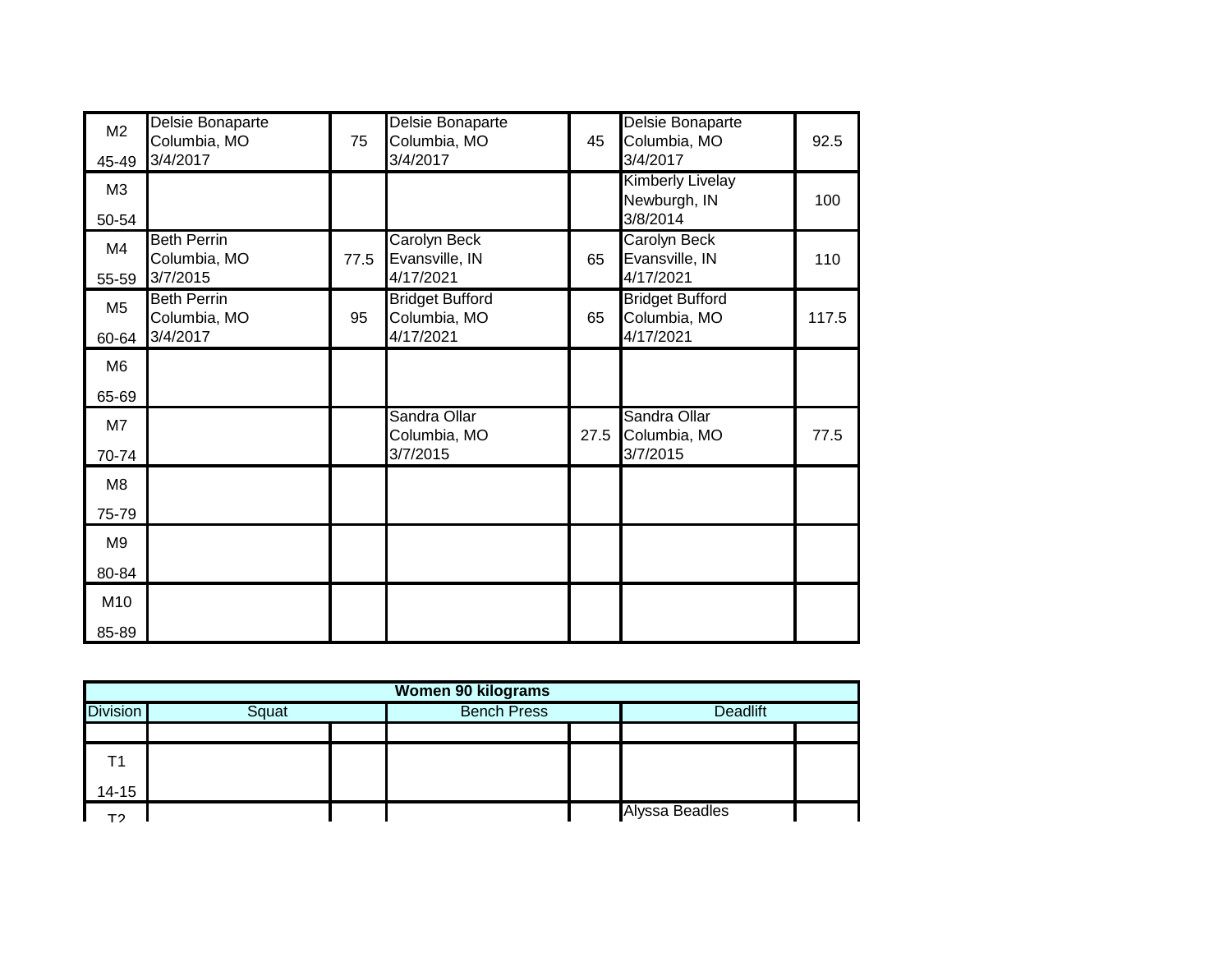| M2<br>45-49 | Delsie Bonaparte<br>Columbia, MO<br>3/4/2017 | 75 | Delsie Bonaparte<br>Columbia, MO<br>3/4/2017 | 45 | Delsie Bonaparte<br>Columbia, MO<br>3/4/2017 | 92.5 |
|---|---|---|---|---|---|---|
| M3<br>50-54 | | | | | Kimberly Livelay<br>Newburgh, IN<br>3/8/2014 | 100 |
| M4<br>55-59 | Beth Perrin<br>Columbia, MO<br>3/7/2015 | 77.5 | Carolyn Beck<br>Evansville, IN<br>4/17/2021 | 65 | Carolyn Beck<br>Evansville, IN<br>4/17/2021 | 110 |
| M5<br>60-64 | Beth Perrin<br>Columbia, MO<br>3/4/2017 | 95 | Bridget Bufford<br>Columbia, MO<br>4/17/2021 | 65 | Bridget Bufford<br>Columbia, MO<br>4/17/2021 | 117.5 |
| M6<br>65-69 | | | | | | |
| M7<br>70-74 | | | Sandra Ollar<br>Columbia, MO<br>3/7/2015 | 27.5 | Sandra Ollar<br>Columbia, MO<br>3/7/2015 | 77.5 |
| M8<br>75-79 | | | | | | |
| M9<br>80-84 | | | | | | |
| M10<br>85-89 | | | | | | |

| Women 90 kilograms | | | | | | |
|---|---|---|---|---|---|---|
| Division | Squat | | Bench Press | | Deadlift | |
| | | | | | | |
| T1<br>14-15 | | | | | | |
| T2 | | | | | Alyssa Beadles | |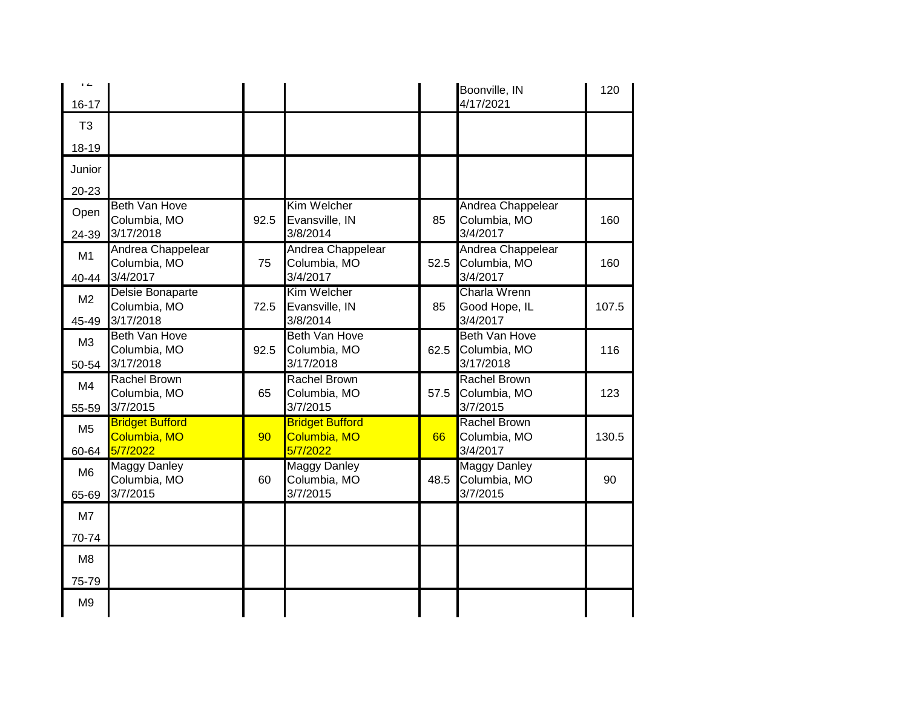| | | | | | | |
|---|---|---|---|---|---|---|
| T2 16-17 | | | | | Boonville, IN 4/17/2021 | 120 |
| T3 18-19 | | | | | | |
| Junior 20-23 | | | | | | |
| Open 24-39 | Beth Van Hove Columbia, MO 3/17/2018 | 92.5 | Kim Welcher Evansville, IN 3/8/2014 | 85 | Andrea Chappelear Columbia, MO 3/4/2017 | 160 |
| M1 40-44 | Andrea Chappelear Columbia, MO 3/4/2017 | 75 | Andrea Chappelear Columbia, MO 3/4/2017 | 52.5 | Andrea Chappelear Columbia, MO 3/4/2017 | 160 |
| M2 45-49 | Delsie Bonaparte Columbia, MO 3/17/2018 | 72.5 | Kim Welcher Evansville, IN 3/8/2014 | 85 | Charla Wrenn Good Hope, IL 3/4/2017 | 107.5 |
| M3 50-54 | Beth Van Hove Columbia, MO 3/17/2018 | 92.5 | Beth Van Hove Columbia, MO 3/17/2018 | 62.5 | Beth Van Hove Columbia, MO 3/17/2018 | 116 |
| M4 55-59 | Rachel Brown Columbia, MO 3/7/2015 | 65 | Rachel Brown Columbia, MO 3/7/2015 | 57.5 | Rachel Brown Columbia, MO 3/7/2015 | 123 |
| M5 60-64 | Bridget Bufford Columbia, MO 5/7/2022 | 90 | Bridget Bufford Columbia, MO 5/7/2022 | 66 | Rachel Brown Columbia, MO 3/4/2017 | 130.5 |
| M6 65-69 | Maggy Danley Columbia, MO 3/7/2015 | 60 | Maggy Danley Columbia, MO 3/7/2015 | 48.5 | Maggy Danley Columbia, MO 3/7/2015 | 90 |
| M7 70-74 | | | | | | |
| M8 75-79 | | | | | | |
| M9 | | | | | | |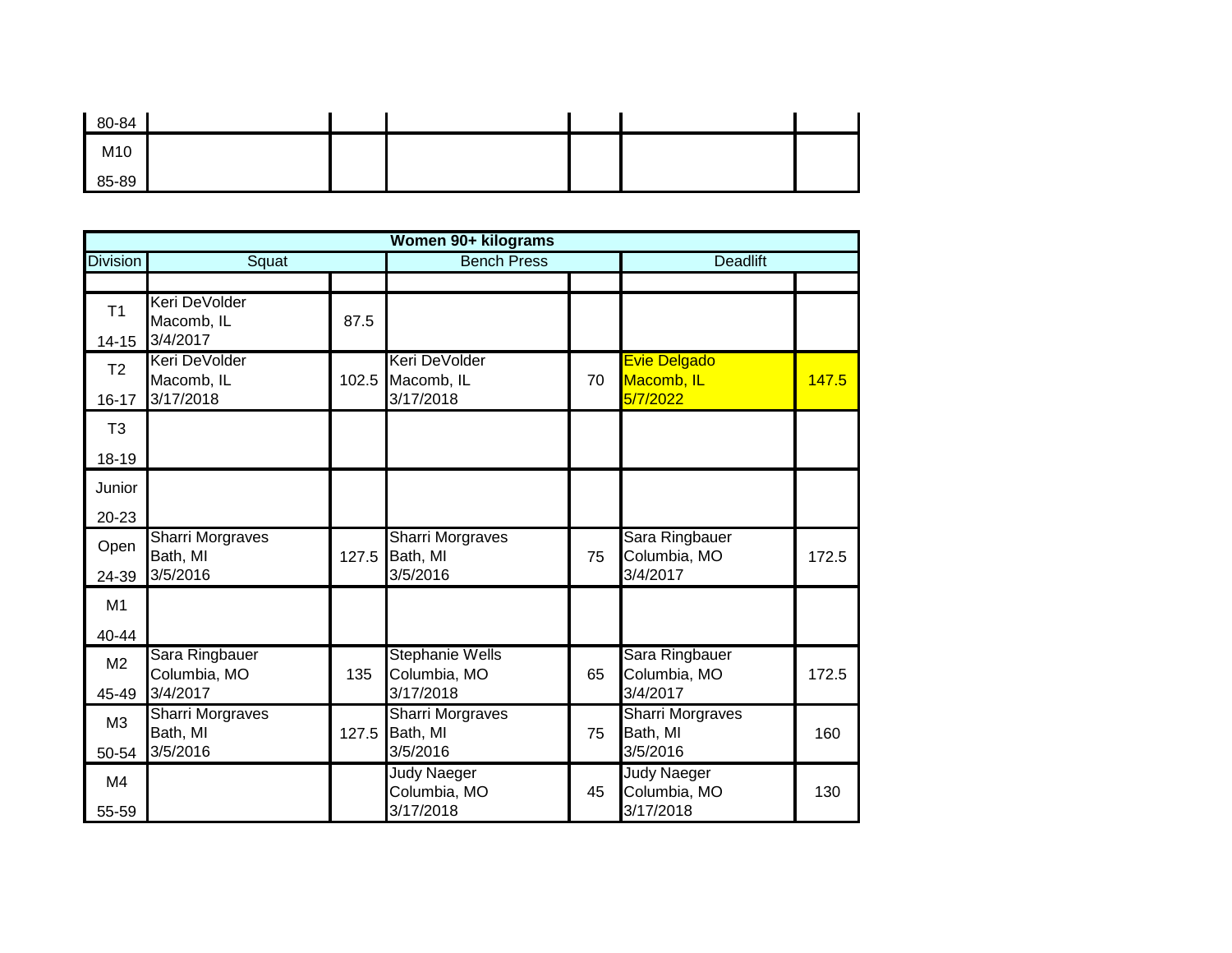| Division | Squat | | Bench Press | | Deadlift | |
|---|---|---|---|---|---|---|
| 80-84 | | | | | | |
| M10 85-89 | | | | | | |

| Women 90+ kilograms | | | | | | |
|---|---|---|---|---|---|---|
| Division | Squat | | Bench Press | | Deadlift | |
| | | | | | | |
| T1 14-15 | Keri DeVolder Macomb, IL 3/4/2017 | 87.5 | | | | |
| T2 16-17 | Keri DeVolder Macomb, IL 3/17/2018 | 102.5 | Keri DeVolder Macomb, IL 3/17/2018 | 70 | Evie Delgado Macomb, IL 5/7/2022 | 147.5 |
| T3 18-19 | | | | | | |
| Junior 20-23 | | | | | | |
| Open 24-39 | Sharri Morgraves Bath, MI 3/5/2016 | 127.5 | Sharri Morgraves Bath, MI 3/5/2016 | 75 | Sara Ringbauer Columbia, MO 3/4/2017 | 172.5 |
| M1 40-44 | | | | | | |
| M2 45-49 | Sara Ringbauer Columbia, MO 3/4/2017 | 135 | Stephanie Wells Columbia, MO 3/17/2018 | 65 | Sara Ringbauer Columbia, MO 3/4/2017 | 172.5 |
| M3 50-54 | Sharri Morgraves Bath, MI 3/5/2016 | 127.5 | Sharri Morgraves Bath, MI 3/5/2016 | 75 | Sharri Morgraves Bath, MI 3/5/2016 | 160 |
| M4 55-59 | | | Judy Naeger Columbia, MO 3/17/2018 | 45 | Judy Naeger Columbia, MO 3/17/2018 | 130 |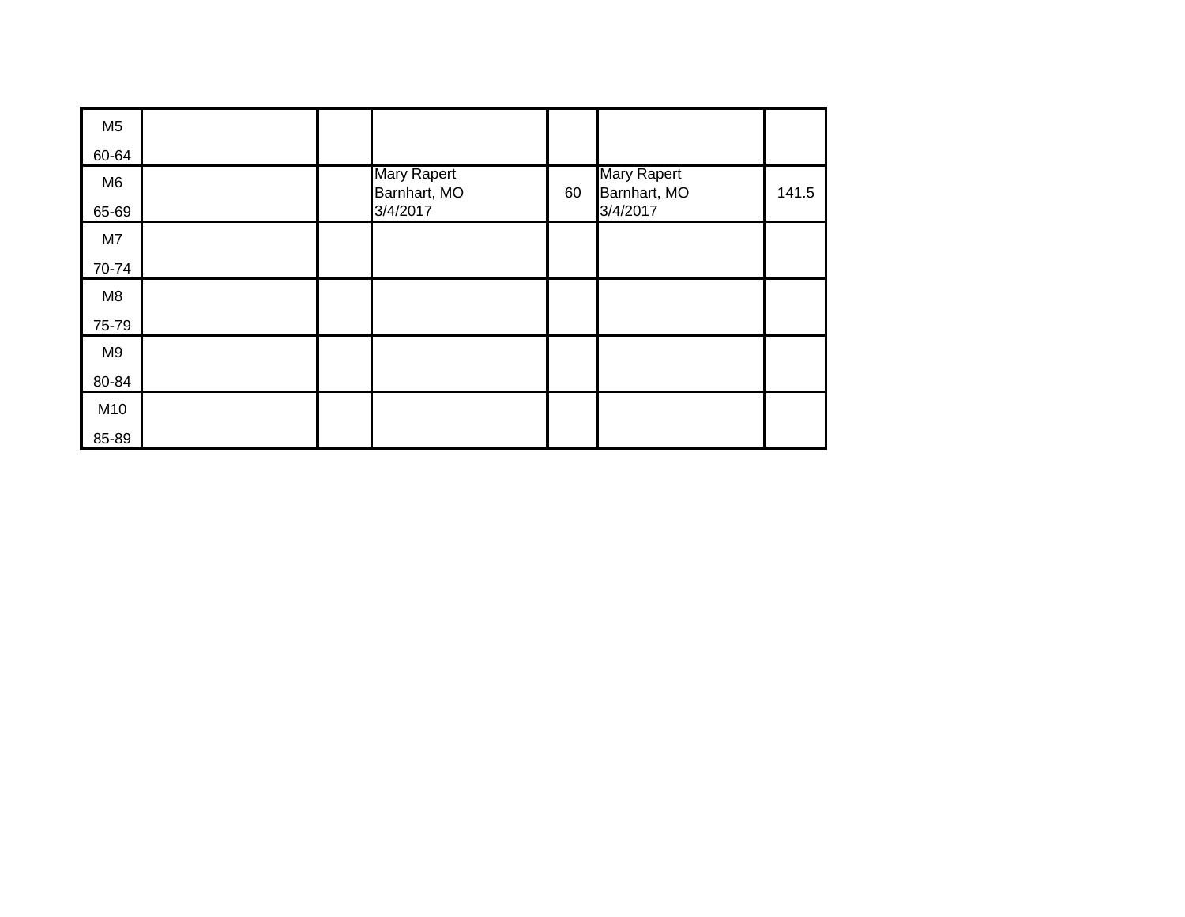| | | | | | | |
|---|---|---|---|---|---|---|
| M5 60-64 | | | | | | |
| M6 65-69 | | | Mary Rapert Barnhart, MO 3/4/2017 | 60 | Mary Rapert Barnhart, MO 3/4/2017 | 141.5 |
| M7 70-74 | | | | | | |
| M8 75-79 | | | | | | |
| M9 80-84 | | | | | | |
| M10 85-89 | | | | | | |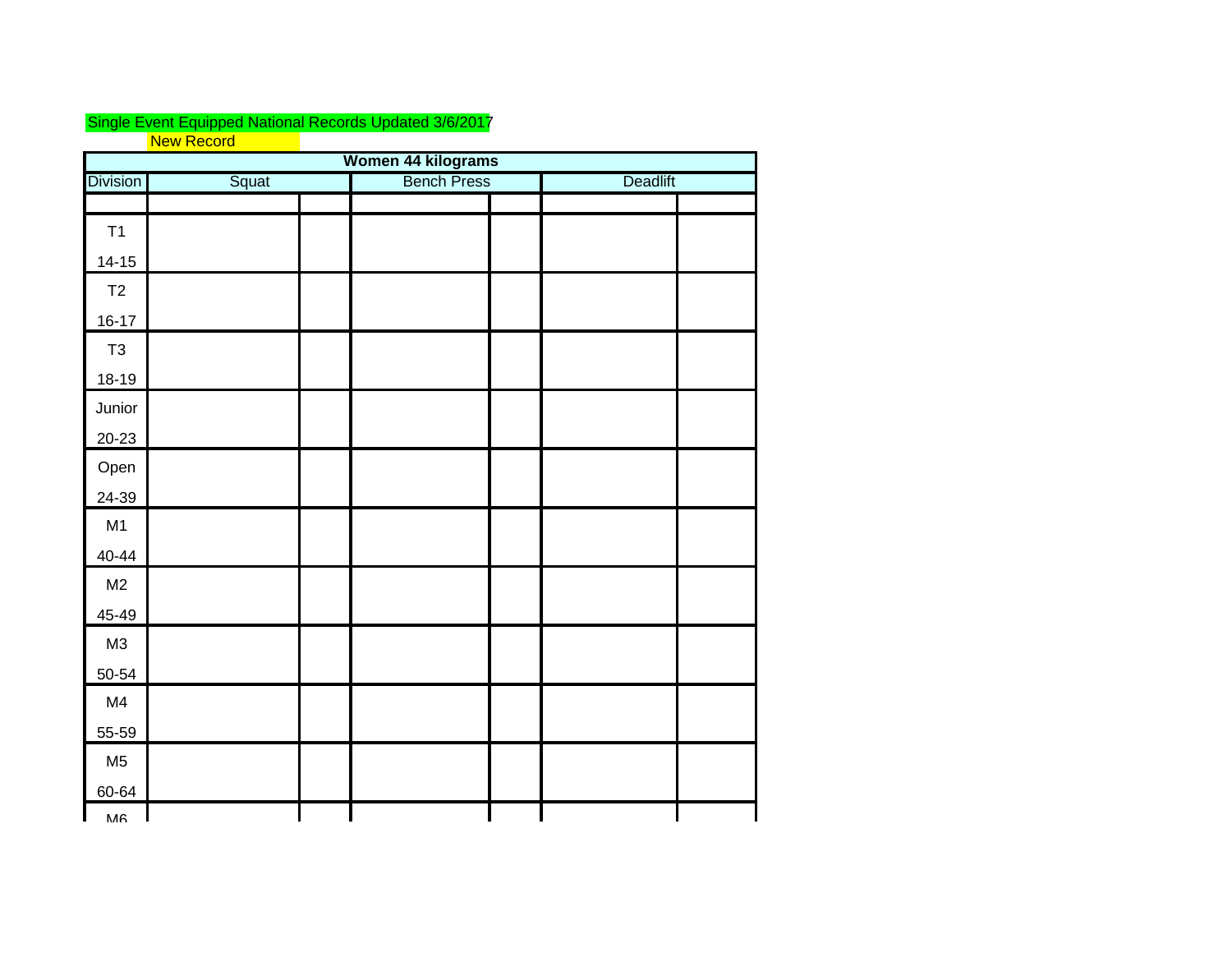Single Event Equipped National Records Updated 3/6/2017

New Record

| Women 44 kilograms | | | | | | |
|---|---|---|---|---|---|---|
| Division | Squat | | Bench Press | | Deadlift | |
| | | | | | | |
| T1 14-15 | | | | | | |
| T2 16-17 | | | | | | |
| T3 18-19 | | | | | | |
| Junior 20-23 | | | | | | |
| Open 24-39 | | | | | | |
| M1 40-44 | | | | | | |
| M2 45-49 | | | | | | |
| M3 50-54 | | | | | | |
| M4 55-59 | | | | | | |
| M5 60-64 | | | | | | |
| M6 | | | | | | |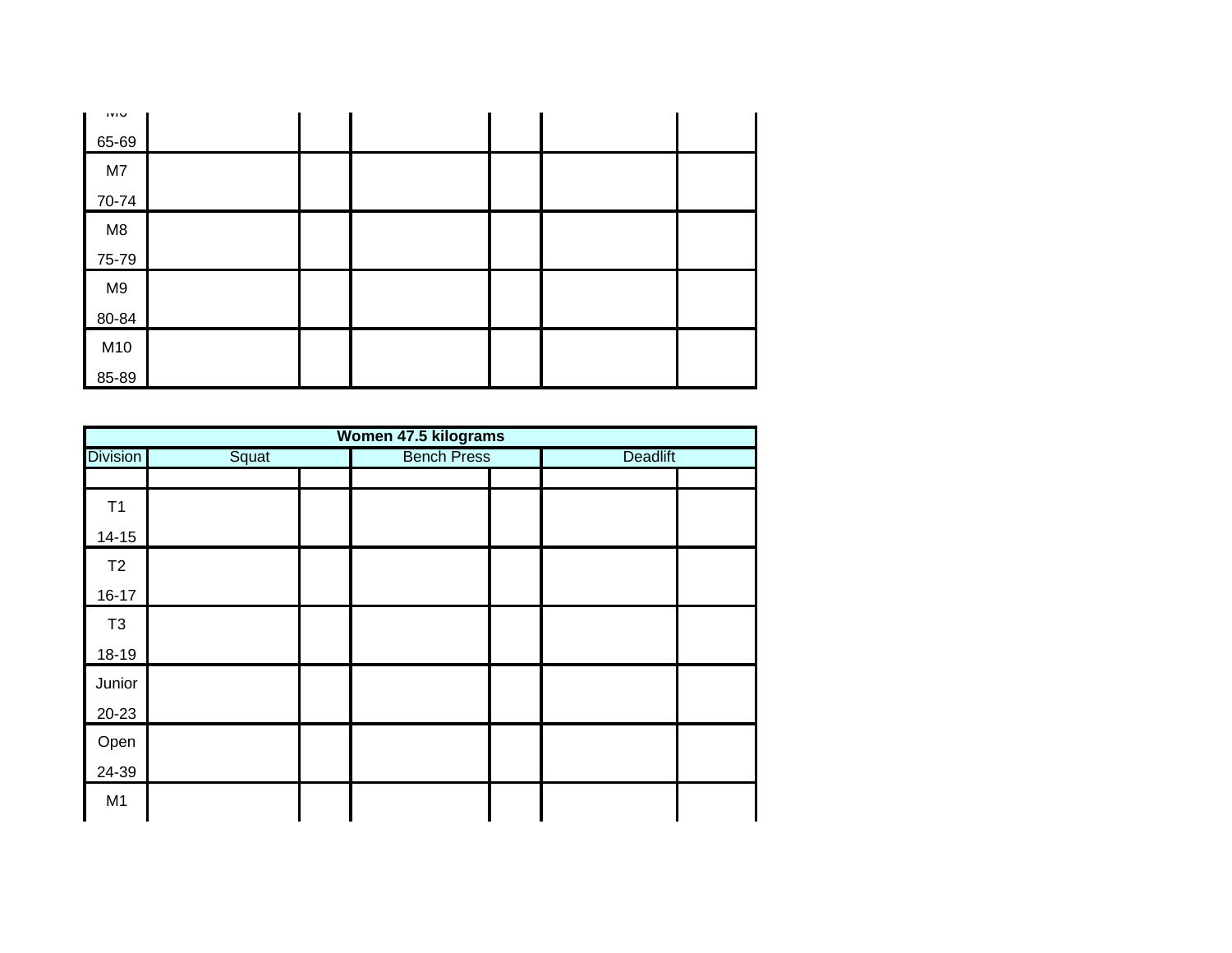| | | | | | | |
|---|---|---|---|---|---|---|
| M6 65-69 | | | | | | |
| M7 70-74 | | | | | | |
| M8 75-79 | | | | | | |
| M9 80-84 | | | | | | |
| M10 85-89 | | | | | | |

| **Women 47.5 kilograms** | | | | | | |
|---|---|---|---|---|---|---|
| Division | Squat | | Bench Press | | Deadlift | |
| | | | | | | |
| T1 14-15 | | | | | | |
| T2 16-17 | | | | | | |
| T3 18-19 | | | | | | |
| Junior 20-23 | | | | | | |
| Open 24-39 | | | | | | |
| M1 | | | | | | |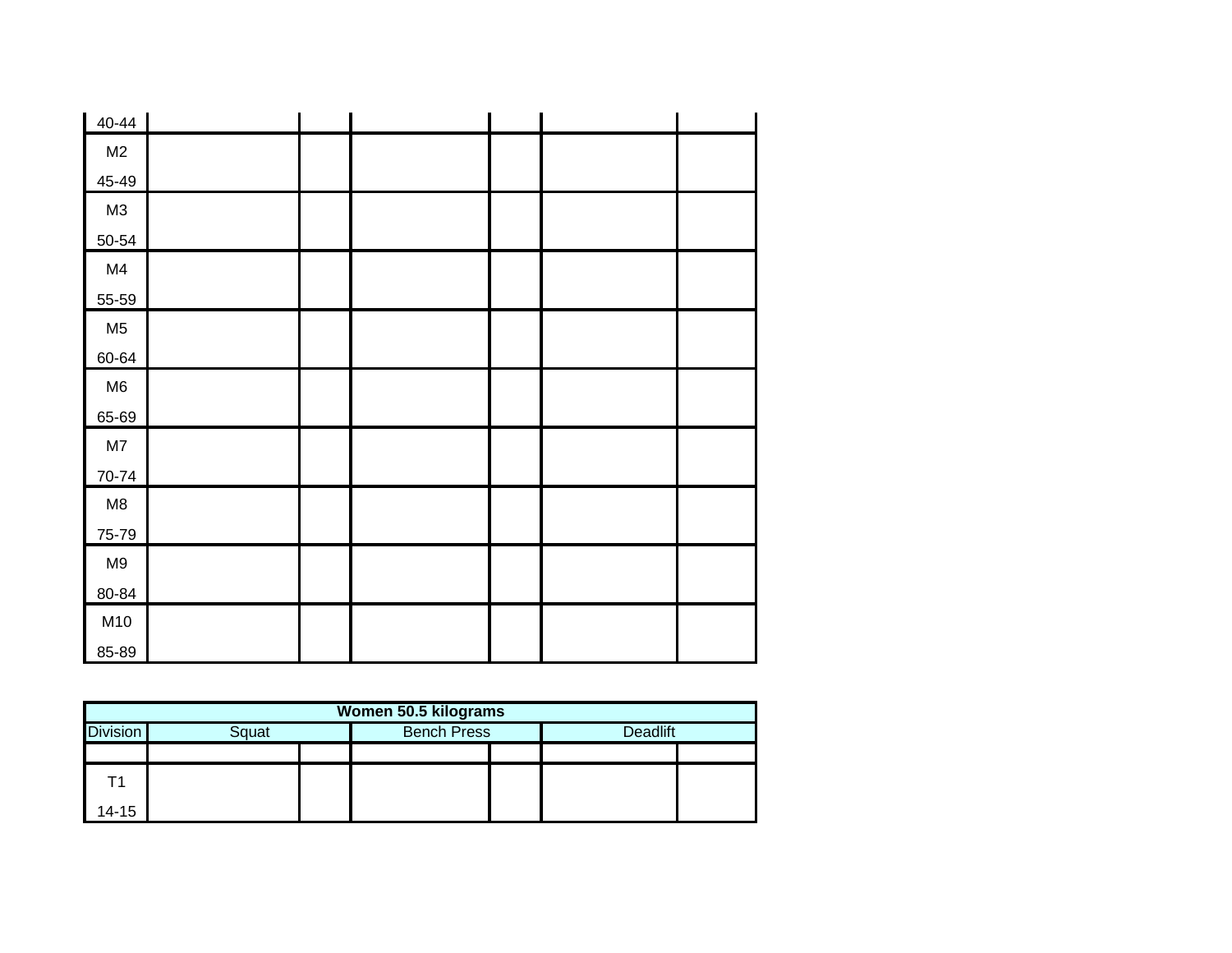| Division | | | | | | |
|---|---|---|---|---|---|---|
| 40-44 | | | | | | |
| M2 45-49 | | | | | | |
| M3 50-54 | | | | | | |
| M4 55-59 | | | | | | |
| M5 60-64 | | | | | | |
| M6 65-69 | | | | | | |
| M7 70-74 | | | | | | |
| M8 75-79 | | | | | | |
| M9 80-84 | | | | | | |
| M10 85-89 | | | | | | |

| **Women 50.5 kilograms** | | | | | | |
|---|---|---|---|---|---|---|
| Division | Squat | | Bench Press | | Deadlift | |
| | | | | | | |
| T1 14-15 | | | | | | |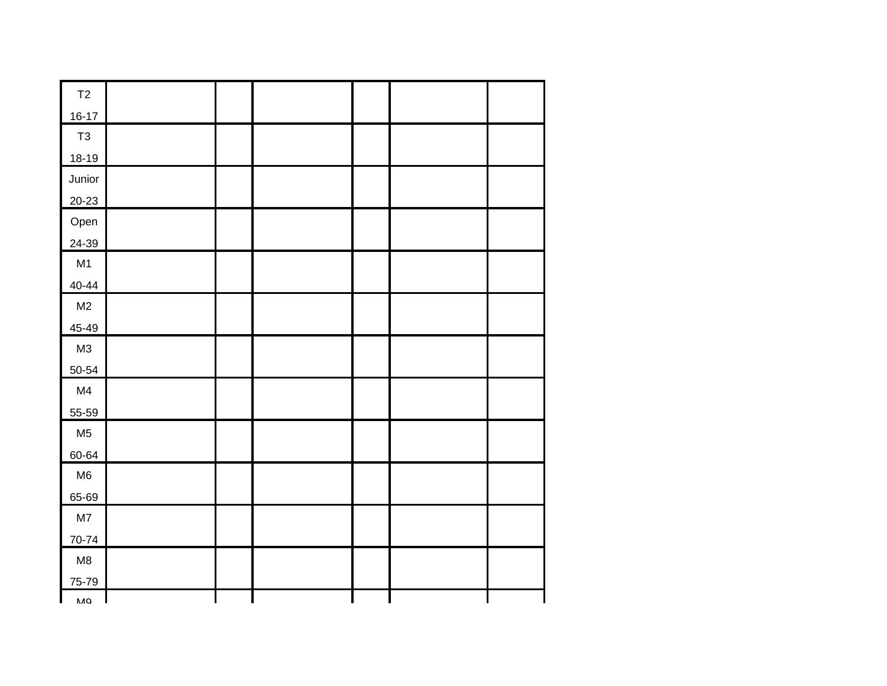| | | | | | | |
|---|---|---|---|---|---|---|
| T2 16-17 | | | | | | |
| T3 18-19 | | | | | | |
| Junior 20-23 | | | | | | |
| Open 24-39 | | | | | | |
| M1 40-44 | | | | | | |
| M2 45-49 | | | | | | |
| M3 50-54 | | | | | | |
| M4 55-59 | | | | | | |
| M5 60-64 | | | | | | |
| M6 65-69 | | | | | | |
| M7 70-74 | | | | | | |
| M8 75-79 | | | | | | |
| M9 | | | | | | |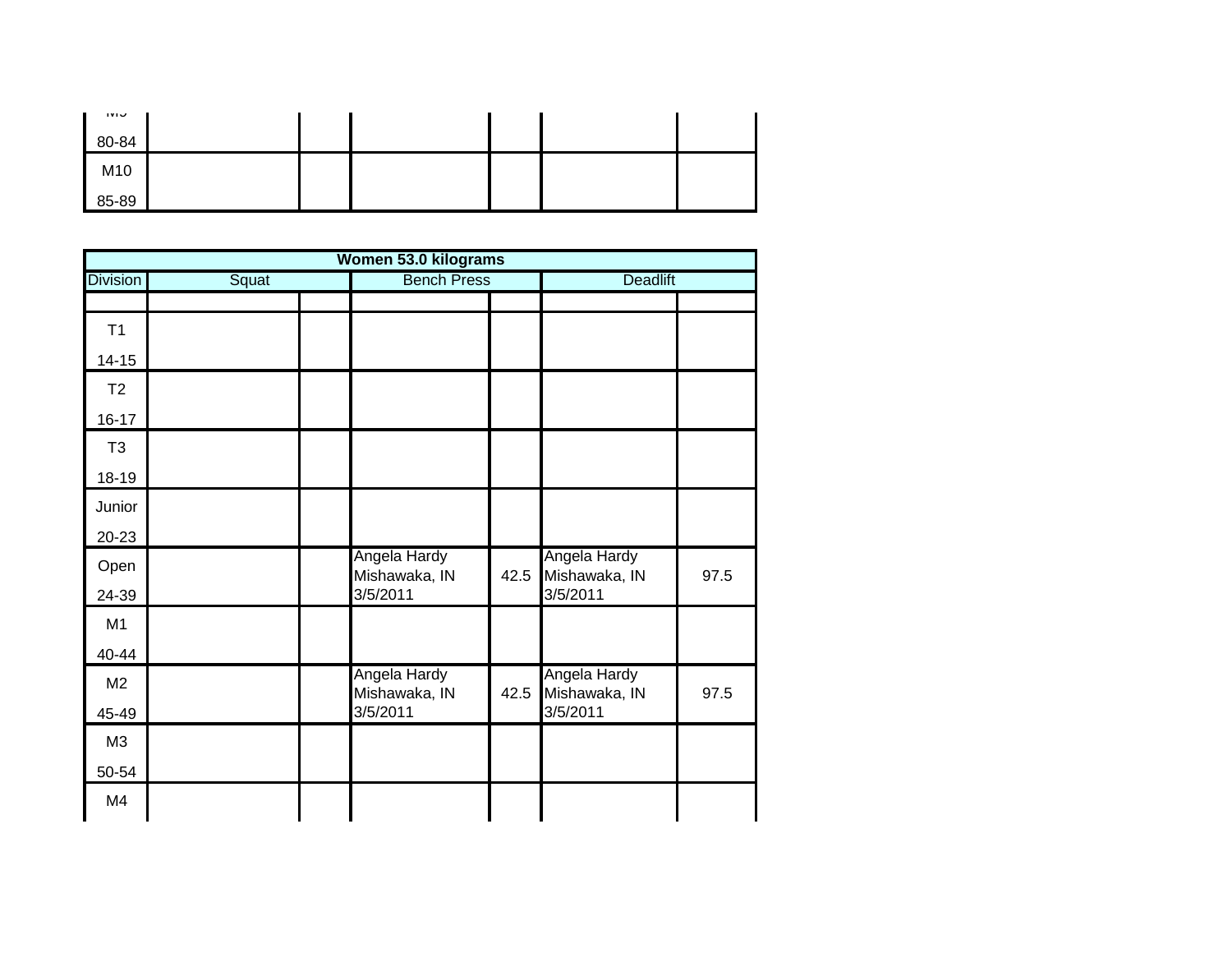| | | | | | | |
|---|---|---|---|---|---|---|
| M9 80-84 | | | | | | |
| M10 85-89 | | | | | | |

| Women 53.0 kilograms | | | | | | |
|---|---|---|---|---|---|---|
| Division | Squat | | Bench Press | | Deadlift | |
| | | | | | | |
| T1 14-15 | | | | | | |
| T2 16-17 | | | | | | |
| T3 18-19 | | | | | | |
| Junior 20-23 | | | | | | |
| Open 24-39 | | | Angela Hardy Mishawaka, IN 3/5/2011 | 42.5 | Angela Hardy Mishawaka, IN 3/5/2011 | 97.5 |
| M1 40-44 | | | | | | |
| M2 45-49 | | | Angela Hardy Mishawaka, IN 3/5/2011 | 42.5 | Angela Hardy Mishawaka, IN 3/5/2011 | 97.5 |
| M3 50-54 | | | | | | |
| M4 | | | | | | |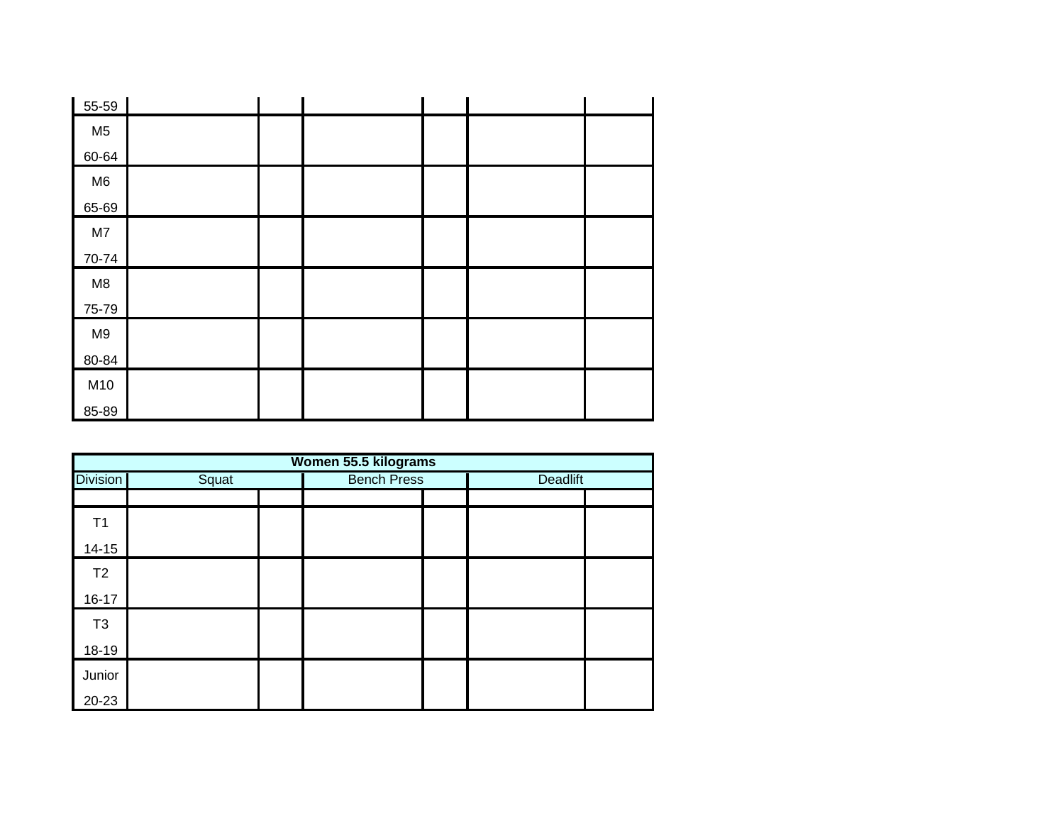| | | | | | | |
|---|---|---|---|---|---|---|
| 55-59 | | | | | | |
| M5 60-64 | | | | | | |
| M6 65-69 | | | | | | |
| M7 70-74 | | | | | | |
| M8 75-79 | | | | | | |
| M9 80-84 | | | | | | |
| M10 85-89 | | | | | | |

| Women 55.5 kilograms | | | | | | |
|---|---|---|---|---|---|---|
| Division | Squat | | Bench Press | | Deadlift | |
| | | | | | | |
| T1 14-15 | | | | | | |
| T2 16-17 | | | | | | |
| T3 18-19 | | | | | | |
| Junior 20-23 | | | | | | |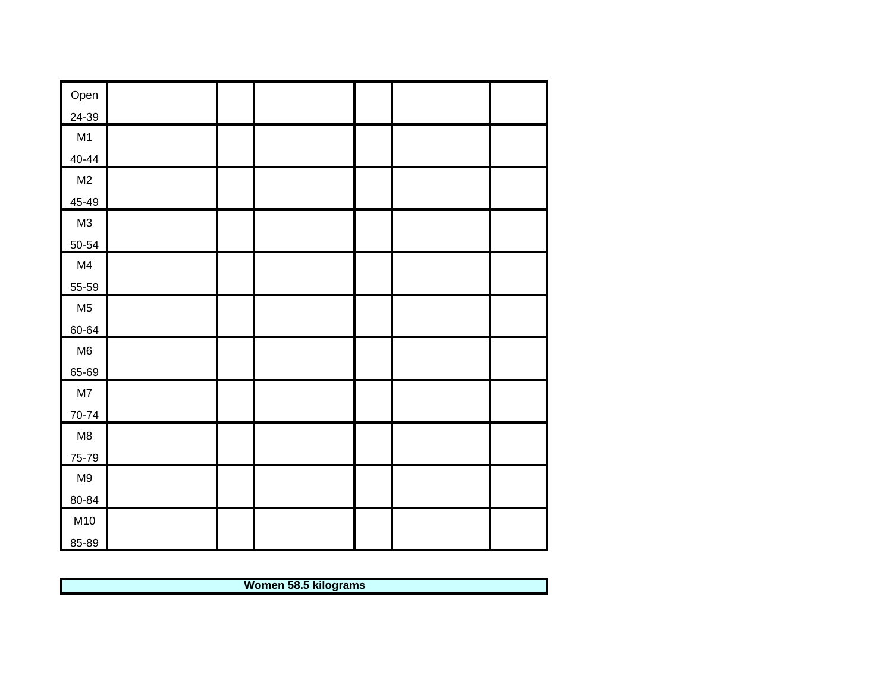| | | | | | | |
|---|---|---|---|---|---|---|
| Open 24-39 | | | | | | |
| M1 40-44 | | | | | | |
| M2 45-49 | | | | | | |
| M3 50-54 | | | | | | |
| M4 55-59 | | | | | | |
| M5 60-64 | | | | | | |
| M6 65-69 | | | | | | |
| M7 70-74 | | | | | | |
| M8 75-79 | | | | | | |
| M9 80-84 | | | | | | |
| M10 85-89 | | | | | | |

**Women 58.5 kilograms**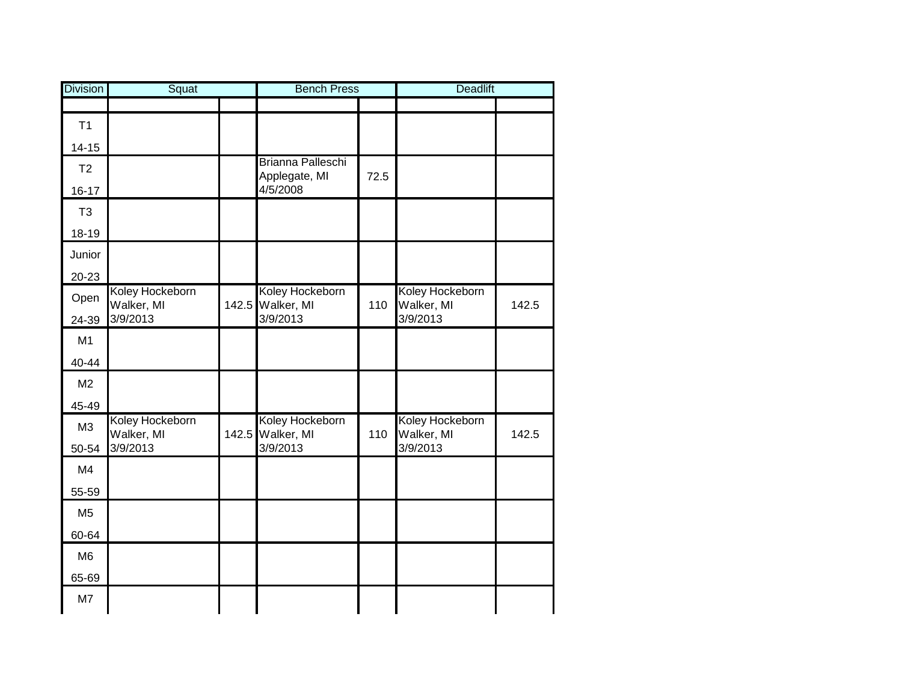| Division | Squat | | Bench Press | | Deadlift | |
|---|---|---|---|---|---|---|
| | | | | | | |
| T1 14-15 | | | | | | |
| T2 16-17 | | | Brianna Palleschi Applegate, MI 4/5/2008 | 72.5 | | |
| T3 18-19 | | | | | | |
| Junior 20-23 | | | | | | |
| Open 24-39 | Koley Hockeborn Walker, MI 3/9/2013 | 142.5 | Koley Hockeborn Walker, MI 3/9/2013 | 110 | Koley Hockeborn Walker, MI 3/9/2013 | 142.5 |
| M1 40-44 | | | | | | |
| M2 45-49 | | | | | | |
| M3 50-54 | Koley Hockeborn Walker, MI 3/9/2013 | 142.5 | Koley Hockeborn Walker, MI 3/9/2013 | 110 | Koley Hockeborn Walker, MI 3/9/2013 | 142.5 |
| M4 55-59 | | | | | | |
| M5 60-64 | | | | | | |
| M6 65-69 | | | | | | |
| M7 | | | | | | |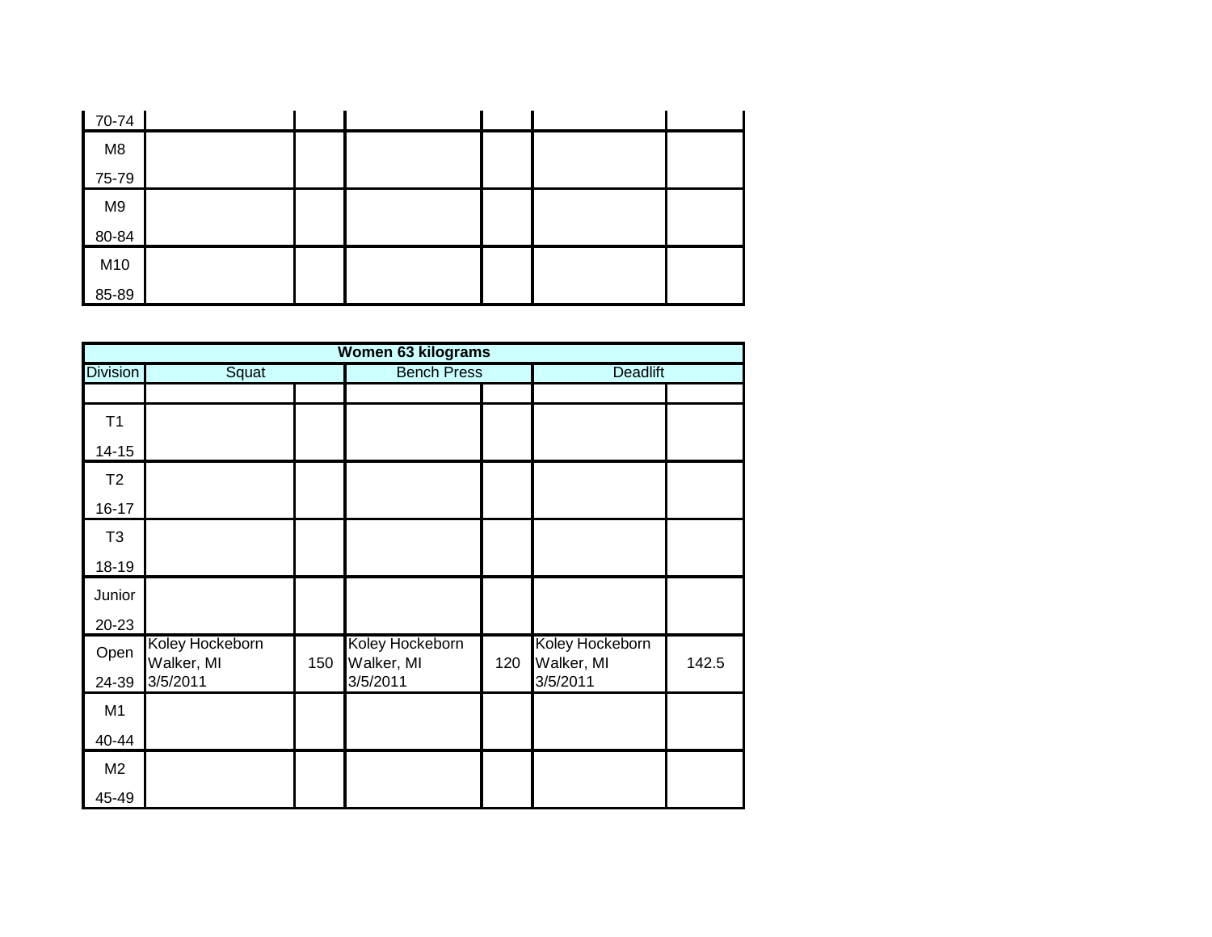| 70-74 | | | | | | |
|---|---|---|---|---|---|---|
| M8 75-79 | | | | | | |
| M9 80-84 | | | | | | |
| M10 85-89 | | | | | | |

| Women 63 kilograms | | | | | | |
|---|---|---|---|---|---|---|
| Division | Squat | | Bench Press | | Deadlift | |
| | | | | | | |
| T1 14-15 | | | | | | |
| T2 16-17 | | | | | | |
| T3 18-19 | | | | | | |
| Junior 20-23 | | | | | | |
| Open 24-39 | Koley Hockeborn Walker, MI 3/5/2011 | 150 | Koley Hockeborn Walker, MI 3/5/2011 | 120 | Koley Hockeborn Walker, MI 3/5/2011 | 142.5 |
| M1 40-44 | | | | | | |
| M2 45-49 | | | | | | |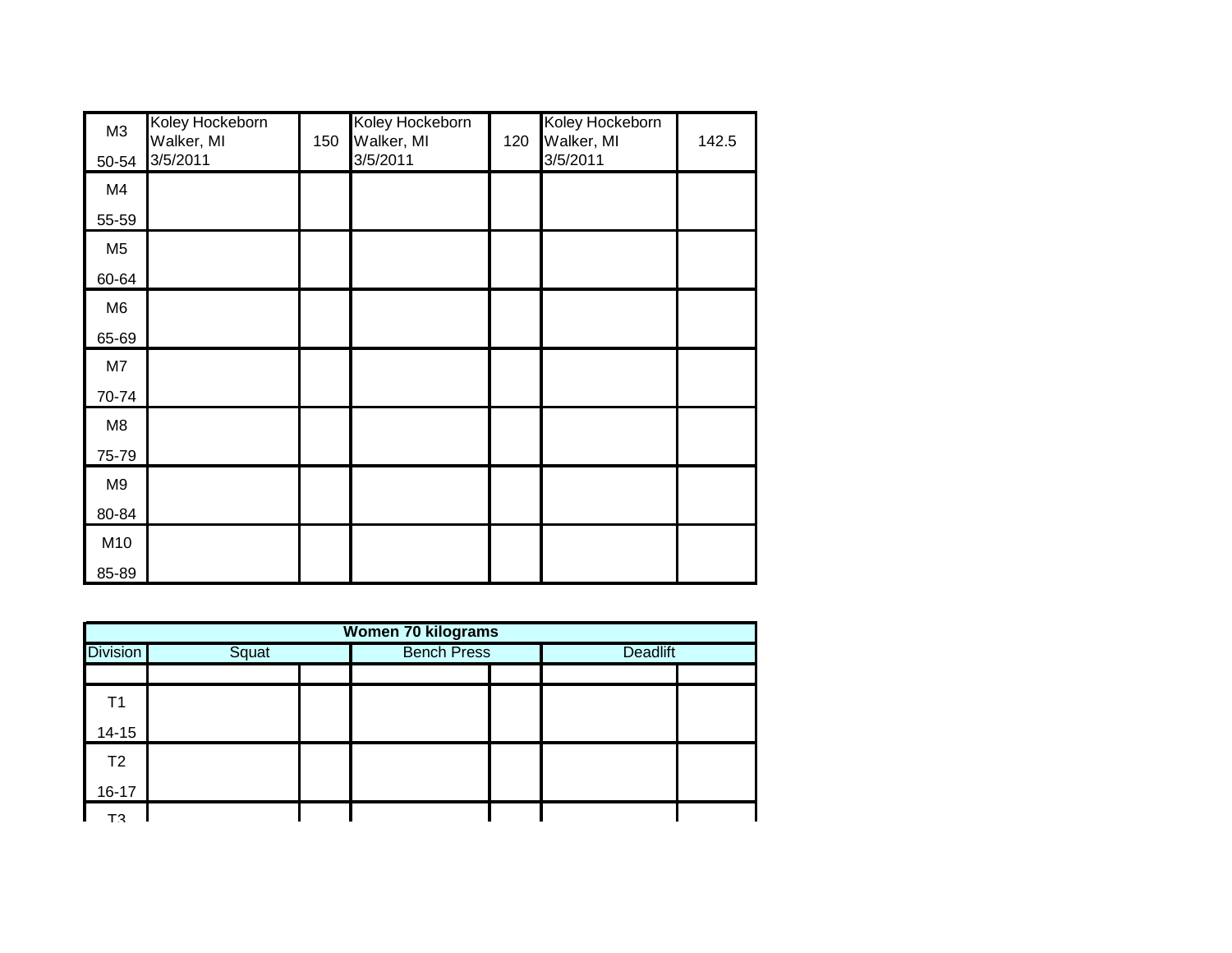| M3<br>50-54 | Koley Hockeborn<br>Walker, MI<br>3/5/2011 | 150 | Koley Hockeborn<br>Walker, MI<br>3/5/2011 | 120 | Koley Hockeborn<br>Walker, MI<br>3/5/2011 | 142.5 |
|---|---|---|---|---|---|---|
| M4<br>55-59 | | | | | | |
| M5<br>60-64 | | | | | | |
| M6<br>65-69 | | | | | | |
| M7<br>70-74 | | | | | | |
| M8<br>75-79 | | | | | | |
| M9<br>80-84 | | | | | | |
| M10<br>85-89 | | | | | | |

| Women 70 kilograms | | | | | | |
|---|---|---|---|---|---|---|
| Division | Squat | | Bench Press | | Deadlift | |
| | | | | | | |
| T1<br>14-15 | | | | | | |
| T2<br>16-17 | | | | | | |
| T3 | | | | | | |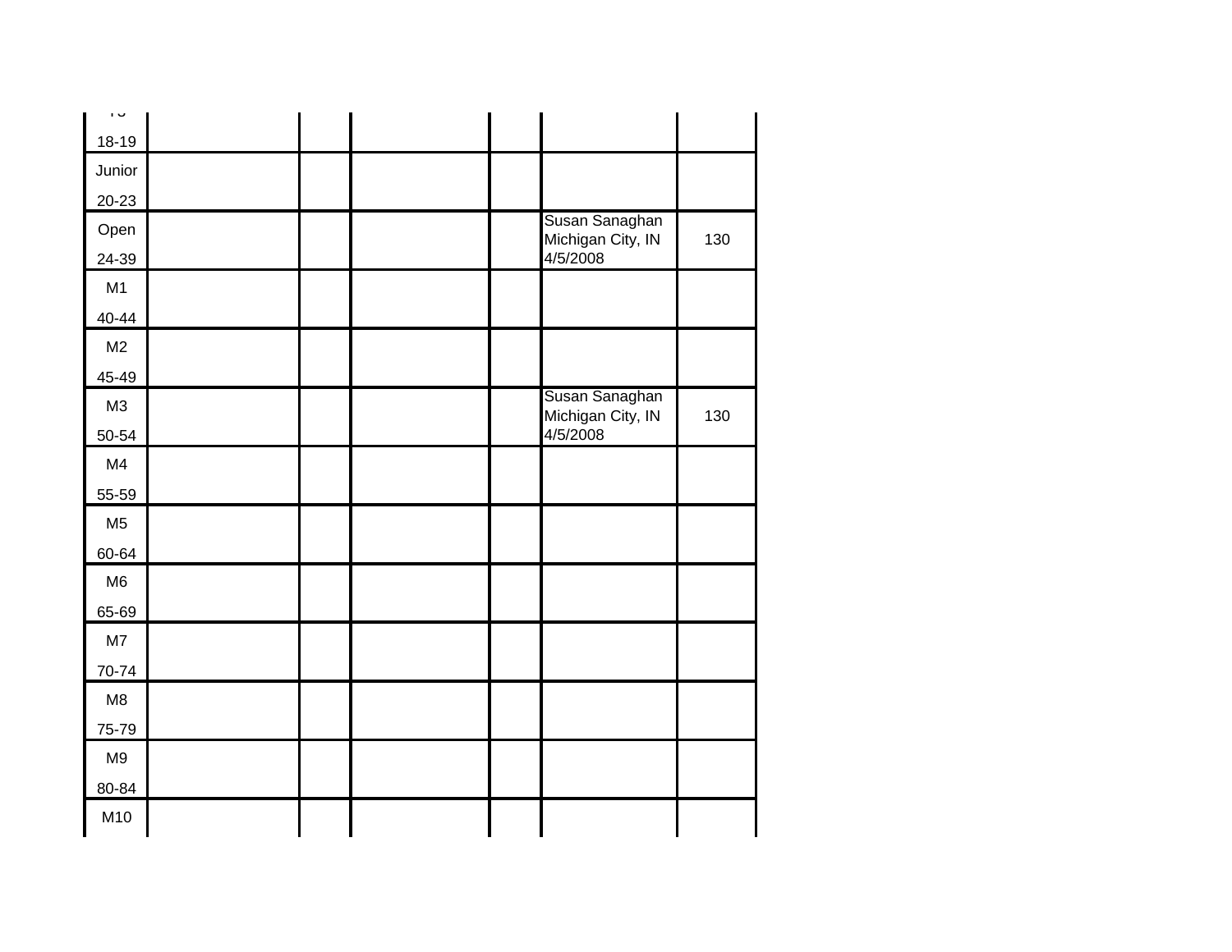| | | | | | | |
|---|---|---|---|---|---|---|
| 18-19 | | | | | | |
| Junior<br>20-23 | | | | | | |
| Open<br>24-39 | | | | | Susan Sanaghan<br>Michigan City, IN<br>4/5/2008 | 130 |
| M1<br>40-44 | | | | | | |
| M2<br>45-49 | | | | | | |
| M3<br>50-54 | | | | | Susan Sanaghan<br>Michigan City, IN<br>4/5/2008 | 130 |
| M4<br>55-59 | | | | | | |
| M5<br>60-64 | | | | | | |
| M6<br>65-69 | | | | | | |
| M7<br>70-74 | | | | | | |
| M8<br>75-79 | | | | | | |
| M9<br>80-84 | | | | | | |
| M10 | | | | | | |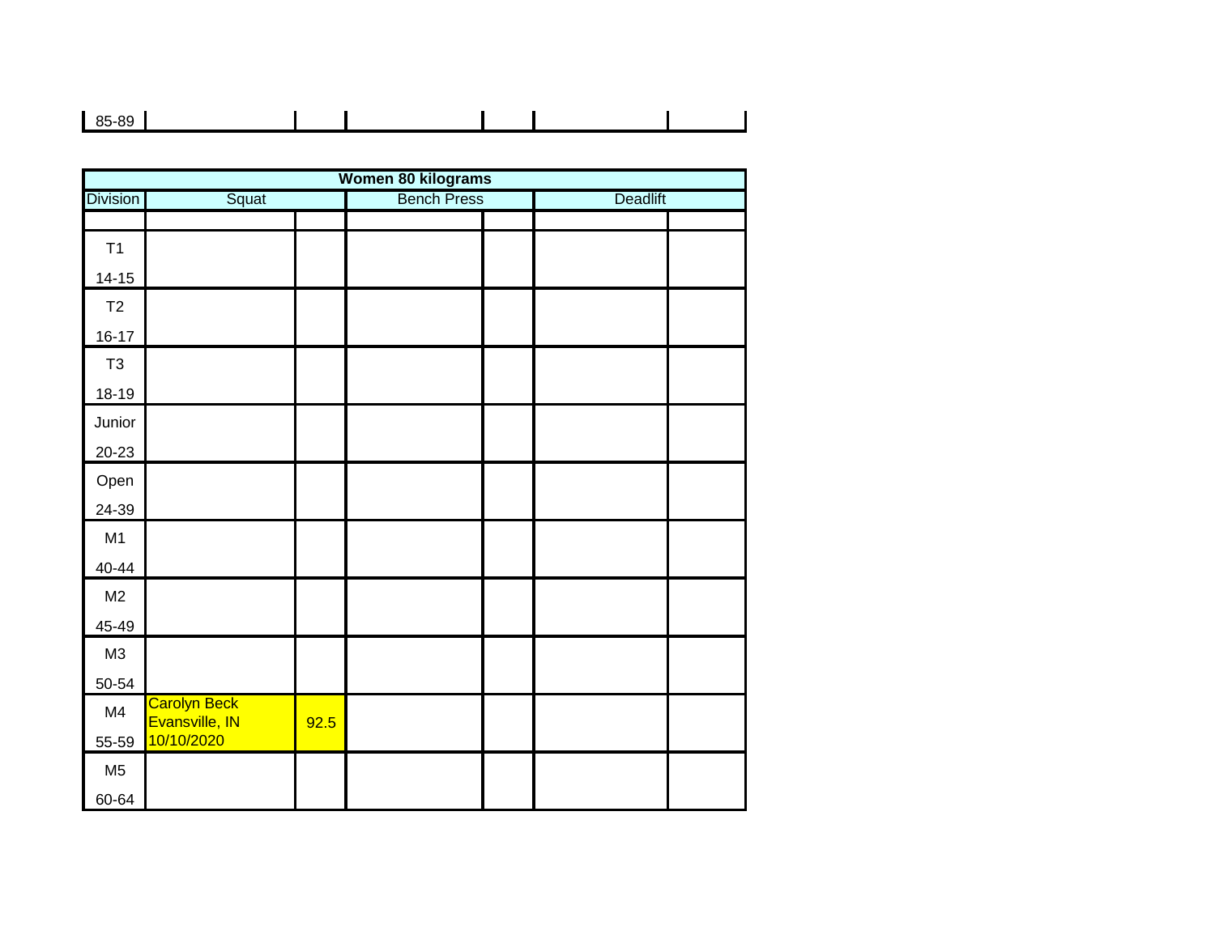| 85-89 | | | | | | |
|---|---|---|---|---|---|---|

| Women 80 kilograms | | | | | | |
|---|---|---|---|---|---|---|
| Division | Squat | | Bench Press | | Deadlift | |
| | | | | | | |
| T1 14-15 | | | | | | |
| T2 16-17 | | | | | | |
| T3 18-19 | | | | | | |
| Junior 20-23 | | | | | | |
| Open 24-39 | | | | | | |
| M1 40-44 | | | | | | |
| M2 45-49 | | | | | | |
| M3 50-54 | | | | | | |
| M4 55-59 | Carolyn Beck Evansville, IN 10/10/2020 | 92.5 | | | | |
| M5 60-64 | | | | | | |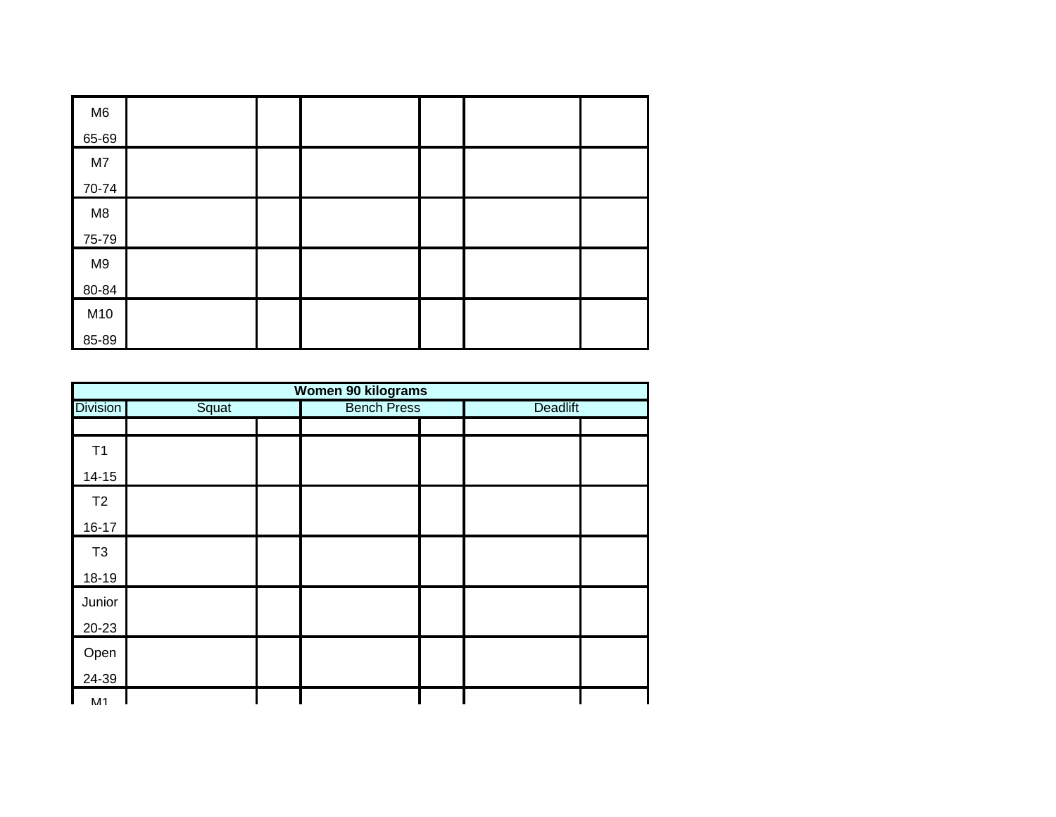| | | | | | | |
|---|---|---|---|---|---|---|
| M6 65-69 | | | | | | |
| M7 70-74 | | | | | | |
| M8 75-79 | | | | | | |
| M9 80-84 | | | | | | |
| M10 85-89 | | | | | | |

| Women 90 kilograms | | | | | | |
|---|---|---|---|---|---|---|
| Division | Squat | | Bench Press | | Deadlift | |
| | | | | | | |
| T1 14-15 | | | | | | |
| T2 16-17 | | | | | | |
| T3 18-19 | | | | | | |
| Junior 20-23 | | | | | | |
| Open 24-39 | | | | | | |
| M1 | | | | | | |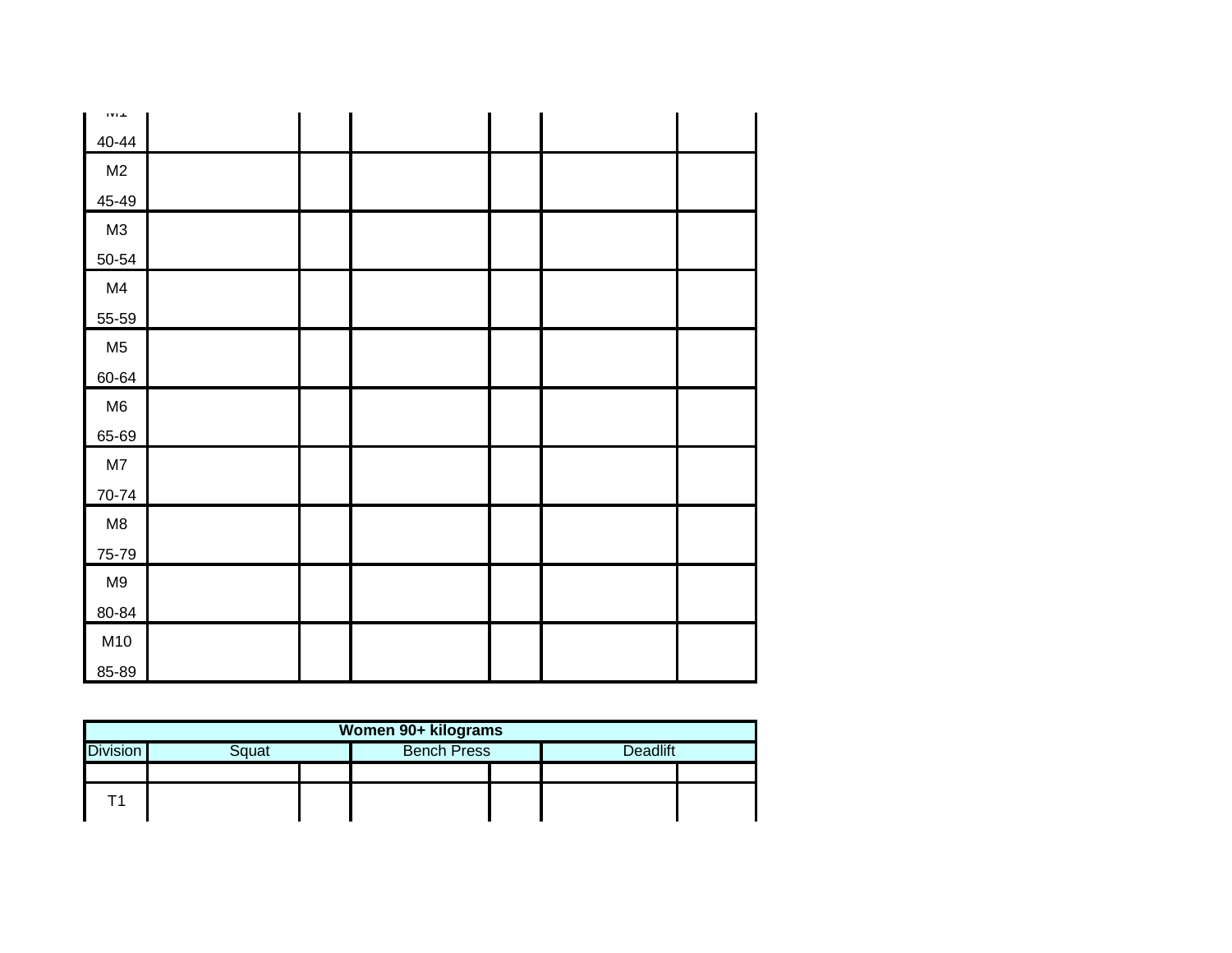| | | | | | | |
|---|---|---|---|---|---|---|
| M1 40-44 | | | | | | |
| M2 45-49 | | | | | | |
| M3 50-54 | | | | | | |
| M4 55-59 | | | | | | |
| M5 60-64 | | | | | | |
| M6 65-69 | | | | | | |
| M7 70-74 | | | | | | |
| M8 75-79 | | | | | | |
| M9 80-84 | | | | | | |
| M10 85-89 | | | | | | |

| Women 90+ kilograms | | | | | | |
|---|---|---|---|---|---|---|
| Division | Squat | | Bench Press | | Deadlift | |
| | | | | | | |
| T1 | | | | | | |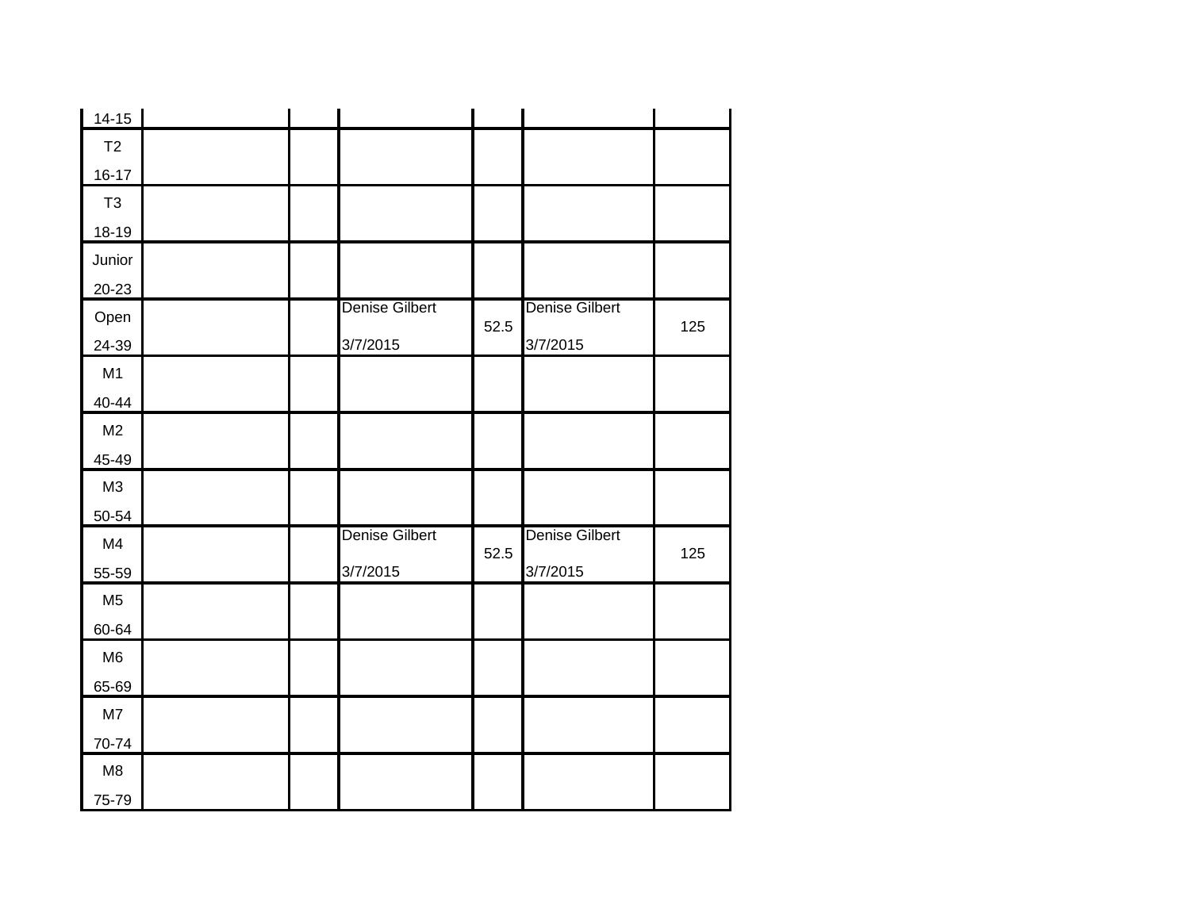| | | | | | | |
|---|---|---|---|---|---|---|
| 14-15 | | | | | | |
| T2 16-17 | | | | | | |
| T3 18-19 | | | | | | |
| Junior 20-23 | | | | | | |
| Open 24-39 | | | Denise Gilbert 3/7/2015 | 52.5 | Denise Gilbert 3/7/2015 | 125 |
| M1 40-44 | | | | | | |
| M2 45-49 | | | | | | |
| M3 50-54 | | | | | | |
| M4 55-59 | | | Denise Gilbert 3/7/2015 | 52.5 | Denise Gilbert 3/7/2015 | 125 |
| M5 60-64 | | | | | | |
| M6 65-69 | | | | | | |
| M7 70-74 | | | | | | |
| M8 75-79 | | | | | | |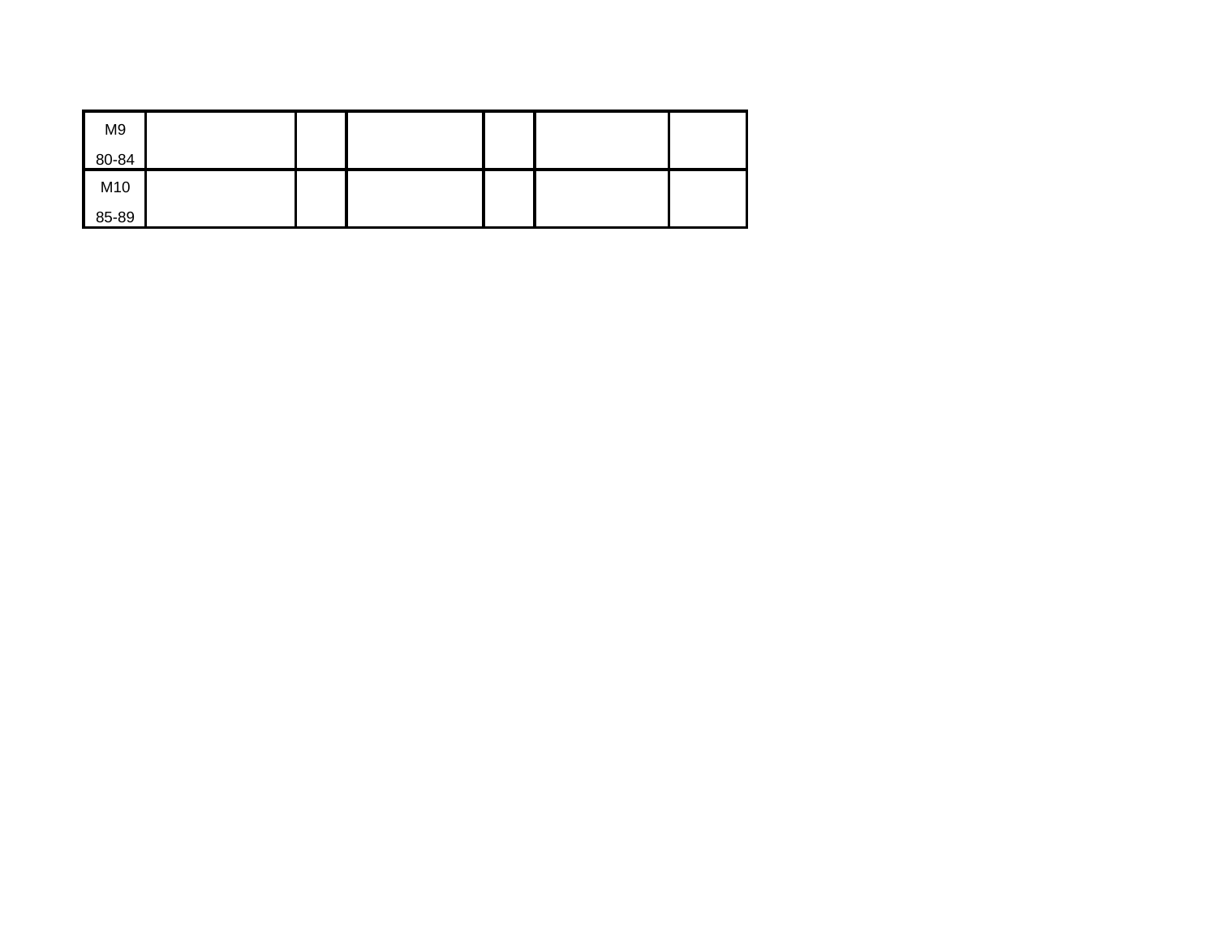| | | | | | | |
|---|---|---|---|---|---|---|
| M9<br>80-84 | | | | | | |
| M10<br>85-89 | | | | | | |